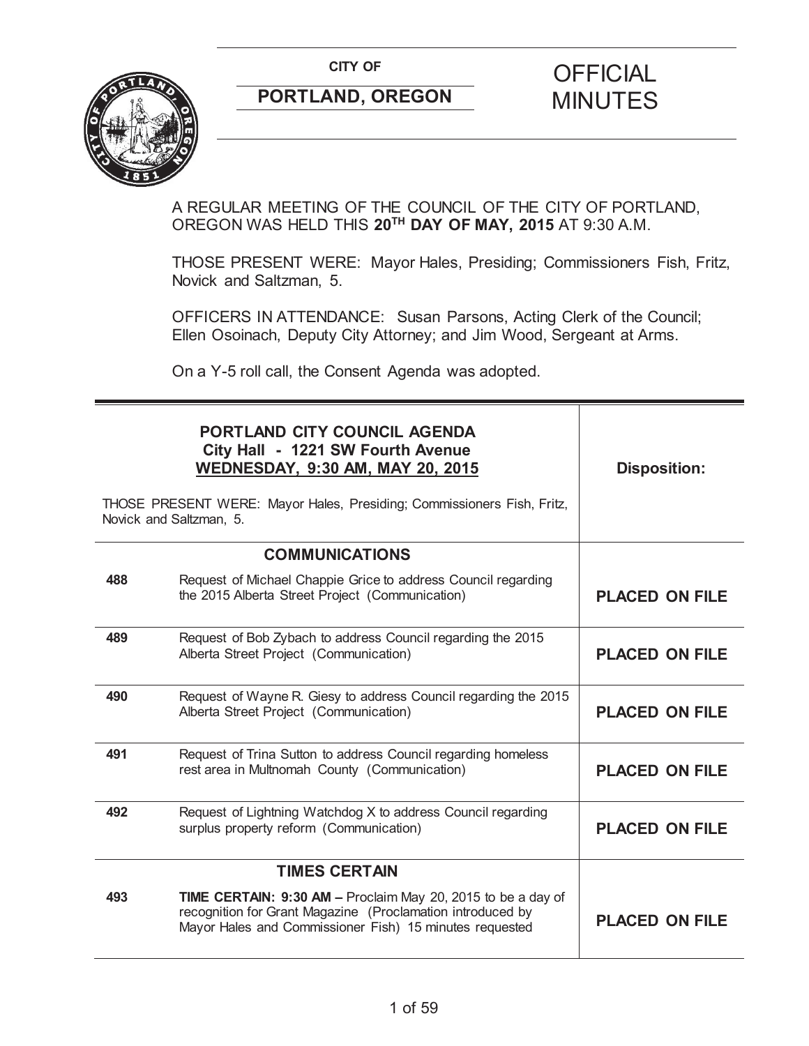**CITY OF**

**PORTLAND, OREGON**

# OFFICIAL MINUTES

A REGULAR MEETING OF THE COUNCIL OF THE CITY OF PORTLAND, OREGON WAS HELD THIS **20TH DAY OF MAY, 2015** AT 9:30 A.M.

THOSE PRESENT WERE: Mayor Hales, Presiding; Commissioners Fish, Fritz, Novick and Saltzman, 5.

OFFICERS IN ATTENDANCE: Susan Parsons, Acting Clerk of the Council; Ellen Osoinach, Deputy City Attorney; and Jim Wood, Sergeant at Arms.

On a Y-5 roll call, the Consent Agenda was adopted.

| **PORTLAND CITY COUNCIL AGENDA**<br>**City Hall - 1221 SW Fourth Avenue**<br>**WEDNESDAY, 9:30 AM, MAY 20, 2015**<br><br>THOSE PRESENT WERE: Mayor Hales, Presiding; Commissioners Fish, Fritz, Novick and Saltzman, 5. | | **Disposition:** |
|---|---|---|
| | **COMMUNICATIONS** | |
| **488** | Request of Michael Chappie Grice to address Council regarding the 2015 Alberta Street Project (Communication) | **PLACED ON FILE** |
| **489** | Request of Bob Zybach to address Council regarding the 2015 Alberta Street Project (Communication) | **PLACED ON FILE** |
| **490** | Request of Wayne R. Giesy to address Council regarding the 2015 Alberta Street Project (Communication) | **PLACED ON FILE** |
| **491** | Request of Trina Sutton to address Council regarding homeless rest area in Multnomah County (Communication) | **PLACED ON FILE** |
| **492** | Request of Lightning Watchdog X to address Council regarding surplus property reform (Communication) | **PLACED ON FILE** |
| | **TIMES CERTAIN** | |
| **493** | **TIME CERTAIN: 9:30 AM –** Proclaim May 20, 2015 to be a day of recognition for Grant Magazine (Proclamation introduced by Mayor Hales and Commissioner Fish) 15 minutes requested | **PLACED ON FILE** |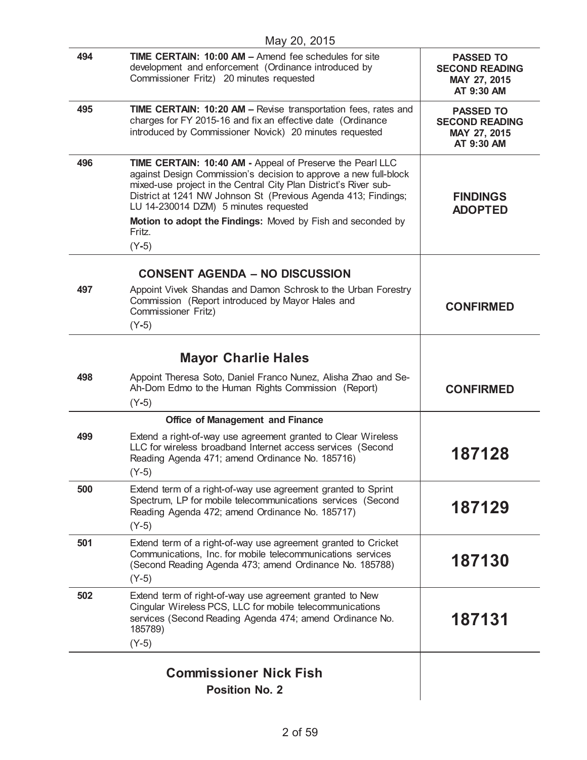May 20, 2015

| | | |
|---|---|---|
| 494 | **TIME CERTAIN: 10:00 AM –** Amend fee schedules for site development and enforcement (Ordinance introduced by Commissioner Fritz) 20 minutes requested | **PASSED TO SECOND READING MAY 27, 2015 AT 9:30 AM** |
| 495 | **TIME CERTAIN: 10:20 AM –** Revise transportation fees, rates and charges for FY 2015-16 and fix an effective date (Ordinance introduced by Commissioner Novick) 20 minutes requested | **PASSED TO SECOND READING MAY 27, 2015 AT 9:30 AM** |
| 496 | **TIME CERTAIN: 10:40 AM -** Appeal of Preserve the Pearl LLC against Design Commission's decision to approve a new full-block mixed-use project in the Central City Plan District's River sub-District at 1241 NW Johnson St (Previous Agenda 413; Findings; LU 14-230014 DZM) 5 minutes requested<br>**Motion to adopt the Findings:** Moved by Fish and seconded by Fritz.<br>(Y-5) | **FINDINGS ADOPTED** |
| | **CONSENT AGENDA – NO DISCUSSION** | |
| 497 | Appoint Vivek Shandas and Damon Schrosk to the Urban Forestry Commission (Report introduced by Mayor Hales and Commissioner Fritz)<br>(Y-5) | **CONFIRMED** |
| | **Mayor Charlie Hales** | |
| 498 | Appoint Theresa Soto, Daniel Franco Nunez, Alisha Zhao and Se-Ah-Dom Edmo to the Human Rights Commission (Report)<br>(Y-5) | **CONFIRMED** |
| | **Office of Management and Finance** | |
| 499 | Extend a right-of-way use agreement granted to Clear Wireless LLC for wireless broadband Internet access services (Second Reading Agenda 471; amend Ordinance No. 185716)<br>(Y-5) | **187128** |
| 500 | Extend term of a right-of-way use agreement granted to Sprint Spectrum, LP for mobile telecommunications services (Second Reading Agenda 472; amend Ordinance No. 185717)<br>(Y-5) | **187129** |
| 501 | Extend term of a right-of-way use agreement granted to Cricket Communications, Inc. for mobile telecommunications services (Second Reading Agenda 473; amend Ordinance No. 185788)<br>(Y-5) | **187130** |
| 502 | Extend term of right-of-way use agreement granted to New Cingular Wireless PCS, LLC for mobile telecommunications services (Second Reading Agenda 474; amend Ordinance No. 185789)<br>(Y-5) | **187131** |
| | **Commissioner Nick Fish**<br>**Position No. 2** | |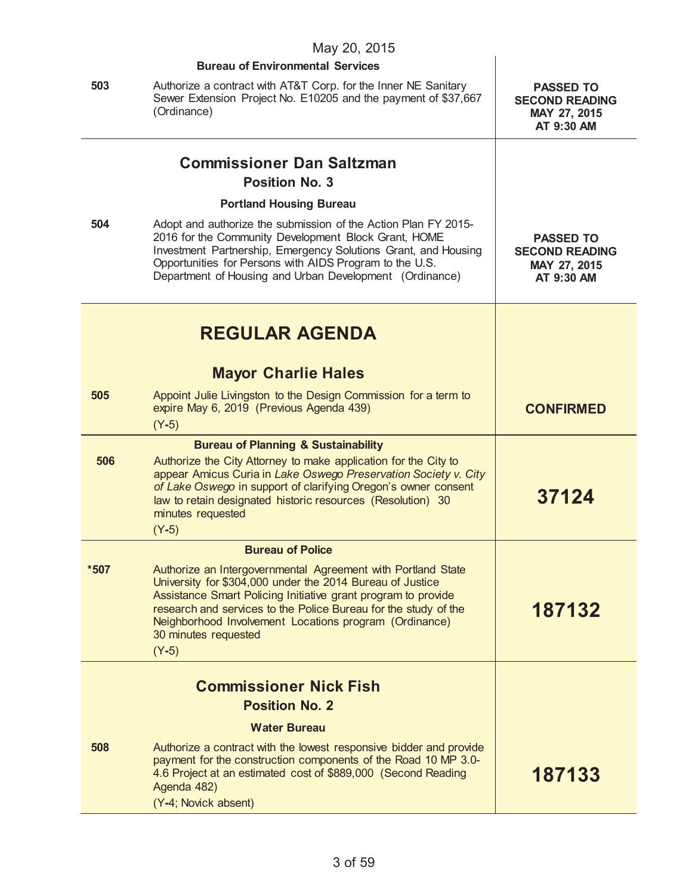May 20, 2015

| | | |
|---|---|---|
| | **Bureau of Environmental Services** | |
| 503 | Authorize a contract with AT&T Corp. for the Inner NE Sanitary Sewer Extension Project No. E10205 and the payment of $37,667 (Ordinance) | **PASSED TO SECOND READING MAY 27, 2015 AT 9:30 AM** |
| | **Commissioner Dan Saltzman**<br>**Position No. 3** | |
| | **Portland Housing Bureau** | |
| 504 | Adopt and authorize the submission of the Action Plan FY 2015-2016 for the Community Development Block Grant, HOME Investment Partnership, Emergency Solutions Grant, and Housing Opportunities for Persons with AIDS Program to the U.S. Department of Housing and Urban Development (Ordinance) | **PASSED TO SECOND READING MAY 27, 2015 AT 9:30 AM** |
| | **REGULAR AGENDA** | |
| | **Mayor Charlie Hales** | |
| 505 | Appoint Julie Livingston to the Design Commission for a term to expire May 6, 2019 (Previous Agenda 439)<br>(Y-5) | **CONFIRMED** |
| | **Bureau of Planning & Sustainability** | |
| 506 | Authorize the City Attorney to make application for the City to appear Amicus Curia in *Lake Oswego Preservation Society v. City of Lake Oswego* in support of clarifying Oregon's owner consent law to retain designated historic resources (Resolution) 30 minutes requested<br>(Y-5) | **37124** |
| | **Bureau of Police** | |
| *507 | Authorize an Intergovernmental Agreement with Portland State University for $304,000 under the 2014 Bureau of Justice Assistance Smart Policing Initiative grant program to provide research and services to the Police Bureau for the study of the Neighborhood Involvement Locations program (Ordinance) 30 minutes requested<br>(Y-5) | **187132** |
| | **Commissioner Nick Fish**<br>**Position No. 2** | |
| | **Water Bureau** | |
| 508 | Authorize a contract with the lowest responsive bidder and provide payment for the construction components of the Road 10 MP 3.0-4.6 Project at an estimated cost of $889,000 (Second Reading Agenda 482)<br>(Y-4; Novick absent) | **187133** |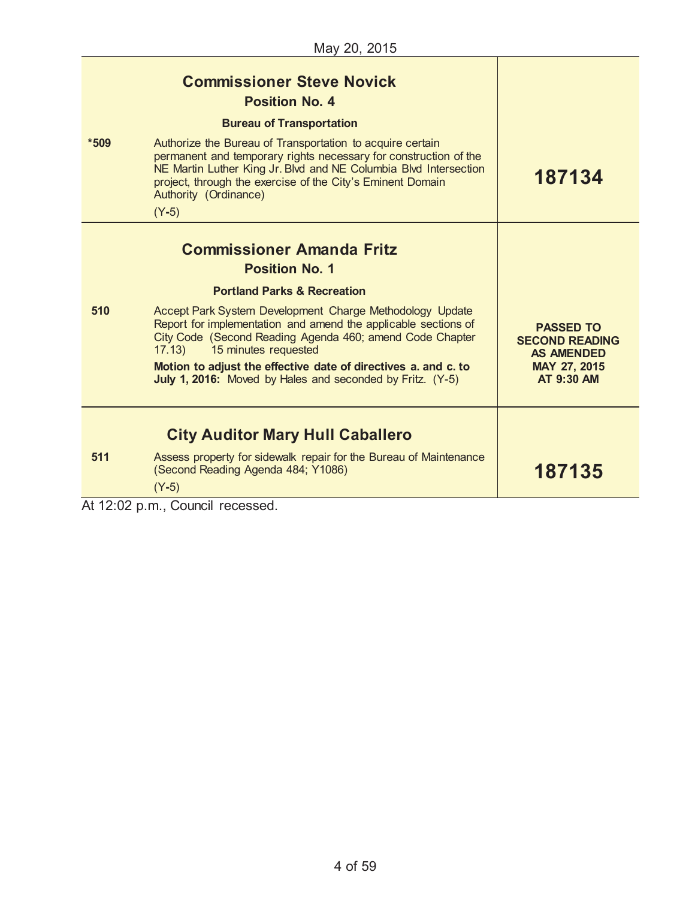May 20, 2015

| | | |
|---|---|---|
| | **Commissioner Steve Novick**<br>**Position No. 4**<br>**Bureau of Transportation** | |
| *509 | Authorize the Bureau of Transportation to acquire certain permanent and temporary rights necessary for construction of the NE Martin Luther King Jr. Blvd and NE Columbia Blvd Intersection project, through the exercise of the City's Eminent Domain Authority (Ordinance)<br>(Y-5) | **187134** |
| | **Commissioner Amanda Fritz**<br>**Position No. 1**<br>**Portland Parks & Recreation** | |
| 510 | Accept Park System Development Charge Methodology Update Report for implementation and amend the applicable sections of City Code (Second Reading Agenda 460; amend Code Chapter 17.13) 15 minutes requested<br>**Motion to adjust the effective date of directives a. and c. to July 1, 2016:** Moved by Hales and seconded by Fritz. (Y-5) | **PASSED TO SECOND READING AS AMENDED MAY 27, 2015 AT 9:30 AM** |
| | **City Auditor Mary Hull Caballero** | |
| 511 | Assess property for sidewalk repair for the Bureau of Maintenance (Second Reading Agenda 484; Y1086)<br>(Y-5) | **187135** |

At 12:02 p.m., Council recessed.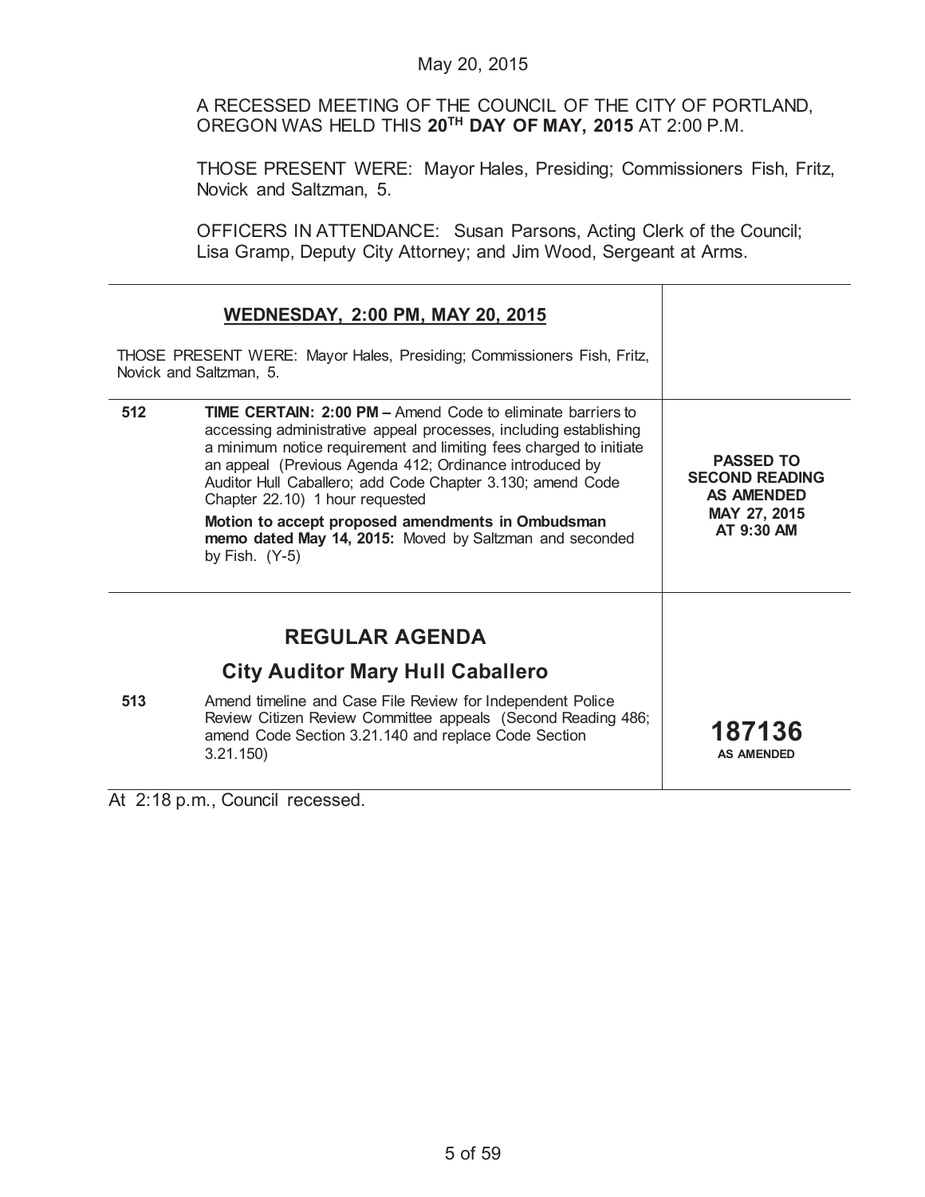May 20, 2015

A RECESSED MEETING OF THE COUNCIL OF THE CITY OF PORTLAND, OREGON WAS HELD THIS **20TH DAY OF MAY, 2015** AT 2:00 P.M.

THOSE PRESENT WERE: Mayor Hales, Presiding; Commissioners Fish, Fritz, Novick and Saltzman, 5.

OFFICERS IN ATTENDANCE: Susan Parsons, Acting Clerk of the Council; Lisa Gramp, Deputy City Attorney; and Jim Wood, Sergeant at Arms.

| | | |
|---|---|---|
| | **WEDNESDAY, 2:00 PM, MAY 20, 2015**<br><br>THOSE PRESENT WERE: Mayor Hales, Presiding; Commissioners Fish, Fritz, Novick and Saltzman, 5. | |
| **512** | **TIME CERTAIN: 2:00 PM –** Amend Code to eliminate barriers to accessing administrative appeal processes, including establishing a minimum notice requirement and limiting fees charged to initiate an appeal (Previous Agenda 412; Ordinance introduced by Auditor Hull Caballero; add Code Chapter 3.130; amend Code Chapter 22.10) 1 hour requested<br><br>**Motion to accept proposed amendments in Ombudsman memo dated May 14, 2015:** Moved by Saltzman and seconded by Fish. (Y-5) | **PASSED TO SECOND READING AS AMENDED MAY 27, 2015 AT 9:30 AM** |
| | **REGULAR AGENDA**<br><br>**City Auditor Mary Hull Caballero** | |
| **513** | Amend timeline and Case File Review for Independent Police Review Citizen Review Committee appeals (Second Reading 486; amend Code Section 3.21.140 and replace Code Section 3.21.150) | **187136 AS AMENDED** |

At 2:18 p.m., Council recessed.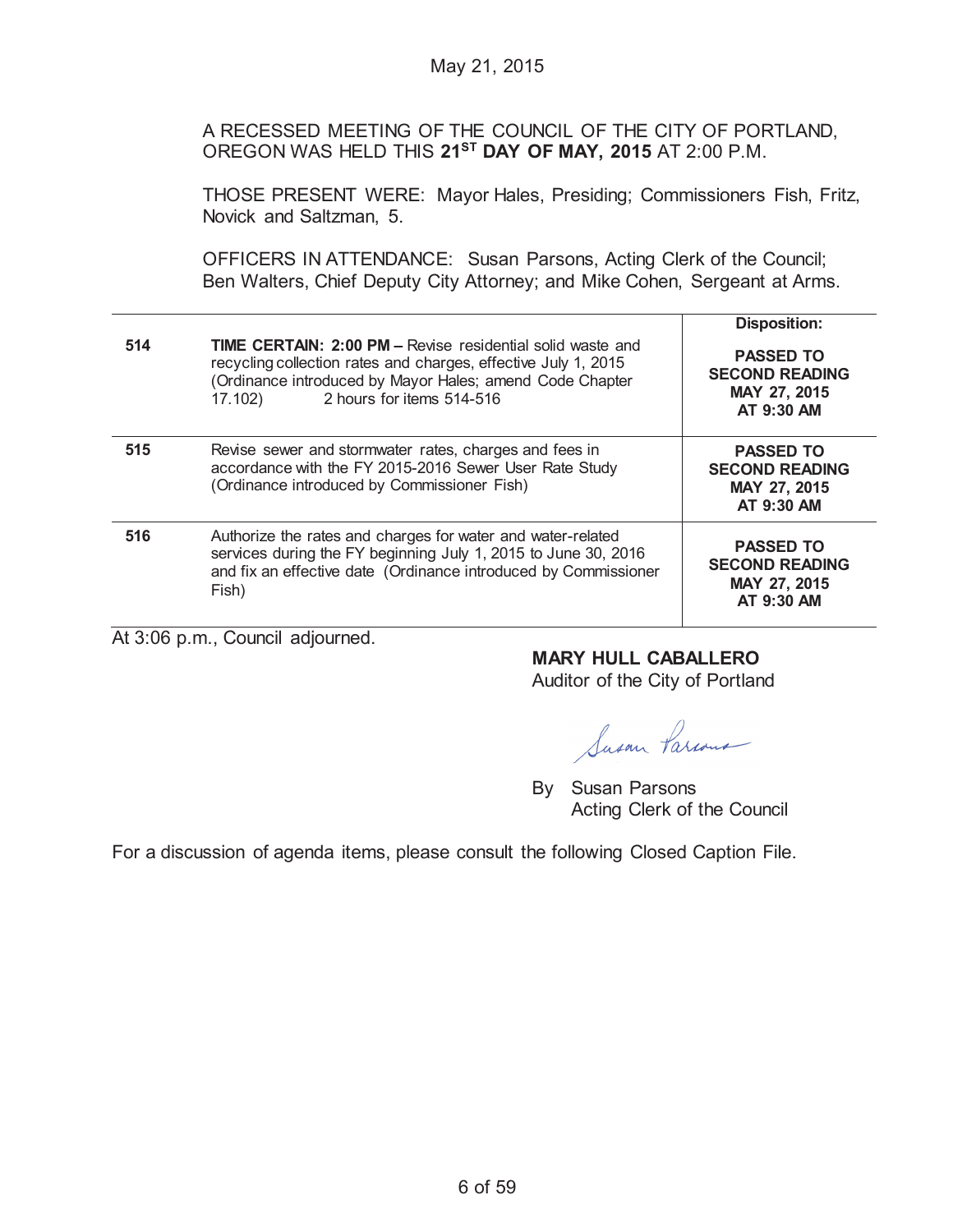May 21, 2015

A RECESSED MEETING OF THE COUNCIL OF THE CITY OF PORTLAND, OREGON WAS HELD THIS **21ST DAY OF MAY, 2015** AT 2:00 P.M.

THOSE PRESENT WERE: Mayor Hales, Presiding; Commissioners Fish, Fritz, Novick and Saltzman, 5.

OFFICERS IN ATTENDANCE: Susan Parsons, Acting Clerk of the Council; Ben Walters, Chief Deputy City Attorney; and Mike Cohen, Sergeant at Arms.

| | | Disposition: |
|---|---|---|
| **514** | **TIME CERTAIN: 2:00 PM –** Revise residential solid waste and recycling collection rates and charges, effective July 1, 2015 (Ordinance introduced by Mayor Hales; amend Code Chapter 17.102) 2 hours for items 514-516 | **PASSED TO SECOND READING MAY 27, 2015 AT 9:30 AM** |
| **515** | Revise sewer and stormwater rates, charges and fees in accordance with the FY 2015-2016 Sewer User Rate Study (Ordinance introduced by Commissioner Fish) | **PASSED TO SECOND READING MAY 27, 2015 AT 9:30 AM** |
| **516** | Authorize the rates and charges for water and water-related services during the FY beginning July 1, 2015 to June 30, 2016 and fix an effective date (Ordinance introduced by Commissioner Fish) | **PASSED TO SECOND READING MAY 27, 2015 AT 9:30 AM** |

At 3:06 p.m., Council adjourned.

**MARY HULL CABALLERO**
Auditor of the City of Portland

By Susan Parsons
Acting Clerk of the Council

For a discussion of agenda items, please consult the following Closed Caption File.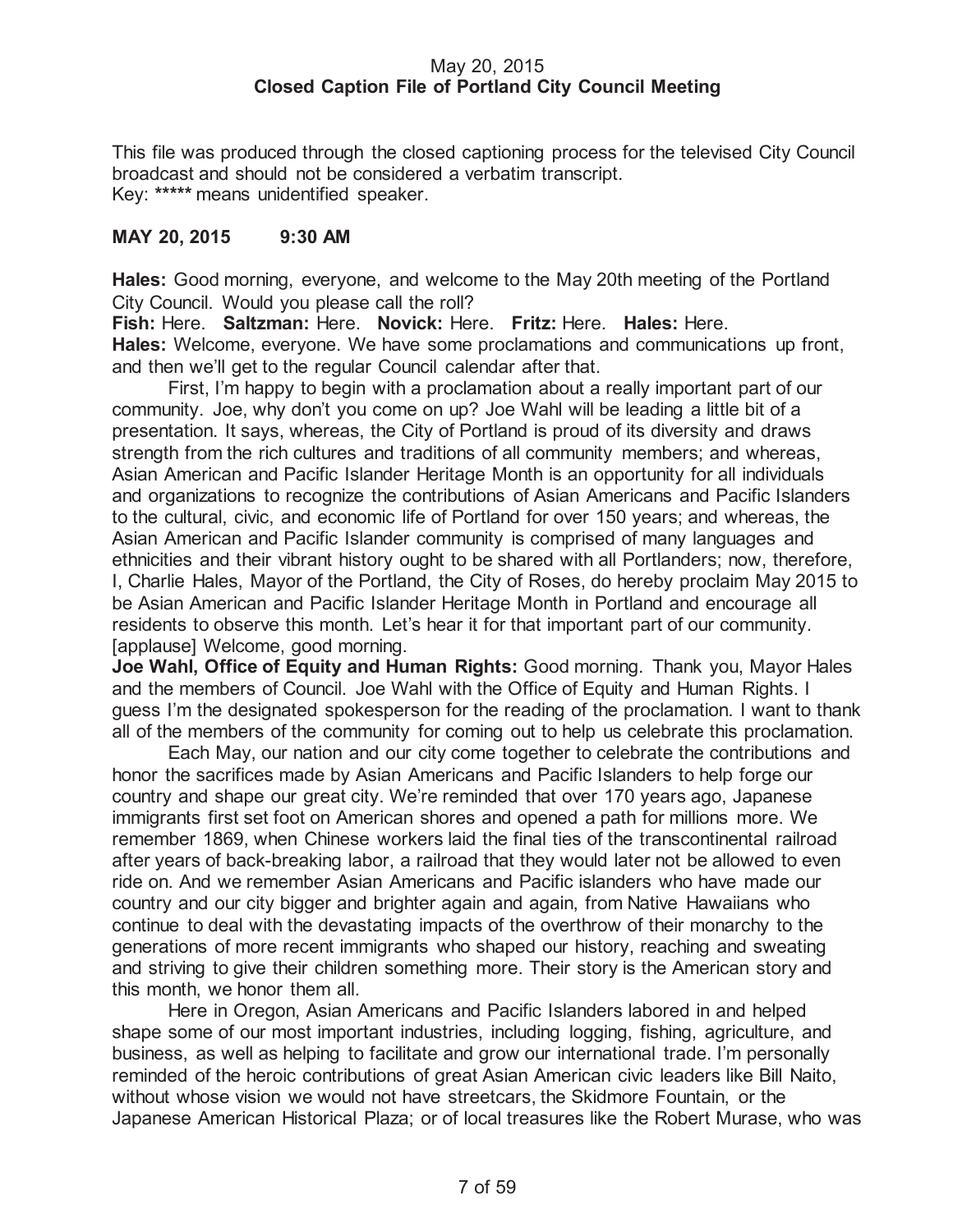May 20, 2015
**Closed Caption File of Portland City Council Meeting**

This file was produced through the closed captioning process for the televised City Council broadcast and should not be considered a verbatim transcript.
Key: ***** means unidentified speaker.

**MAY 20, 2015 9:30 AM**

**Hales:** Good morning, everyone, and welcome to the May 20th meeting of the Portland City Council. Would you please call the roll?

**Fish:** Here. **Saltzman:** Here. **Novick:** Here. **Fritz:** Here. **Hales:** Here.

**Hales:** Welcome, everyone. We have some proclamations and communications up front, and then we'll get to the regular Council calendar after that.

First, I'm happy to begin with a proclamation about a really important part of our community. Joe, why don't you come on up? Joe Wahl will be leading a little bit of a presentation. It says, whereas, the City of Portland is proud of its diversity and draws strength from the rich cultures and traditions of all community members; and whereas, Asian American and Pacific Islander Heritage Month is an opportunity for all individuals and organizations to recognize the contributions of Asian Americans and Pacific Islanders to the cultural, civic, and economic life of Portland for over 150 years; and whereas, the Asian American and Pacific Islander community is comprised of many languages and ethnicities and their vibrant history ought to be shared with all Portlanders; now, therefore, I, Charlie Hales, Mayor of the Portland, the City of Roses, do hereby proclaim May 2015 to be Asian American and Pacific Islander Heritage Month in Portland and encourage all residents to observe this month. Let's hear it for that important part of our community. [applause] Welcome, good morning.

**Joe Wahl, Office of Equity and Human Rights:** Good morning. Thank you, Mayor Hales and the members of Council. Joe Wahl with the Office of Equity and Human Rights. I guess I'm the designated spokesperson for the reading of the proclamation. I want to thank all of the members of the community for coming out to help us celebrate this proclamation.

Each May, our nation and our city come together to celebrate the contributions and honor the sacrifices made by Asian Americans and Pacific Islanders to help forge our country and shape our great city. We're reminded that over 170 years ago, Japanese immigrants first set foot on American shores and opened a path for millions more. We remember 1869, when Chinese workers laid the final ties of the transcontinental railroad after years of back-breaking labor, a railroad that they would later not be allowed to even ride on. And we remember Asian Americans and Pacific islanders who have made our country and our city bigger and brighter again and again, from Native Hawaiians who continue to deal with the devastating impacts of the overthrow of their monarchy to the generations of more recent immigrants who shaped our history, reaching and sweating and striving to give their children something more. Their story is the American story and this month, we honor them all.

Here in Oregon, Asian Americans and Pacific Islanders labored in and helped shape some of our most important industries, including logging, fishing, agriculture, and business, as well as helping to facilitate and grow our international trade. I'm personally reminded of the heroic contributions of great Asian American civic leaders like Bill Naito, without whose vision we would not have streetcars, the Skidmore Fountain, or the Japanese American Historical Plaza; or of local treasures like the Robert Murase, who was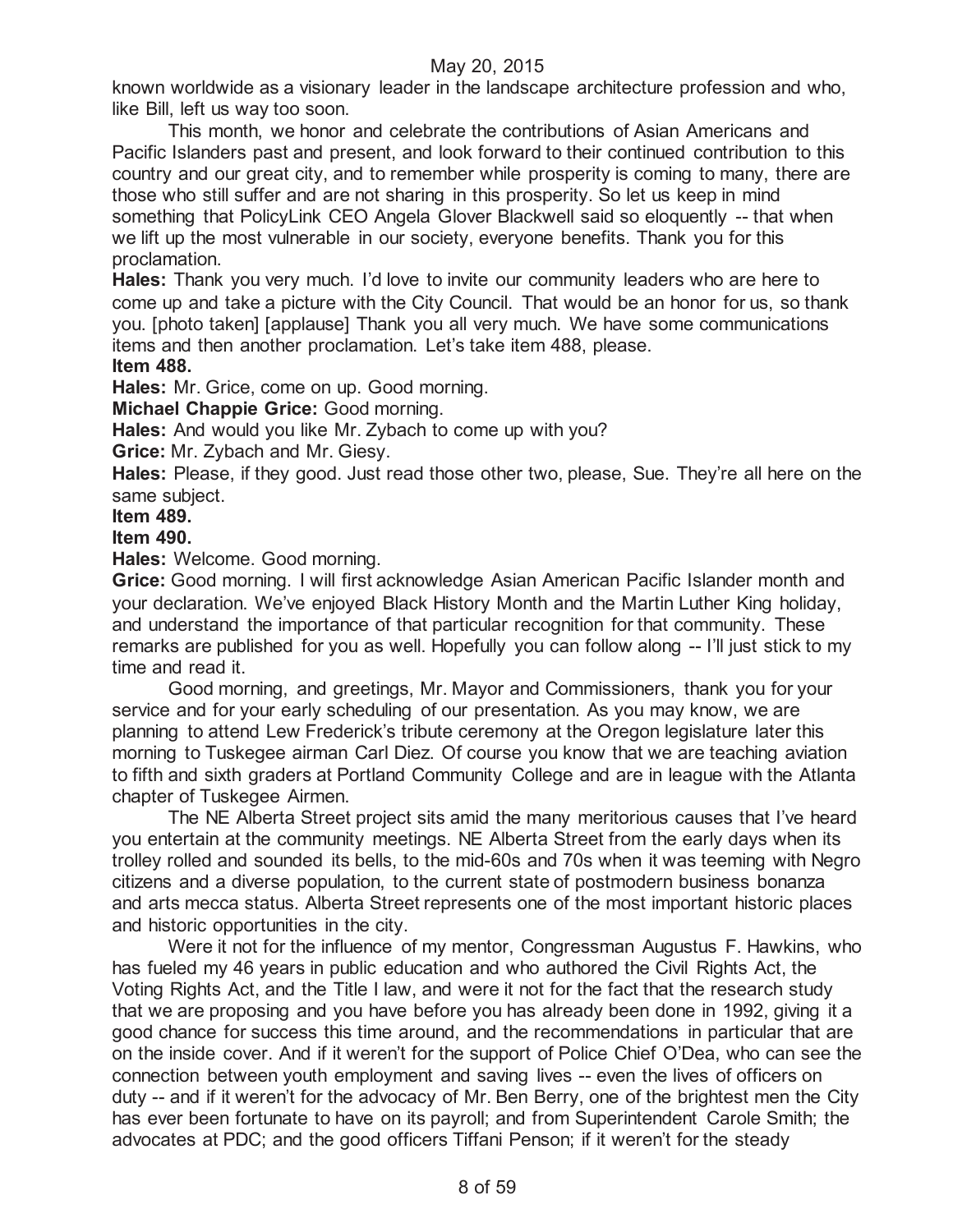known worldwide as a visionary leader in the landscape architecture profession and who, like Bill, left us way too soon.

This month, we honor and celebrate the contributions of Asian Americans and Pacific Islanders past and present, and look forward to their continued contribution to this country and our great city, and to remember while prosperity is coming to many, there are those who still suffer and are not sharing in this prosperity. So let us keep in mind something that PolicyLink CEO Angela Glover Blackwell said so eloquently -- that when we lift up the most vulnerable in our society, everyone benefits. Thank you for this proclamation.

**Hales:** Thank you very much. I'd love to invite our community leaders who are here to come up and take a picture with the City Council. That would be an honor for us, so thank you. [photo taken] [applause] Thank you all very much. We have some communications items and then another proclamation. Let's take item 488, please.

**Item 488.**

**Hales:** Mr. Grice, come on up. Good morning.

**Michael Chappie Grice:** Good morning.

**Hales:** And would you like Mr. Zybach to come up with you?

**Grice:** Mr. Zybach and Mr. Giesy.

**Hales:** Please, if they good. Just read those other two, please, Sue. They're all here on the same subject.

**Item 489.**

**Item 490.**

**Hales:** Welcome. Good morning.

**Grice:** Good morning. I will first acknowledge Asian American Pacific Islander month and your declaration. We've enjoyed Black History Month and the Martin Luther King holiday, and understand the importance of that particular recognition for that community. These remarks are published for you as well. Hopefully you can follow along -- I'll just stick to my time and read it.

Good morning, and greetings, Mr. Mayor and Commissioners, thank you for your service and for your early scheduling of our presentation. As you may know, we are planning to attend Lew Frederick's tribute ceremony at the Oregon legislature later this morning to Tuskegee airman Carl Diez. Of course you know that we are teaching aviation to fifth and sixth graders at Portland Community College and are in league with the Atlanta chapter of Tuskegee Airmen.

The NE Alberta Street project sits amid the many meritorious causes that I've heard you entertain at the community meetings. NE Alberta Street from the early days when its trolley rolled and sounded its bells, to the mid-60s and 70s when it was teeming with Negro citizens and a diverse population, to the current state of postmodern business bonanza and arts mecca status. Alberta Street represents one of the most important historic places and historic opportunities in the city.

Were it not for the influence of my mentor, Congressman Augustus F. Hawkins, who has fueled my 46 years in public education and who authored the Civil Rights Act, the Voting Rights Act, and the Title I law, and were it not for the fact that the research study that we are proposing and you have before you has already been done in 1992, giving it a good chance for success this time around, and the recommendations in particular that are on the inside cover. And if it weren't for the support of Police Chief O'Dea, who can see the connection between youth employment and saving lives -- even the lives of officers on duty -- and if it weren't for the advocacy of Mr. Ben Berry, one of the brightest men the City has ever been fortunate to have on its payroll; and from Superintendent Carole Smith; the advocates at PDC; and the good officers Tiffani Penson; if it weren't for the steady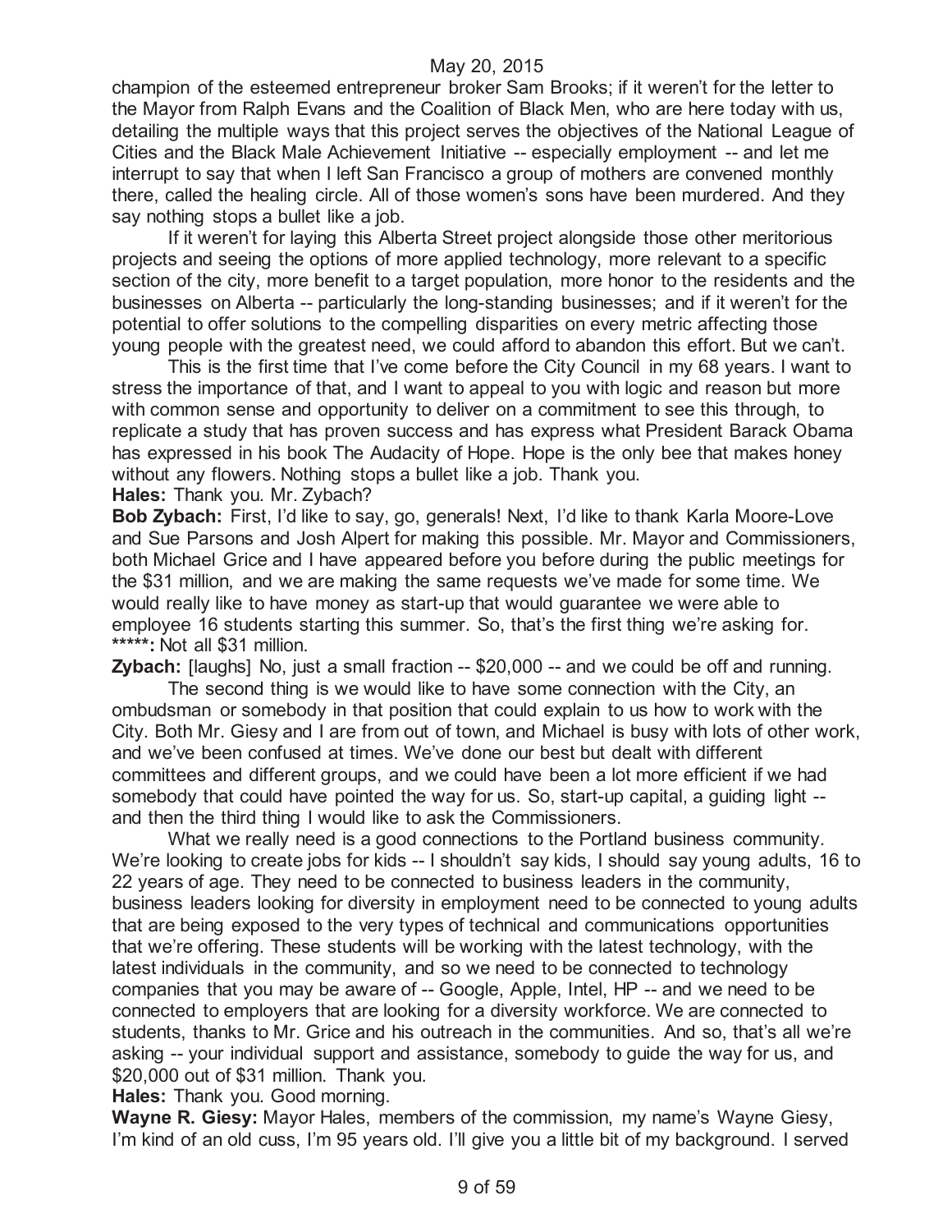champion of the esteemed entrepreneur broker Sam Brooks; if it weren't for the letter to the Mayor from Ralph Evans and the Coalition of Black Men, who are here today with us, detailing the multiple ways that this project serves the objectives of the National League of Cities and the Black Male Achievement Initiative -- especially employment -- and let me interrupt to say that when I left San Francisco a group of mothers are convened monthly there, called the healing circle. All of those women's sons have been murdered. And they say nothing stops a bullet like a job.

If it weren't for laying this Alberta Street project alongside those other meritorious projects and seeing the options of more applied technology, more relevant to a specific section of the city, more benefit to a target population, more honor to the residents and the businesses on Alberta -- particularly the long-standing businesses; and if it weren't for the potential to offer solutions to the compelling disparities on every metric affecting those young people with the greatest need, we could afford to abandon this effort. But we can't.

This is the first time that I've come before the City Council in my 68 years. I want to stress the importance of that, and I want to appeal to you with logic and reason but more with common sense and opportunity to deliver on a commitment to see this through, to replicate a study that has proven success and has express what President Barack Obama has expressed in his book The Audacity of Hope. Hope is the only bee that makes honey without any flowers. Nothing stops a bullet like a job. Thank you.

**Hales:** Thank you. Mr. Zybach?

**Bob Zybach:** First, I'd like to say, go, generals! Next, I'd like to thank Karla Moore-Love and Sue Parsons and Josh Alpert for making this possible. Mr. Mayor and Commissioners, both Michael Grice and I have appeared before you before during the public meetings for the $31 million, and we are making the same requests we've made for some time. We would really like to have money as start-up that would guarantee we were able to employee 16 students starting this summer. So, that's the first thing we're asking for.

**\*\*\*\*\*:** Not all $31 million.

**Zybach:** [laughs] No, just a small fraction -- $20,000 -- and we could be off and running.

The second thing is we would like to have some connection with the City, an ombudsman or somebody in that position that could explain to us how to work with the City. Both Mr. Giesy and I are from out of town, and Michael is busy with lots of other work, and we've been confused at times. We've done our best but dealt with different committees and different groups, and we could have been a lot more efficient if we had somebody that could have pointed the way for us. So, start-up capital, a guiding light -- and then the third thing I would like to ask the Commissioners.

What we really need is a good connections to the Portland business community. We're looking to create jobs for kids -- I shouldn't say kids, I should say young adults, 16 to 22 years of age. They need to be connected to business leaders in the community, business leaders looking for diversity in employment need to be connected to young adults that are being exposed to the very types of technical and communications opportunities that we're offering. These students will be working with the latest technology, with the latest individuals in the community, and so we need to be connected to technology companies that you may be aware of -- Google, Apple, Intel, HP -- and we need to be connected to employers that are looking for a diversity workforce. We are connected to students, thanks to Mr. Grice and his outreach in the communities. And so, that's all we're asking -- your individual support and assistance, somebody to guide the way for us, and $20,000 out of $31 million. Thank you.

**Hales:** Thank you. Good morning.

**Wayne R. Giesy:** Mayor Hales, members of the commission, my name's Wayne Giesy, I'm kind of an old cuss, I'm 95 years old. I'll give you a little bit of my background. I served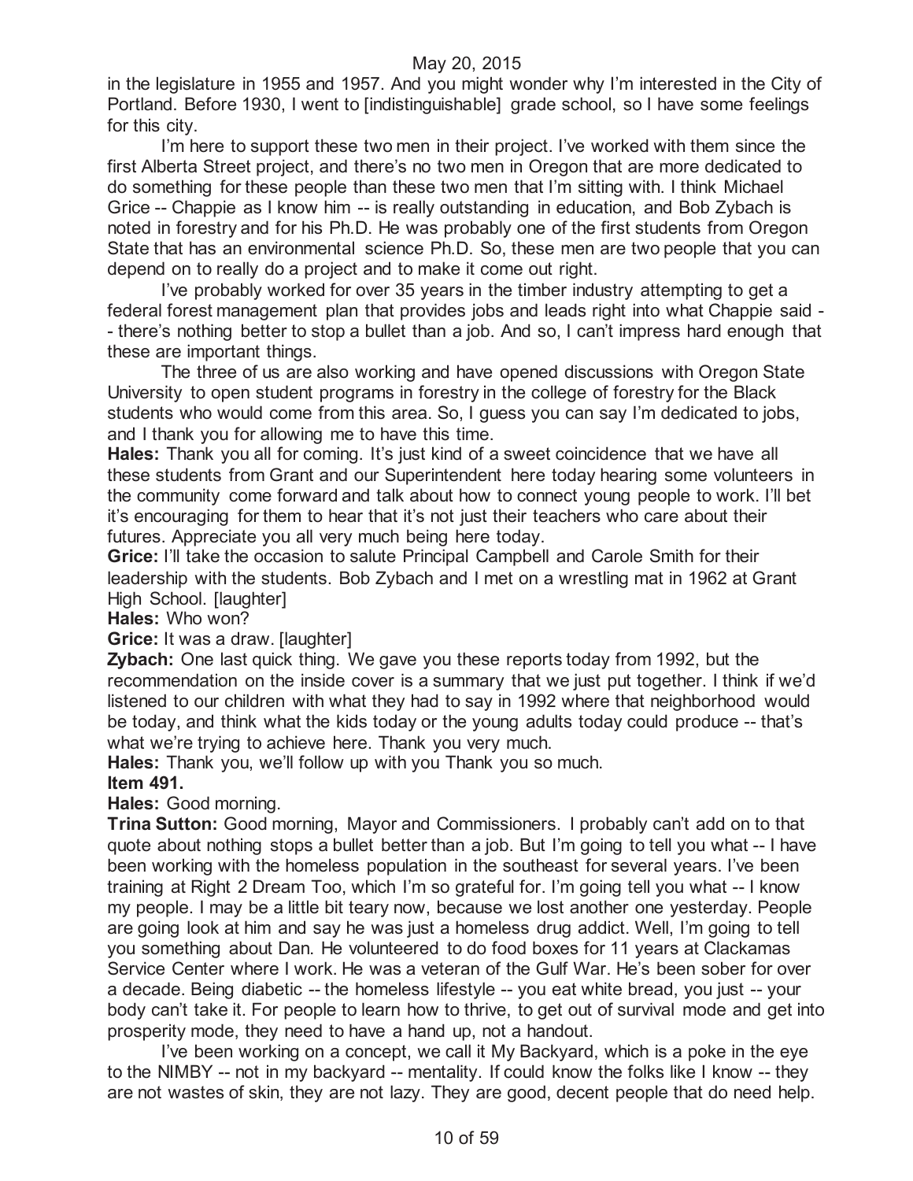in the legislature in 1955 and 1957. And you might wonder why I'm interested in the City of Portland. Before 1930, I went to [indistinguishable] grade school, so I have some feelings for this city.

I'm here to support these two men in their project. I've worked with them since the first Alberta Street project, and there's no two men in Oregon that are more dedicated to do something for these people than these two men that I'm sitting with. I think Michael Grice -- Chappie as I know him -- is really outstanding in education, and Bob Zybach is noted in forestry and for his Ph.D. He was probably one of the first students from Oregon State that has an environmental science Ph.D. So, these men are two people that you can depend on to really do a project and to make it come out right.

I've probably worked for over 35 years in the timber industry attempting to get a federal forest management plan that provides jobs and leads right into what Chappie said -- there's nothing better to stop a bullet than a job. And so, I can't impress hard enough that these are important things.

The three of us are also working and have opened discussions with Oregon State University to open student programs in forestry in the college of forestry for the Black students who would come from this area. So, I guess you can say I'm dedicated to jobs, and I thank you for allowing me to have this time.

**Hales:** Thank you all for coming. It's just kind of a sweet coincidence that we have all these students from Grant and our Superintendent here today hearing some volunteers in the community come forward and talk about how to connect young people to work. I'll bet it's encouraging for them to hear that it's not just their teachers who care about their futures. Appreciate you all very much being here today.

**Grice:** I'll take the occasion to salute Principal Campbell and Carole Smith for their leadership with the students. Bob Zybach and I met on a wrestling mat in 1962 at Grant High School. [laughter]

**Hales:** Who won?

**Grice:** It was a draw. [laughter]

**Zybach:** One last quick thing. We gave you these reports today from 1992, but the recommendation on the inside cover is a summary that we just put together. I think if we'd listened to our children with what they had to say in 1992 where that neighborhood would be today, and think what the kids today or the young adults today could produce -- that's what we're trying to achieve here. Thank you very much.

**Hales:** Thank you, we'll follow up with you Thank you so much.

**Item 491.**

**Hales:** Good morning.

**Trina Sutton:** Good morning, Mayor and Commissioners. I probably can't add on to that quote about nothing stops a bullet better than a job. But I'm going to tell you what -- I have been working with the homeless population in the southeast for several years. I've been training at Right 2 Dream Too, which I'm so grateful for. I'm going tell you what -- I know my people. I may be a little bit teary now, because we lost another one yesterday. People are going look at him and say he was just a homeless drug addict. Well, I'm going to tell you something about Dan. He volunteered to do food boxes for 11 years at Clackamas Service Center where I work. He was a veteran of the Gulf War. He's been sober for over a decade. Being diabetic -- the homeless lifestyle -- you eat white bread, you just -- your body can't take it. For people to learn how to thrive, to get out of survival mode and get into prosperity mode, they need to have a hand up, not a handout.

I've been working on a concept, we call it My Backyard, which is a poke in the eye to the NIMBY -- not in my backyard -- mentality. If could know the folks like I know -- they are not wastes of skin, they are not lazy. They are good, decent people that do need help.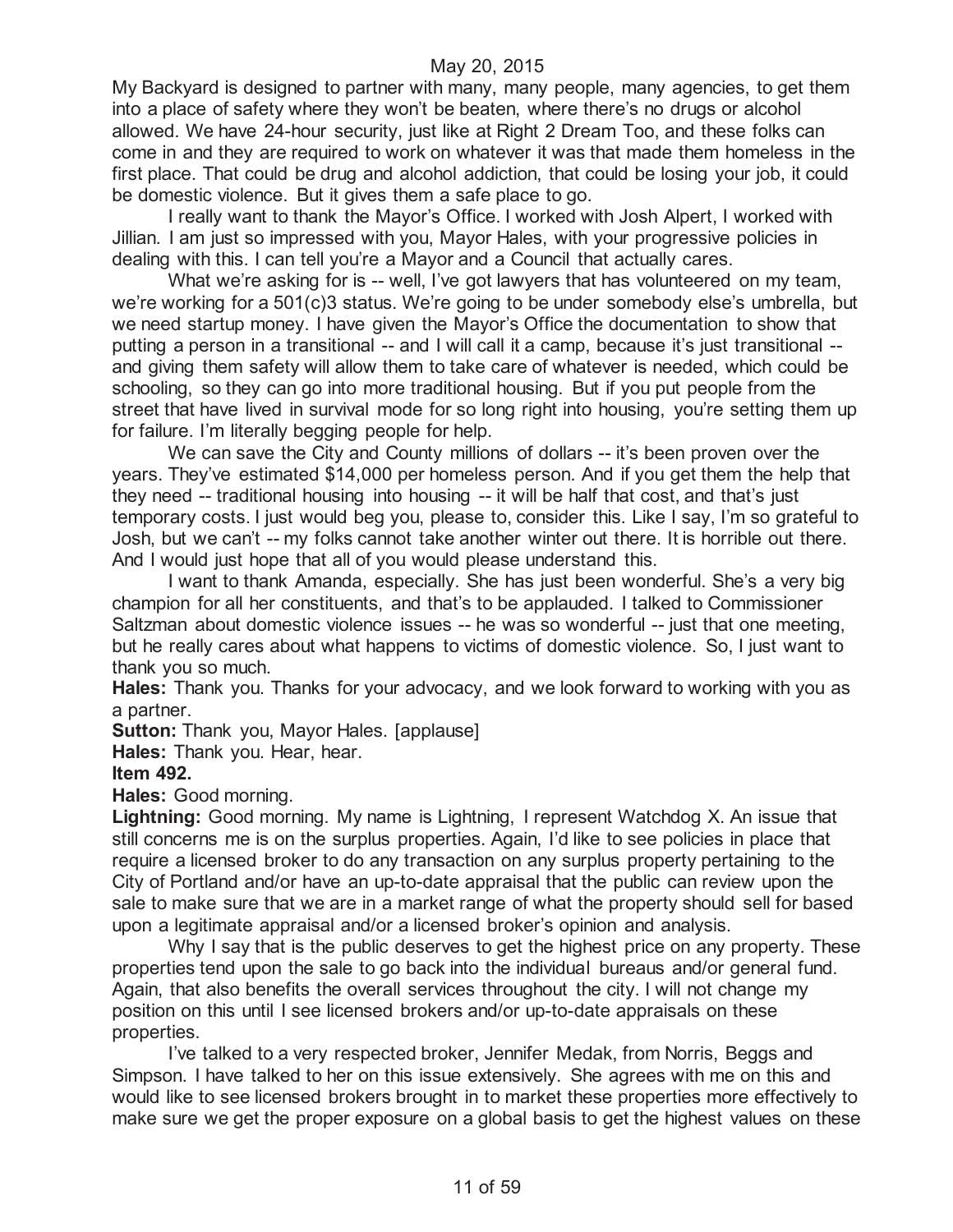My Backyard is designed to partner with many, many people, many agencies, to get them into a place of safety where they won't be beaten, where there's no drugs or alcohol allowed. We have 24-hour security, just like at Right 2 Dream Too, and these folks can come in and they are required to work on whatever it was that made them homeless in the first place. That could be drug and alcohol addiction, that could be losing your job, it could be domestic violence. But it gives them a safe place to go.

I really want to thank the Mayor's Office. I worked with Josh Alpert, I worked with Jillian. I am just so impressed with you, Mayor Hales, with your progressive policies in dealing with this. I can tell you're a Mayor and a Council that actually cares.

What we're asking for is -- well, I've got lawyers that has volunteered on my team, we're working for a 501(c)3 status. We're going to be under somebody else's umbrella, but we need startup money. I have given the Mayor's Office the documentation to show that putting a person in a transitional -- and I will call it a camp, because it's just transitional -- and giving them safety will allow them to take care of whatever is needed, which could be schooling, so they can go into more traditional housing. But if you put people from the street that have lived in survival mode for so long right into housing, you're setting them up for failure. I'm literally begging people for help.

We can save the City and County millions of dollars -- it's been proven over the years. They've estimated $14,000 per homeless person. And if you get them the help that they need -- traditional housing into housing -- it will be half that cost, and that's just temporary costs. I just would beg you, please to, consider this. Like I say, I'm so grateful to Josh, but we can't -- my folks cannot take another winter out there. It is horrible out there. And I would just hope that all of you would please understand this.

I want to thank Amanda, especially. She has just been wonderful. She's a very big champion for all her constituents, and that's to be applauded. I talked to Commissioner Saltzman about domestic violence issues -- he was so wonderful -- just that one meeting, but he really cares about what happens to victims of domestic violence. So, I just want to thank you so much.

**Hales:** Thank you. Thanks for your advocacy, and we look forward to working with you as a partner.

**Sutton:** Thank you, Mayor Hales. [applause]

**Hales:** Thank you. Hear, hear.

**Item 492.**

**Hales:** Good morning.

**Lightning:** Good morning. My name is Lightning, I represent Watchdog X. An issue that still concerns me is on the surplus properties. Again, I'd like to see policies in place that require a licensed broker to do any transaction on any surplus property pertaining to the City of Portland and/or have an up-to-date appraisal that the public can review upon the sale to make sure that we are in a market range of what the property should sell for based upon a legitimate appraisal and/or a licensed broker's opinion and analysis.

Why I say that is the public deserves to get the highest price on any property. These properties tend upon the sale to go back into the individual bureaus and/or general fund. Again, that also benefits the overall services throughout the city. I will not change my position on this until I see licensed brokers and/or up-to-date appraisals on these properties.

I've talked to a very respected broker, Jennifer Medak, from Norris, Beggs and Simpson. I have talked to her on this issue extensively. She agrees with me on this and would like to see licensed brokers brought in to market these properties more effectively to make sure we get the proper exposure on a global basis to get the highest values on these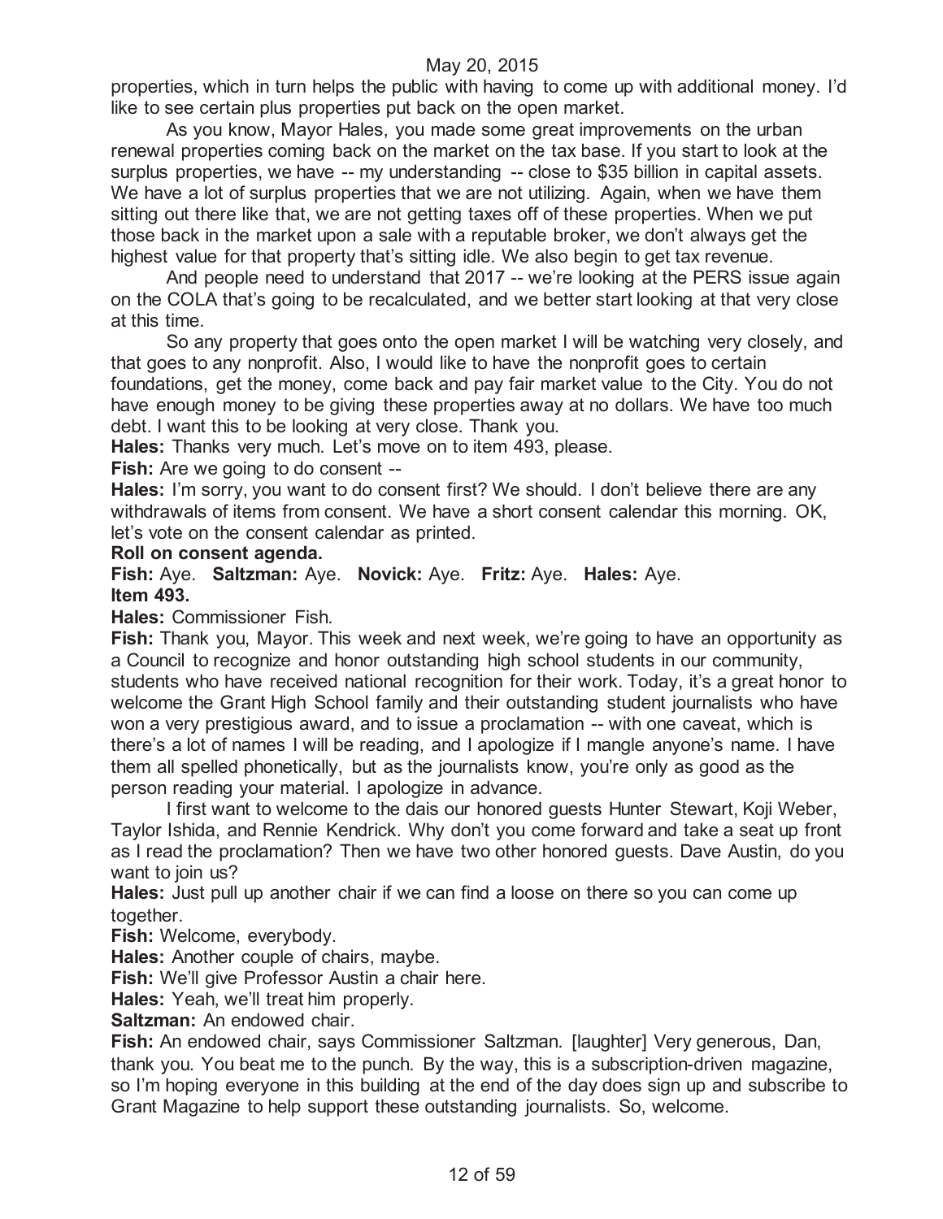properties, which in turn helps the public with having to come up with additional money. I'd like to see certain plus properties put back on the open market.

As you know, Mayor Hales, you made some great improvements on the urban renewal properties coming back on the market on the tax base. If you start to look at the surplus properties, we have -- my understanding -- close to $35 billion in capital assets. We have a lot of surplus properties that we are not utilizing. Again, when we have them sitting out there like that, we are not getting taxes off of these properties. When we put those back in the market upon a sale with a reputable broker, we don't always get the highest value for that property that's sitting idle. We also begin to get tax revenue.

And people need to understand that 2017 -- we're looking at the PERS issue again on the COLA that's going to be recalculated, and we better start looking at that very close at this time.

So any property that goes onto the open market I will be watching very closely, and that goes to any nonprofit. Also, I would like to have the nonprofit goes to certain foundations, get the money, come back and pay fair market value to the City. You do not have enough money to be giving these properties away at no dollars. We have too much debt. I want this to be looking at very close. Thank you.

**Hales:** Thanks very much. Let's move on to item 493, please.

**Fish:** Are we going to do consent --

**Hales:** I'm sorry, you want to do consent first? We should. I don't believe there are any withdrawals of items from consent. We have a short consent calendar this morning. OK, let's vote on the consent calendar as printed.

**Roll on consent agenda.**

**Fish:** Aye. **Saltzman:** Aye. **Novick:** Aye. **Fritz:** Aye. **Hales:** Aye.

**Item 493.**

**Hales:** Commissioner Fish.

**Fish:** Thank you, Mayor. This week and next week, we're going to have an opportunity as a Council to recognize and honor outstanding high school students in our community, students who have received national recognition for their work. Today, it's a great honor to welcome the Grant High School family and their outstanding student journalists who have won a very prestigious award, and to issue a proclamation -- with one caveat, which is there's a lot of names I will be reading, and I apologize if I mangle anyone's name. I have them all spelled phonetically, but as the journalists know, you're only as good as the person reading your material. I apologize in advance.

I first want to welcome to the dais our honored guests Hunter Stewart, Koji Weber, Taylor Ishida, and Rennie Kendrick. Why don't you come forward and take a seat up front as I read the proclamation? Then we have two other honored guests. Dave Austin, do you want to join us?

**Hales:** Just pull up another chair if we can find a loose on there so you can come up together.

**Fish:** Welcome, everybody.

**Hales:** Another couple of chairs, maybe.

**Fish:** We'll give Professor Austin a chair here.

**Hales:** Yeah, we'll treat him properly.

**Saltzman:** An endowed chair.

**Fish:** An endowed chair, says Commissioner Saltzman. [laughter] Very generous, Dan, thank you. You beat me to the punch. By the way, this is a subscription-driven magazine, so I'm hoping everyone in this building at the end of the day does sign up and subscribe to Grant Magazine to help support these outstanding journalists. So, welcome.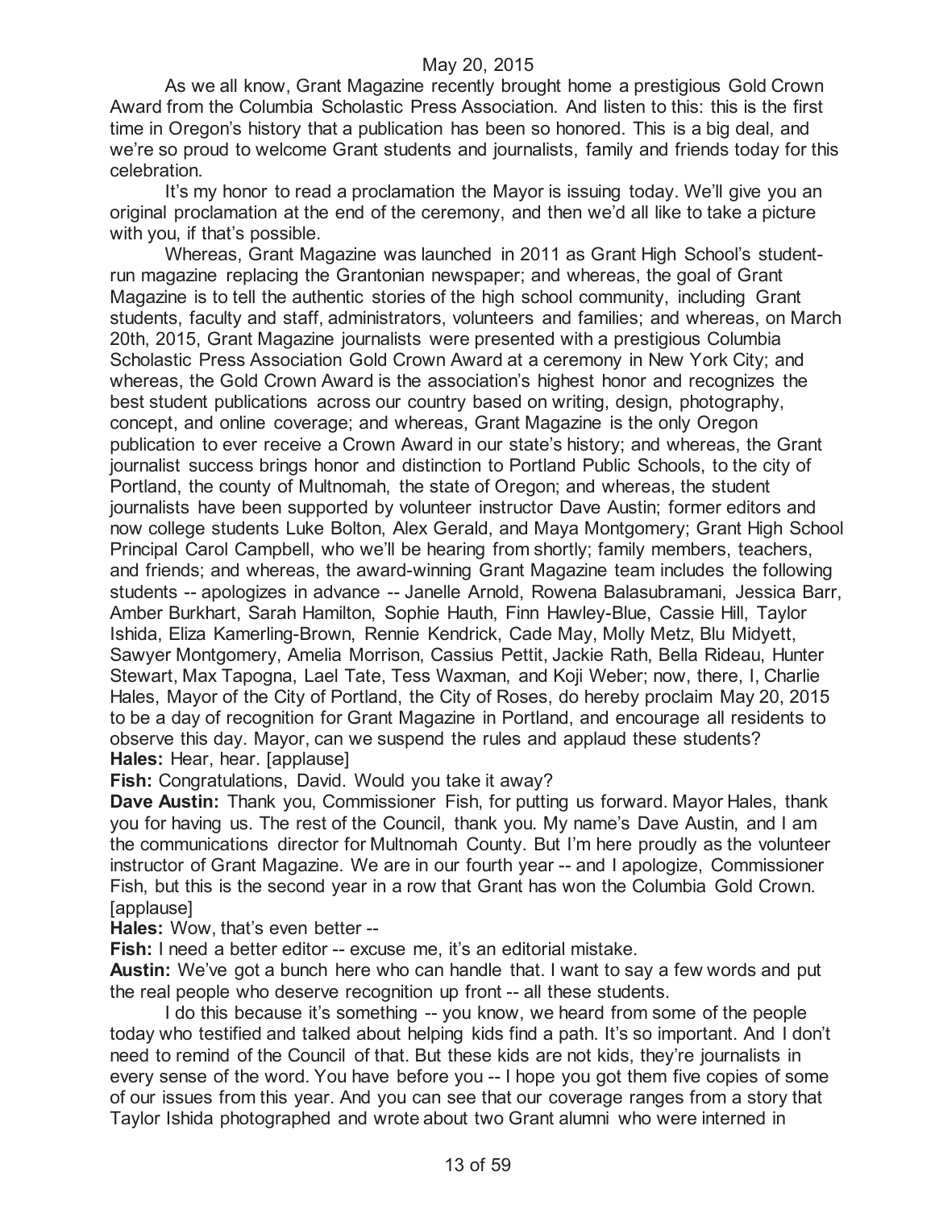As we all know, Grant Magazine recently brought home a prestigious Gold Crown Award from the Columbia Scholastic Press Association. And listen to this: this is the first time in Oregon's history that a publication has been so honored. This is a big deal, and we're so proud to welcome Grant students and journalists, family and friends today for this celebration.

It's my honor to read a proclamation the Mayor is issuing today. We'll give you an original proclamation at the end of the ceremony, and then we'd all like to take a picture with you, if that's possible.

Whereas, Grant Magazine was launched in 2011 as Grant High School's student-run magazine replacing the Grantonian newspaper; and whereas, the goal of Grant Magazine is to tell the authentic stories of the high school community, including Grant students, faculty and staff, administrators, volunteers and families; and whereas, on March 20th, 2015, Grant Magazine journalists were presented with a prestigious Columbia Scholastic Press Association Gold Crown Award at a ceremony in New York City; and whereas, the Gold Crown Award is the association's highest honor and recognizes the best student publications across our country based on writing, design, photography, concept, and online coverage; and whereas, Grant Magazine is the only Oregon publication to ever receive a Crown Award in our state's history; and whereas, the Grant journalist success brings honor and distinction to Portland Public Schools, to the city of Portland, the county of Multnomah, the state of Oregon; and whereas, the student journalists have been supported by volunteer instructor Dave Austin; former editors and now college students Luke Bolton, Alex Gerald, and Maya Montgomery; Grant High School Principal Carol Campbell, who we'll be hearing from shortly; family members, teachers, and friends; and whereas, the award-winning Grant Magazine team includes the following students -- apologizes in advance -- Janelle Arnold, Rowena Balasubramani, Jessica Barr, Amber Burkhart, Sarah Hamilton, Sophie Hauth, Finn Hawley-Blue, Cassie Hill, Taylor Ishida, Eliza Kamerling-Brown, Rennie Kendrick, Cade May, Molly Metz, Blu Midyett, Sawyer Montgomery, Amelia Morrison, Cassius Pettit, Jackie Rath, Bella Rideau, Hunter Stewart, Max Tapogna, Lael Tate, Tess Waxman, and Koji Weber; now, there, I, Charlie Hales, Mayor of the City of Portland, the City of Roses, do hereby proclaim May 20, 2015 to be a day of recognition for Grant Magazine in Portland, and encourage all residents to observe this day. Mayor, can we suspend the rules and applaud these students?

**Hales:** Hear, hear. [applause]

**Fish:** Congratulations, David. Would you take it away?

**Dave Austin:** Thank you, Commissioner Fish, for putting us forward. Mayor Hales, thank you for having us. The rest of the Council, thank you. My name's Dave Austin, and I am the communications director for Multnomah County. But I'm here proudly as the volunteer instructor of Grant Magazine. We are in our fourth year -- and I apologize, Commissioner Fish, but this is the second year in a row that Grant has won the Columbia Gold Crown. [applause]

**Hales:** Wow, that's even better --

**Fish:** I need a better editor -- excuse me, it's an editorial mistake.

**Austin:** We've got a bunch here who can handle that. I want to say a few words and put the real people who deserve recognition up front -- all these students.

I do this because it's something -- you know, we heard from some of the people today who testified and talked about helping kids find a path. It's so important. And I don't need to remind of the Council of that. But these kids are not kids, they're journalists in every sense of the word. You have before you -- I hope you got them five copies of some of our issues from this year. And you can see that our coverage ranges from a story that Taylor Ishida photographed and wrote about two Grant alumni who were interned in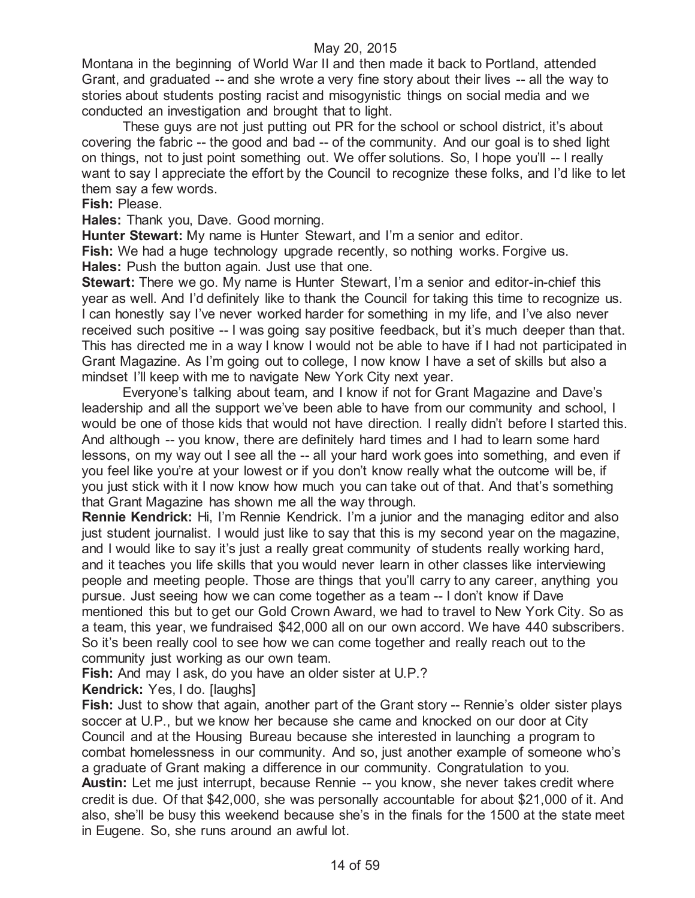Montana in the beginning of World War II and then made it back to Portland, attended Grant, and graduated -- and she wrote a very fine story about their lives -- all the way to stories about students posting racist and misogynistic things on social media and we conducted an investigation and brought that to light.

These guys are not just putting out PR for the school or school district, it's about covering the fabric -- the good and bad -- of the community. And our goal is to shed light on things, not to just point something out. We offer solutions. So, I hope you'll -- I really want to say I appreciate the effort by the Council to recognize these folks, and I'd like to let them say a few words.

**Fish:** Please.

**Hales:** Thank you, Dave. Good morning.

**Hunter Stewart:** My name is Hunter Stewart, and I'm a senior and editor.

**Fish:** We had a huge technology upgrade recently, so nothing works. Forgive us.

**Hales:** Push the button again. Just use that one.

**Stewart:** There we go. My name is Hunter Stewart, I'm a senior and editor-in-chief this year as well. And I'd definitely like to thank the Council for taking this time to recognize us. I can honestly say I've never worked harder for something in my life, and I've also never received such positive -- I was going say positive feedback, but it's much deeper than that. This has directed me in a way I know I would not be able to have if I had not participated in Grant Magazine. As I'm going out to college, I now know I have a set of skills but also a mindset I'll keep with me to navigate New York City next year.

Everyone's talking about team, and I know if not for Grant Magazine and Dave's leadership and all the support we've been able to have from our community and school, I would be one of those kids that would not have direction. I really didn't before I started this. And although -- you know, there are definitely hard times and I had to learn some hard lessons, on my way out I see all the -- all your hard work goes into something, and even if you feel like you're at your lowest or if you don't know really what the outcome will be, if you just stick with it I now know how much you can take out of that. And that's something that Grant Magazine has shown me all the way through.

**Rennie Kendrick:** Hi, I'm Rennie Kendrick. I'm a junior and the managing editor and also just student journalist. I would just like to say that this is my second year on the magazine, and I would like to say it's just a really great community of students really working hard, and it teaches you life skills that you would never learn in other classes like interviewing people and meeting people. Those are things that you'll carry to any career, anything you pursue. Just seeing how we can come together as a team -- I don't know if Dave mentioned this but to get our Gold Crown Award, we had to travel to New York City. So as a team, this year, we fundraised $42,000 all on our own accord. We have 440 subscribers. So it's been really cool to see how we can come together and really reach out to the community just working as our own team.

**Fish:** And may I ask, do you have an older sister at U.P.?

**Kendrick:** Yes, I do. [laughs]

**Fish:** Just to show that again, another part of the Grant story -- Rennie's older sister plays soccer at U.P., but we know her because she came and knocked on our door at City Council and at the Housing Bureau because she interested in launching a program to combat homelessness in our community. And so, just another example of someone who's a graduate of Grant making a difference in our community. Congratulation to you.

**Austin:** Let me just interrupt, because Rennie -- you know, she never takes credit where credit is due. Of that $42,000, she was personally accountable for about $21,000 of it. And also, she'll be busy this weekend because she's in the finals for the 1500 at the state meet in Eugene. So, she runs around an awful lot.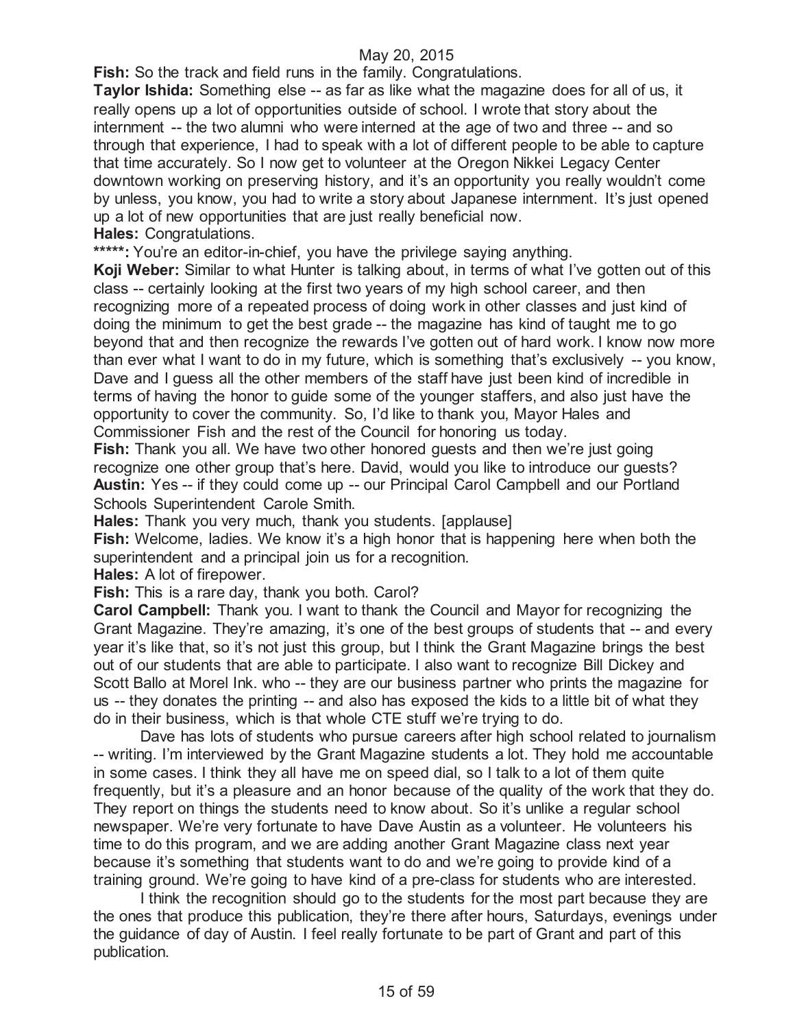**Fish:** So the track and field runs in the family. Congratulations.

**Taylor Ishida:** Something else -- as far as like what the magazine does for all of us, it really opens up a lot of opportunities outside of school. I wrote that story about the internment -- the two alumni who were interned at the age of two and three -- and so through that experience, I had to speak with a lot of different people to be able to capture that time accurately. So I now get to volunteer at the Oregon Nikkei Legacy Center downtown working on preserving history, and it's an opportunity you really wouldn't come by unless, you know, you had to write a story about Japanese internment. It's just opened up a lot of new opportunities that are just really beneficial now.

**Hales:** Congratulations.

**\*\*\*\*\*:** You're an editor-in-chief, you have the privilege saying anything.

**Koji Weber:** Similar to what Hunter is talking about, in terms of what I've gotten out of this class -- certainly looking at the first two years of my high school career, and then recognizing more of a repeated process of doing work in other classes and just kind of doing the minimum to get the best grade -- the magazine has kind of taught me to go beyond that and then recognize the rewards I've gotten out of hard work. I know now more than ever what I want to do in my future, which is something that's exclusively -- you know, Dave and I guess all the other members of the staff have just been kind of incredible in terms of having the honor to guide some of the younger staffers, and also just have the opportunity to cover the community. So, I'd like to thank you, Mayor Hales and Commissioner Fish and the rest of the Council for honoring us today.

**Fish:** Thank you all. We have two other honored guests and then we're just going recognize one other group that's here. David, would you like to introduce our guests?

**Austin:** Yes -- if they could come up -- our Principal Carol Campbell and our Portland Schools Superintendent Carole Smith.

**Hales:** Thank you very much, thank you students. [applause]

**Fish:** Welcome, ladies. We know it's a high honor that is happening here when both the superintendent and a principal join us for a recognition.

**Hales:** A lot of firepower.

**Fish:** This is a rare day, thank you both. Carol?

**Carol Campbell:** Thank you. I want to thank the Council and Mayor for recognizing the Grant Magazine. They're amazing, it's one of the best groups of students that -- and every year it's like that, so it's not just this group, but I think the Grant Magazine brings the best out of our students that are able to participate. I also want to recognize Bill Dickey and Scott Ballo at Morel Ink. who -- they are our business partner who prints the magazine for us -- they donates the printing -- and also has exposed the kids to a little bit of what they do in their business, which is that whole CTE stuff we're trying to do.

Dave has lots of students who pursue careers after high school related to journalism -- writing. I'm interviewed by the Grant Magazine students a lot. They hold me accountable in some cases. I think they all have me on speed dial, so I talk to a lot of them quite frequently, but it's a pleasure and an honor because of the quality of the work that they do. They report on things the students need to know about. So it's unlike a regular school newspaper. We're very fortunate to have Dave Austin as a volunteer. He volunteers his time to do this program, and we are adding another Grant Magazine class next year because it's something that students want to do and we're going to provide kind of a training ground. We're going to have kind of a pre-class for students who are interested.

I think the recognition should go to the students for the most part because they are the ones that produce this publication, they're there after hours, Saturdays, evenings under the guidance of day of Austin. I feel really fortunate to be part of Grant and part of this publication.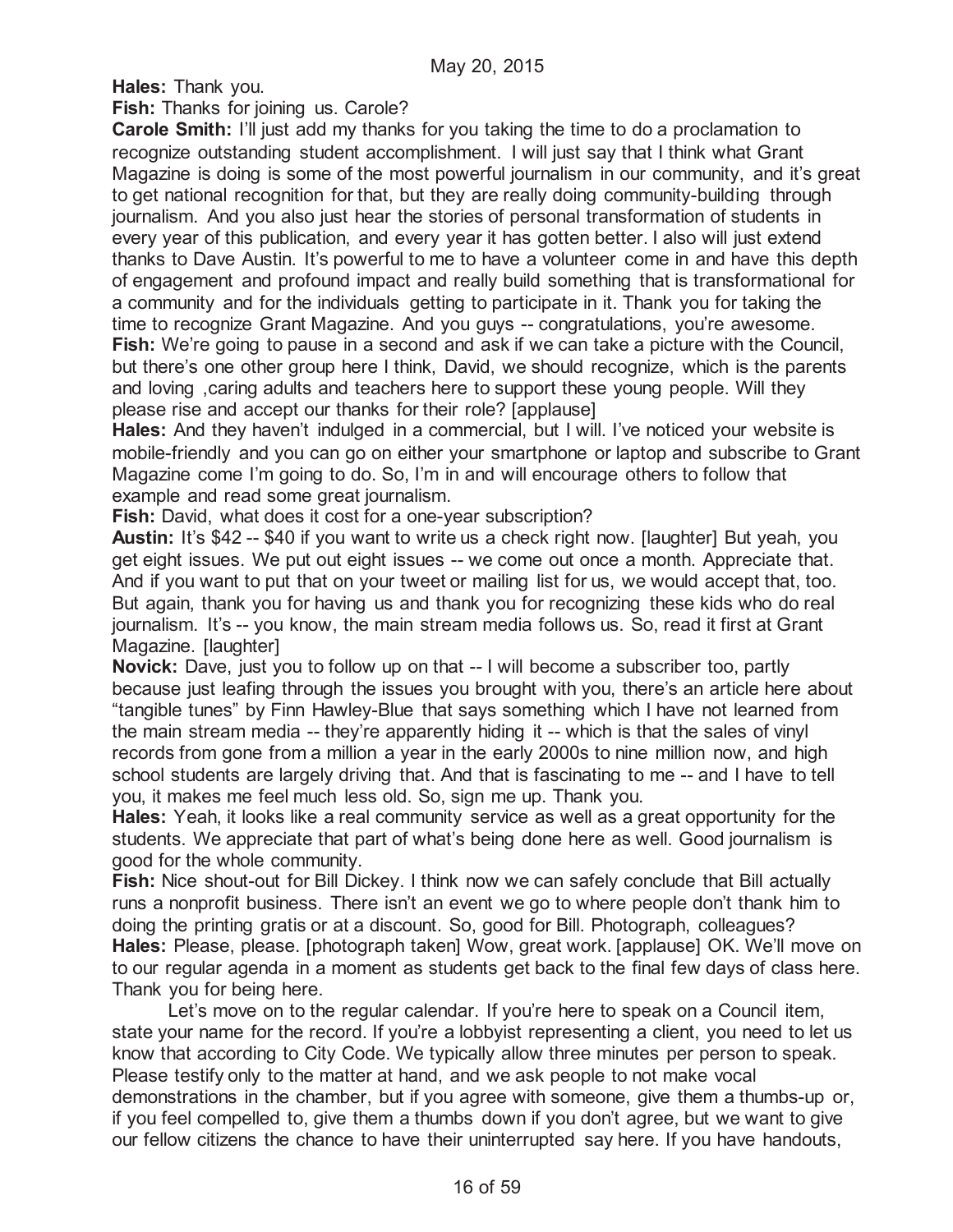**Hales:** Thank you.

**Fish:** Thanks for joining us. Carole?

**Carole Smith:** I'll just add my thanks for you taking the time to do a proclamation to recognize outstanding student accomplishment. I will just say that I think what Grant Magazine is doing is some of the most powerful journalism in our community, and it's great to get national recognition for that, but they are really doing community-building through journalism. And you also just hear the stories of personal transformation of students in every year of this publication, and every year it has gotten better. I also will just extend thanks to Dave Austin. It's powerful to me to have a volunteer come in and have this depth of engagement and profound impact and really build something that is transformational for a community and for the individuals getting to participate in it. Thank you for taking the time to recognize Grant Magazine. And you guys -- congratulations, you're awesome.

**Fish:** We're going to pause in a second and ask if we can take a picture with the Council, but there's one other group here I think, David, we should recognize, which is the parents and loving ,caring adults and teachers here to support these young people. Will they please rise and accept our thanks for their role? [applause]

**Hales:** And they haven't indulged in a commercial, but I will. I've noticed your website is mobile-friendly and you can go on either your smartphone or laptop and subscribe to Grant Magazine come I'm going to do. So, I'm in and will encourage others to follow that example and read some great journalism.

**Fish:** David, what does it cost for a one-year subscription?

**Austin:** It's $42 -- $40 if you want to write us a check right now. [laughter] But yeah, you get eight issues. We put out eight issues -- we come out once a month. Appreciate that. And if you want to put that on your tweet or mailing list for us, we would accept that, too. But again, thank you for having us and thank you for recognizing these kids who do real journalism. It's -- you know, the main stream media follows us. So, read it first at Grant Magazine. [laughter]

**Novick:** Dave, just you to follow up on that -- I will become a subscriber too, partly because just leafing through the issues you brought with you, there's an article here about "tangible tunes" by Finn Hawley-Blue that says something which I have not learned from the main stream media -- they're apparently hiding it -- which is that the sales of vinyl records from gone from a million a year in the early 2000s to nine million now, and high school students are largely driving that. And that is fascinating to me -- and I have to tell you, it makes me feel much less old. So, sign me up. Thank you.

**Hales:** Yeah, it looks like a real community service as well as a great opportunity for the students. We appreciate that part of what's being done here as well. Good journalism is good for the whole community.

**Fish:** Nice shout-out for Bill Dickey. I think now we can safely conclude that Bill actually runs a nonprofit business. There isn't an event we go to where people don't thank him to doing the printing gratis or at a discount. So, good for Bill. Photograph, colleagues?

**Hales:** Please, please. [photograph taken] Wow, great work. [applause] OK. We'll move on to our regular agenda in a moment as students get back to the final few days of class here. Thank you for being here.

Let's move on to the regular calendar. If you're here to speak on a Council item, state your name for the record. If you're a lobbyist representing a client, you need to let us know that according to City Code. We typically allow three minutes per person to speak. Please testify only to the matter at hand, and we ask people to not make vocal demonstrations in the chamber, but if you agree with someone, give them a thumbs-up or, if you feel compelled to, give them a thumbs down if you don't agree, but we want to give our fellow citizens the chance to have their uninterrupted say here. If you have handouts,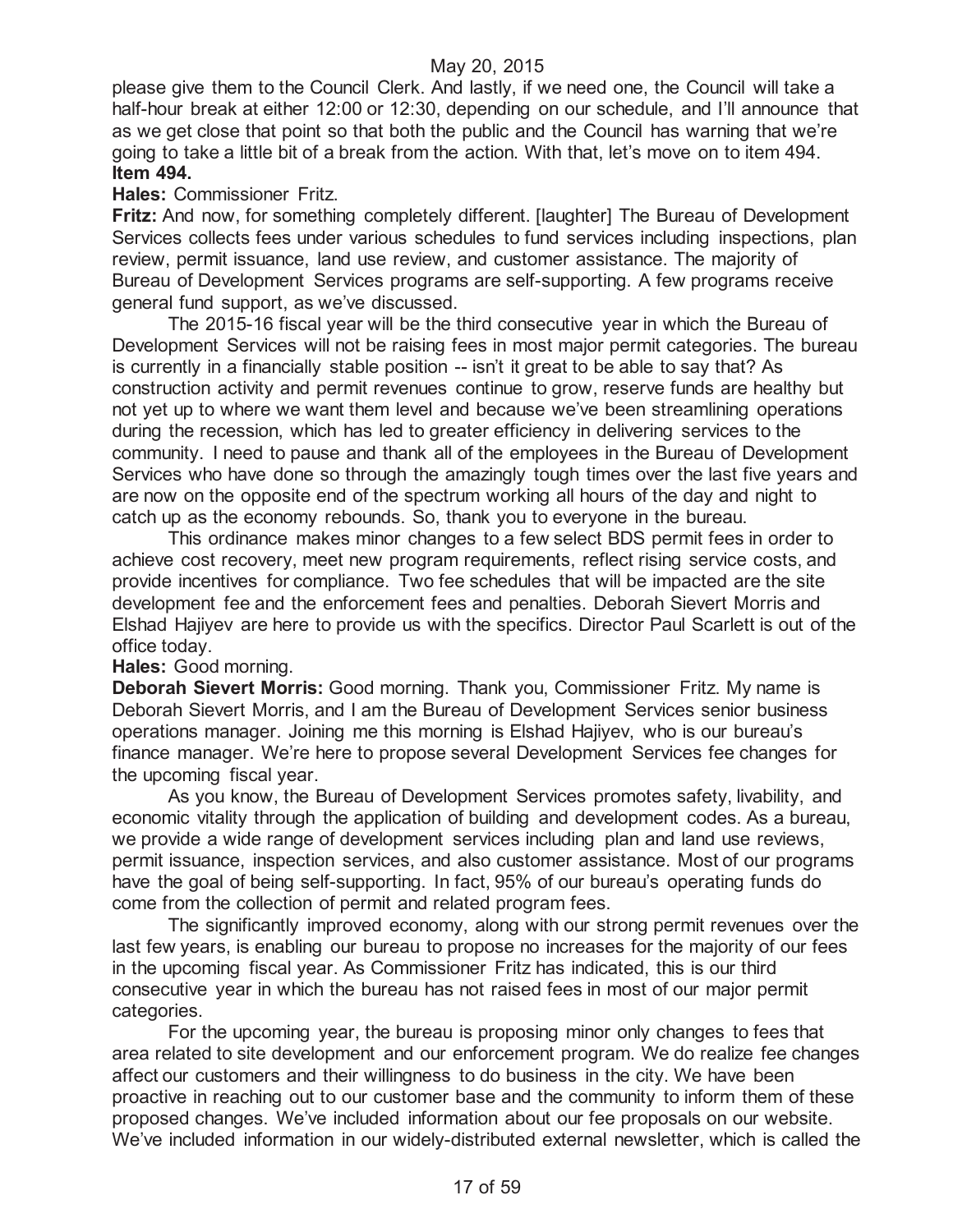please give them to the Council Clerk. And lastly, if we need one, the Council will take a half-hour break at either 12:00 or 12:30, depending on our schedule, and I'll announce that as we get close that point so that both the public and the Council has warning that we're going to take a little bit of a break from the action. With that, let's move on to item 494.

**Item 494.**

**Hales:** Commissioner Fritz.

**Fritz:** And now, for something completely different. [laughter] The Bureau of Development Services collects fees under various schedules to fund services including inspections, plan review, permit issuance, land use review, and customer assistance. The majority of Bureau of Development Services programs are self-supporting. A few programs receive general fund support, as we've discussed.

The 2015-16 fiscal year will be the third consecutive year in which the Bureau of Development Services will not be raising fees in most major permit categories. The bureau is currently in a financially stable position -- isn't it great to be able to say that? As construction activity and permit revenues continue to grow, reserve funds are healthy but not yet up to where we want them level and because we've been streamlining operations during the recession, which has led to greater efficiency in delivering services to the community. I need to pause and thank all of the employees in the Bureau of Development Services who have done so through the amazingly tough times over the last five years and are now on the opposite end of the spectrum working all hours of the day and night to catch up as the economy rebounds. So, thank you to everyone in the bureau.

This ordinance makes minor changes to a few select BDS permit fees in order to achieve cost recovery, meet new program requirements, reflect rising service costs, and provide incentives for compliance. Two fee schedules that will be impacted are the site development fee and the enforcement fees and penalties. Deborah Sievert Morris and Elshad Hajiyev are here to provide us with the specifics. Director Paul Scarlett is out of the office today.

**Hales:** Good morning.

**Deborah Sievert Morris:** Good morning. Thank you, Commissioner Fritz. My name is Deborah Sievert Morris, and I am the Bureau of Development Services senior business operations manager. Joining me this morning is Elshad Hajiyev, who is our bureau's finance manager. We're here to propose several Development Services fee changes for the upcoming fiscal year.

As you know, the Bureau of Development Services promotes safety, livability, and economic vitality through the application of building and development codes. As a bureau, we provide a wide range of development services including plan and land use reviews, permit issuance, inspection services, and also customer assistance. Most of our programs have the goal of being self-supporting. In fact, 95% of our bureau's operating funds do come from the collection of permit and related program fees.

The significantly improved economy, along with our strong permit revenues over the last few years, is enabling our bureau to propose no increases for the majority of our fees in the upcoming fiscal year. As Commissioner Fritz has indicated, this is our third consecutive year in which the bureau has not raised fees in most of our major permit categories.

For the upcoming year, the bureau is proposing minor only changes to fees that area related to site development and our enforcement program. We do realize fee changes affect our customers and their willingness to do business in the city. We have been proactive in reaching out to our customer base and the community to inform them of these proposed changes. We've included information about our fee proposals on our website. We've included information in our widely-distributed external newsletter, which is called the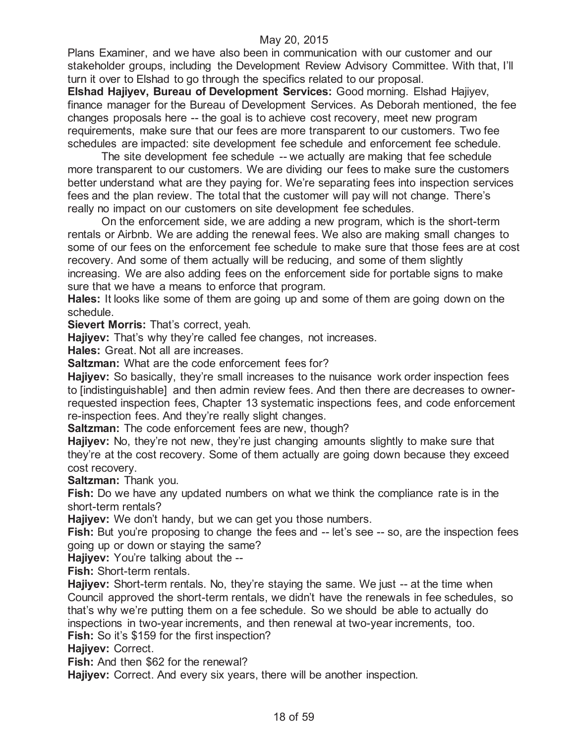Plans Examiner, and we have also been in communication with our customer and our stakeholder groups, including the Development Review Advisory Committee. With that, I'll turn it over to Elshad to go through the specifics related to our proposal.

**Elshad Hajiyev, Bureau of Development Services:** Good morning. Elshad Hajiyev, finance manager for the Bureau of Development Services. As Deborah mentioned, the fee changes proposals here -- the goal is to achieve cost recovery, meet new program requirements, make sure that our fees are more transparent to our customers. Two fee schedules are impacted: site development fee schedule and enforcement fee schedule.

The site development fee schedule -- we actually are making that fee schedule more transparent to our customers. We are dividing our fees to make sure the customers better understand what are they paying for. We're separating fees into inspection services fees and the plan review. The total that the customer will pay will not change. There's really no impact on our customers on site development fee schedules.

On the enforcement side, we are adding a new program, which is the short-term rentals or Airbnb. We are adding the renewal fees. We also are making small changes to some of our fees on the enforcement fee schedule to make sure that those fees are at cost recovery. And some of them actually will be reducing, and some of them slightly increasing. We are also adding fees on the enforcement side for portable signs to make sure that we have a means to enforce that program.

**Hales:** It looks like some of them are going up and some of them are going down on the schedule.

**Sievert Morris:** That's correct, yeah.

**Hajiyev:** That's why they're called fee changes, not increases.

**Hales:** Great. Not all are increases.

**Saltzman:** What are the code enforcement fees for?

**Hajiyev:** So basically, they're small increases to the nuisance work order inspection fees to [indistinguishable] and then admin review fees. And then there are decreases to owner-requested inspection fees, Chapter 13 systematic inspections fees, and code enforcement re-inspection fees. And they're really slight changes.

**Saltzman:** The code enforcement fees are new, though?

**Hajiyev:** No, they're not new, they're just changing amounts slightly to make sure that they're at the cost recovery. Some of them actually are going down because they exceed cost recovery.

**Saltzman:** Thank you.

**Fish:** Do we have any updated numbers on what we think the compliance rate is in the short-term rentals?

**Hajiyev:** We don't handy, but we can get you those numbers.

**Fish:** But you're proposing to change the fees and -- let's see -- so, are the inspection fees going up or down or staying the same?

**Hajiyev:** You're talking about the --

**Fish:** Short-term rentals.

**Hajiyev:** Short-term rentals. No, they're staying the same. We just -- at the time when Council approved the short-term rentals, we didn't have the renewals in fee schedules, so that's why we're putting them on a fee schedule. So we should be able to actually do inspections in two-year increments, and then renewal at two-year increments, too.

**Fish:** So it's $159 for the first inspection?

**Hajiyev:** Correct.

**Fish:** And then $62 for the renewal?

**Hajiyev:** Correct. And every six years, there will be another inspection.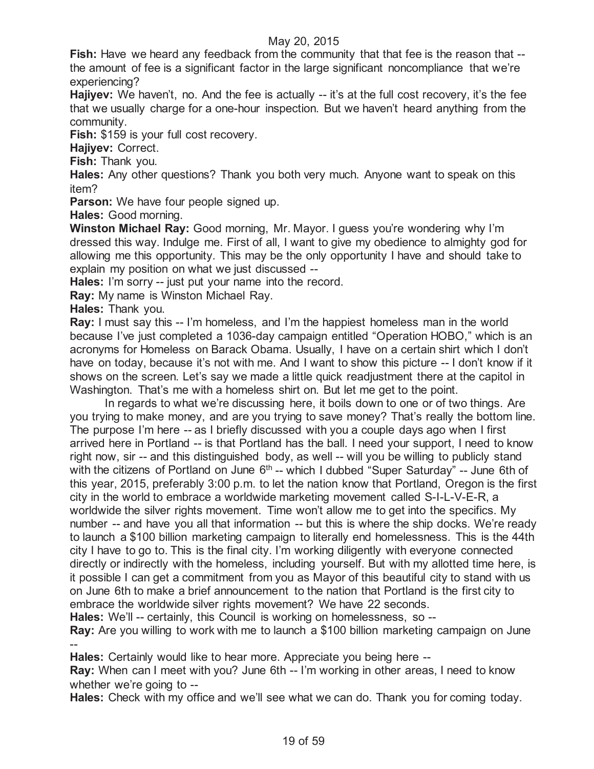**Fish:** Have we heard any feedback from the community that that fee is the reason that -- the amount of fee is a significant factor in the large significant noncompliance that we're experiencing?

**Hajiyev:** We haven't, no. And the fee is actually -- it's at the full cost recovery, it's the fee that we usually charge for a one-hour inspection. But we haven't heard anything from the community.

**Fish:** $159 is your full cost recovery.

**Hajiyev:** Correct.

**Fish:** Thank you.

**Hales:** Any other questions? Thank you both very much. Anyone want to speak on this item?

**Parson:** We have four people signed up.

**Hales:** Good morning.

**Winston Michael Ray:** Good morning, Mr. Mayor. I guess you're wondering why I'm dressed this way. Indulge me. First of all, I want to give my obedience to almighty god for allowing me this opportunity. This may be the only opportunity I have and should take to explain my position on what we just discussed --

**Hales:** I'm sorry -- just put your name into the record.

**Ray:** My name is Winston Michael Ray.

**Hales:** Thank you.

**Ray:** I must say this -- I'm homeless, and I'm the happiest homeless man in the world because I've just completed a 1036-day campaign entitled "Operation HOBO," which is an acronyms for Homeless on Barack Obama. Usually, I have on a certain shirt which I don't have on today, because it's not with me. And I want to show this picture -- I don't know if it shows on the screen. Let's say we made a little quick readjustment there at the capitol in Washington. That's me with a homeless shirt on. But let me get to the point.

In regards to what we're discussing here, it boils down to one or of two things. Are you trying to make money, and are you trying to save money? That's really the bottom line. The purpose I'm here -- as I briefly discussed with you a couple days ago when I first arrived here in Portland -- is that Portland has the ball. I need your support, I need to know right now, sir -- and this distinguished body, as well -- will you be willing to publicly stand with the citizens of Portland on June 6th -- which I dubbed "Super Saturday" -- June 6th of this year, 2015, preferably 3:00 p.m. to let the nation know that Portland, Oregon is the first city in the world to embrace a worldwide marketing movement called S-I-L-V-E-R, a worldwide the silver rights movement. Time won't allow me to get into the specifics. My number -- and have you all that information -- but this is where the ship docks. We're ready to launch a $100 billion marketing campaign to literally end homelessness. This is the 44th city I have to go to. This is the final city. I'm working diligently with everyone connected directly or indirectly with the homeless, including yourself. But with my allotted time here, is it possible I can get a commitment from you as Mayor of this beautiful city to stand with us on June 6th to make a brief announcement to the nation that Portland is the first city to embrace the worldwide silver rights movement? We have 22 seconds.

**Hales:** We'll -- certainly, this Council is working on homelessness, so --

**Ray:** Are you willing to work with me to launch a $100 billion marketing campaign on June --

**Hales:** Certainly would like to hear more. Appreciate you being here --

**Ray:** When can I meet with you? June 6th -- I'm working in other areas, I need to know whether we're going to --

**Hales:** Check with my office and we'll see what we can do. Thank you for coming today.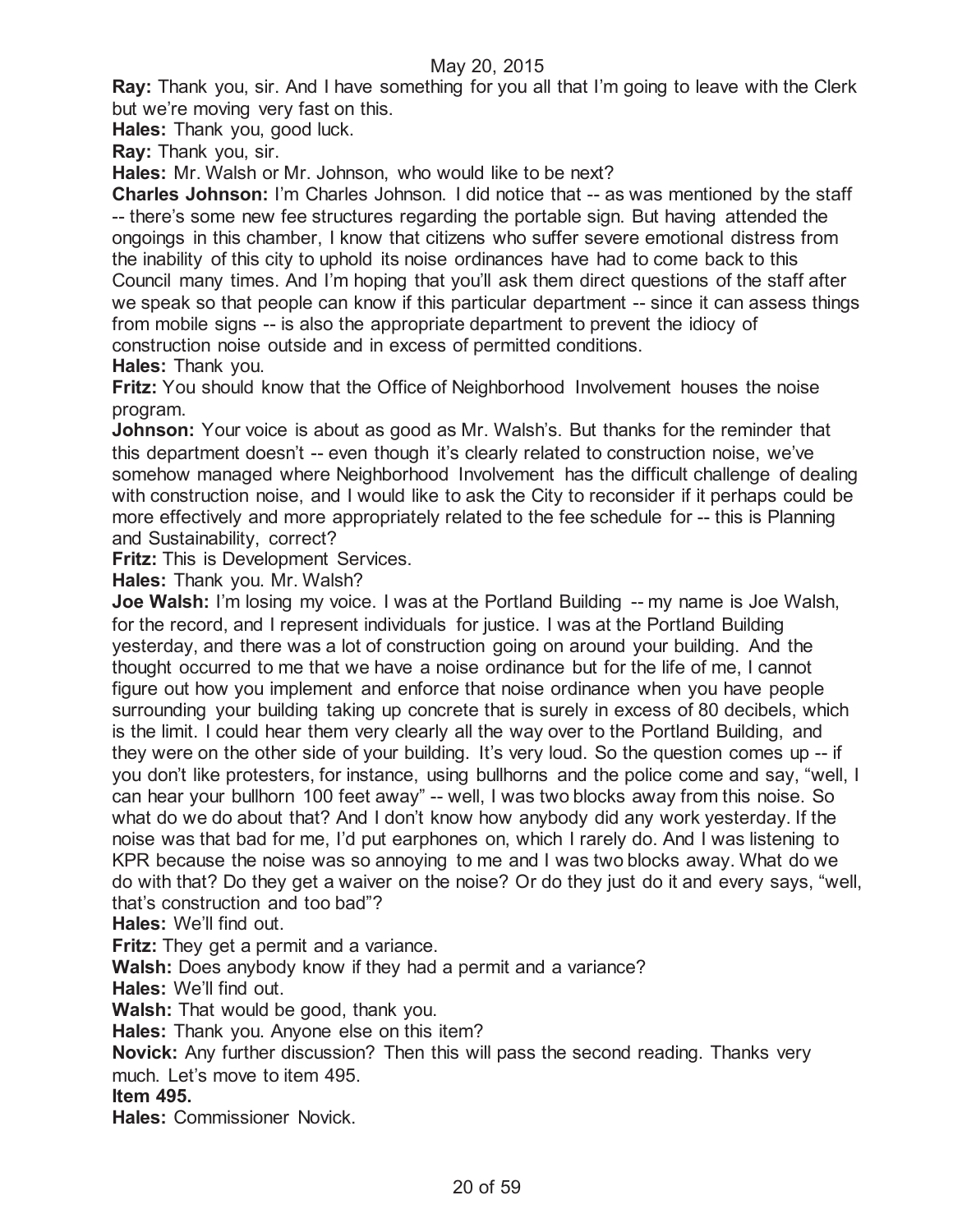**Ray:** Thank you, sir. And I have something for you all that I'm going to leave with the Clerk but we're moving very fast on this.

**Hales:** Thank you, good luck.

**Ray:** Thank you, sir.

**Hales:** Mr. Walsh or Mr. Johnson, who would like to be next?

**Charles Johnson:** I'm Charles Johnson. I did notice that -- as was mentioned by the staff -- there's some new fee structures regarding the portable sign. But having attended the ongoings in this chamber, I know that citizens who suffer severe emotional distress from the inability of this city to uphold its noise ordinances have had to come back to this Council many times. And I'm hoping that you'll ask them direct questions of the staff after we speak so that people can know if this particular department -- since it can assess things from mobile signs -- is also the appropriate department to prevent the idiocy of construction noise outside and in excess of permitted conditions.

**Hales:** Thank you.

**Fritz:** You should know that the Office of Neighborhood Involvement houses the noise program.

**Johnson:** Your voice is about as good as Mr. Walsh's. But thanks for the reminder that this department doesn't -- even though it's clearly related to construction noise, we've somehow managed where Neighborhood Involvement has the difficult challenge of dealing with construction noise, and I would like to ask the City to reconsider if it perhaps could be more effectively and more appropriately related to the fee schedule for -- this is Planning and Sustainability, correct?

**Fritz:** This is Development Services.

**Hales:** Thank you. Mr. Walsh?

**Joe Walsh:** I'm losing my voice. I was at the Portland Building -- my name is Joe Walsh, for the record, and I represent individuals for justice. I was at the Portland Building yesterday, and there was a lot of construction going on around your building. And the thought occurred to me that we have a noise ordinance but for the life of me, I cannot figure out how you implement and enforce that noise ordinance when you have people surrounding your building taking up concrete that is surely in excess of 80 decibels, which is the limit. I could hear them very clearly all the way over to the Portland Building, and they were on the other side of your building. It's very loud. So the question comes up -- if you don't like protesters, for instance, using bullhorns and the police come and say, "well, I can hear your bullhorn 100 feet away" -- well, I was two blocks away from this noise. So what do we do about that? And I don't know how anybody did any work yesterday. If the noise was that bad for me, I'd put earphones on, which I rarely do. And I was listening to KPR because the noise was so annoying to me and I was two blocks away. What do we do with that? Do they get a waiver on the noise? Or do they just do it and every says, "well, that's construction and too bad"?

**Hales:** We'll find out.

**Fritz:** They get a permit and a variance.

**Walsh:** Does anybody know if they had a permit and a variance?

**Hales:** We'll find out.

**Walsh:** That would be good, thank you.

**Hales:** Thank you. Anyone else on this item?

**Novick:** Any further discussion? Then this will pass the second reading. Thanks very much. Let's move to item 495.

**Item 495.**

**Hales:** Commissioner Novick.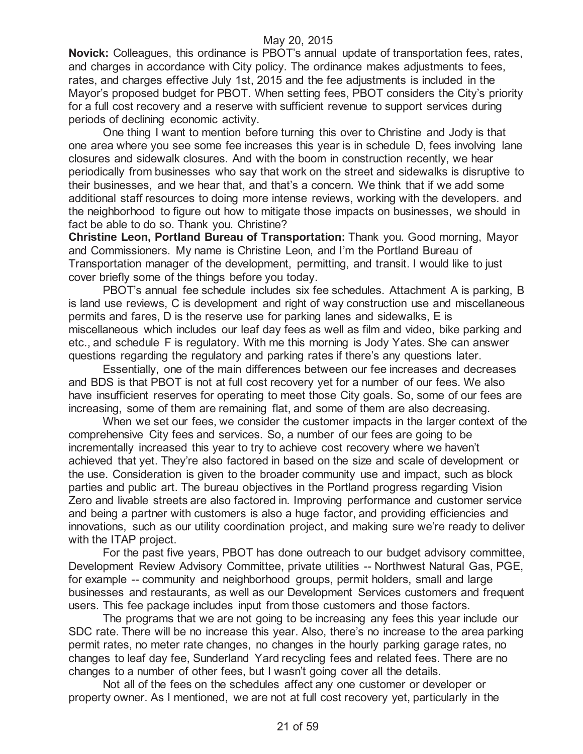May 20, 2015

**Novick:** Colleagues, this ordinance is PBOT's annual update of transportation fees, rates, and charges in accordance with City policy. The ordinance makes adjustments to fees, rates, and charges effective July 1st, 2015 and the fee adjustments is included in the Mayor's proposed budget for PBOT. When setting fees, PBOT considers the City's priority for a full cost recovery and a reserve with sufficient revenue to support services during periods of declining economic activity.

One thing I want to mention before turning this over to Christine and Jody is that one area where you see some fee increases this year is in schedule D, fees involving lane closures and sidewalk closures. And with the boom in construction recently, we hear periodically from businesses who say that work on the street and sidewalks is disruptive to their businesses, and we hear that, and that's a concern. We think that if we add some additional staff resources to doing more intense reviews, working with the developers. and the neighborhood to figure out how to mitigate those impacts on businesses, we should in fact be able to do so. Thank you. Christine?

**Christine Leon, Portland Bureau of Transportation:** Thank you. Good morning, Mayor and Commissioners. My name is Christine Leon, and I'm the Portland Bureau of Transportation manager of the development, permitting, and transit. I would like to just cover briefly some of the things before you today.

PBOT's annual fee schedule includes six fee schedules. Attachment A is parking, B is land use reviews, C is development and right of way construction use and miscellaneous permits and fares, D is the reserve use for parking lanes and sidewalks, E is miscellaneous which includes our leaf day fees as well as film and video, bike parking and etc., and schedule F is regulatory. With me this morning is Jody Yates. She can answer questions regarding the regulatory and parking rates if there's any questions later.

Essentially, one of the main differences between our fee increases and decreases and BDS is that PBOT is not at full cost recovery yet for a number of our fees. We also have insufficient reserves for operating to meet those City goals. So, some of our fees are increasing, some of them are remaining flat, and some of them are also decreasing.

When we set our fees, we consider the customer impacts in the larger context of the comprehensive City fees and services. So, a number of our fees are going to be incrementally increased this year to try to achieve cost recovery where we haven't achieved that yet. They're also factored in based on the size and scale of development or the use. Consideration is given to the broader community use and impact, such as block parties and public art. The bureau objectives in the Portland progress regarding Vision Zero and livable streets are also factored in. Improving performance and customer service and being a partner with customers is also a huge factor, and providing efficiencies and innovations, such as our utility coordination project, and making sure we're ready to deliver with the ITAP project.

For the past five years, PBOT has done outreach to our budget advisory committee, Development Review Advisory Committee, private utilities -- Northwest Natural Gas, PGE, for example -- community and neighborhood groups, permit holders, small and large businesses and restaurants, as well as our Development Services customers and frequent users. This fee package includes input from those customers and those factors.

The programs that we are not going to be increasing any fees this year include our SDC rate. There will be no increase this year. Also, there's no increase to the area parking permit rates, no meter rate changes, no changes in the hourly parking garage rates, no changes to leaf day fee, Sunderland Yard recycling fees and related fees. There are no changes to a number of other fees, but I wasn't going cover all the details.

Not all of the fees on the schedules affect any one customer or developer or property owner. As I mentioned, we are not at full cost recovery yet, particularly in the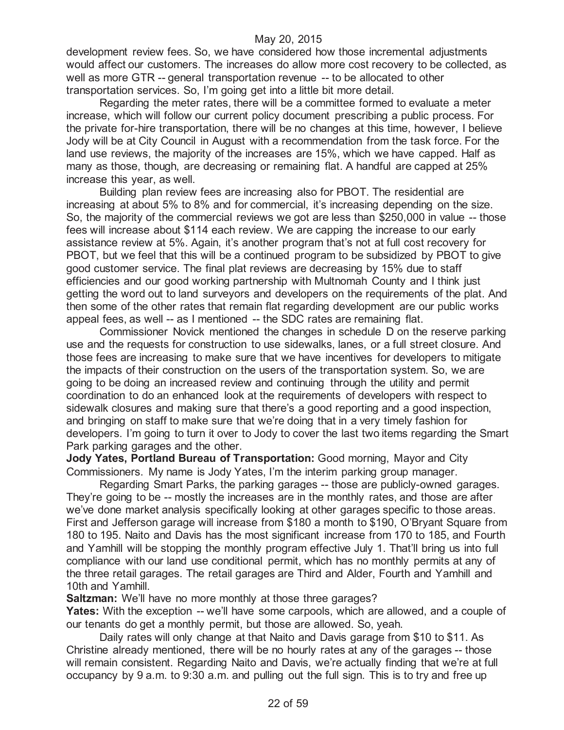development review fees. So, we have considered how those incremental adjustments would affect our customers. The increases do allow more cost recovery to be collected, as well as more GTR -- general transportation revenue -- to be allocated to other transportation services. So, I'm going get into a little bit more detail.

Regarding the meter rates, there will be a committee formed to evaluate a meter increase, which will follow our current policy document prescribing a public process. For the private for-hire transportation, there will be no changes at this time, however, I believe Jody will be at City Council in August with a recommendation from the task force. For the land use reviews, the majority of the increases are 15%, which we have capped. Half as many as those, though, are decreasing or remaining flat. A handful are capped at 25% increase this year, as well.

Building plan review fees are increasing also for PBOT. The residential are increasing at about 5% to 8% and for commercial, it's increasing depending on the size. So, the majority of the commercial reviews we got are less than $250,000 in value -- those fees will increase about $114 each review. We are capping the increase to our early assistance review at 5%. Again, it's another program that's not at full cost recovery for PBOT, but we feel that this will be a continued program to be subsidized by PBOT to give good customer service. The final plat reviews are decreasing by 15% due to staff efficiencies and our good working partnership with Multnomah County and I think just getting the word out to land surveyors and developers on the requirements of the plat. And then some of the other rates that remain flat regarding development are our public works appeal fees, as well -- as I mentioned -- the SDC rates are remaining flat.

Commissioner Novick mentioned the changes in schedule D on the reserve parking use and the requests for construction to use sidewalks, lanes, or a full street closure. And those fees are increasing to make sure that we have incentives for developers to mitigate the impacts of their construction on the users of the transportation system. So, we are going to be doing an increased review and continuing through the utility and permit coordination to do an enhanced look at the requirements of developers with respect to sidewalk closures and making sure that there's a good reporting and a good inspection, and bringing on staff to make sure that we're doing that in a very timely fashion for developers. I'm going to turn it over to Jody to cover the last two items regarding the Smart Park parking garages and the other.

**Jody Yates, Portland Bureau of Transportation:** Good morning, Mayor and City Commissioners. My name is Jody Yates, I'm the interim parking group manager.

Regarding Smart Parks, the parking garages -- those are publicly-owned garages. They're going to be -- mostly the increases are in the monthly rates, and those are after we've done market analysis specifically looking at other garages specific to those areas. First and Jefferson garage will increase from $180 a month to $190, O'Bryant Square from 180 to 195. Naito and Davis has the most significant increase from 170 to 185, and Fourth and Yamhill will be stopping the monthly program effective July 1. That'll bring us into full compliance with our land use conditional permit, which has no monthly permits at any of the three retail garages. The retail garages are Third and Alder, Fourth and Yamhill and 10th and Yamhill.

**Saltzman:** We'll have no more monthly at those three garages?

**Yates:** With the exception -- we'll have some carpools, which are allowed, and a couple of our tenants do get a monthly permit, but those are allowed. So, yeah.

Daily rates will only change at that Naito and Davis garage from $10 to $11. As Christine already mentioned, there will be no hourly rates at any of the garages -- those will remain consistent. Regarding Naito and Davis, we're actually finding that we're at full occupancy by 9 a.m. to 9:30 a.m. and pulling out the full sign. This is to try and free up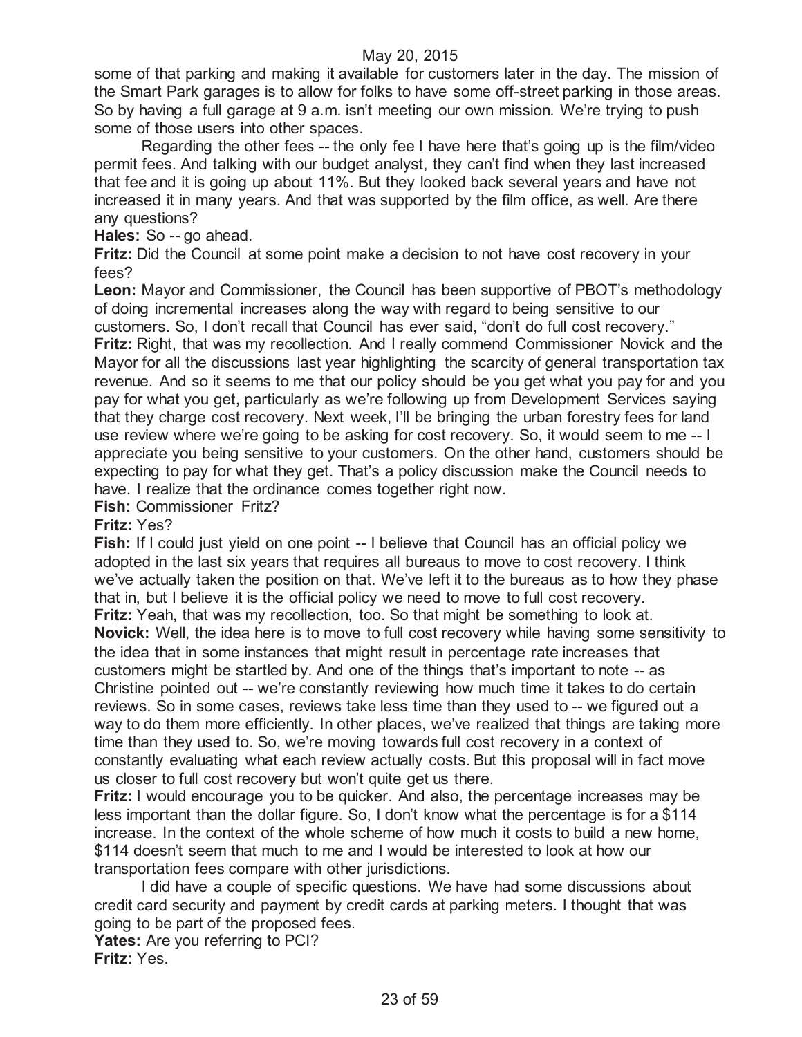some of that parking and making it available for customers later in the day. The mission of the Smart Park garages is to allow for folks to have some off-street parking in those areas. So by having a full garage at 9 a.m. isn't meeting our own mission. We're trying to push some of those users into other spaces.

Regarding the other fees -- the only fee I have here that's going up is the film/video permit fees. And talking with our budget analyst, they can't find when they last increased that fee and it is going up about 11%. But they looked back several years and have not increased it in many years. And that was supported by the film office, as well. Are there any questions?

**Hales:** So -- go ahead.

**Fritz:** Did the Council at some point make a decision to not have cost recovery in your fees?

**Leon:** Mayor and Commissioner, the Council has been supportive of PBOT's methodology of doing incremental increases along the way with regard to being sensitive to our customers. So, I don't recall that Council has ever said, "don't do full cost recovery."

**Fritz:** Right, that was my recollection. And I really commend Commissioner Novick and the Mayor for all the discussions last year highlighting the scarcity of general transportation tax revenue. And so it seems to me that our policy should be you get what you pay for and you pay for what you get, particularly as we're following up from Development Services saying that they charge cost recovery. Next week, I'll be bringing the urban forestry fees for land use review where we're going to be asking for cost recovery. So, it would seem to me -- I appreciate you being sensitive to your customers. On the other hand, customers should be expecting to pay for what they get. That's a policy discussion make the Council needs to have. I realize that the ordinance comes together right now.

**Fish:** Commissioner Fritz?

**Fritz:** Yes?

**Fish:** If I could just yield on one point -- I believe that Council has an official policy we adopted in the last six years that requires all bureaus to move to cost recovery. I think we've actually taken the position on that. We've left it to the bureaus as to how they phase that in, but I believe it is the official policy we need to move to full cost recovery.

**Fritz:** Yeah, that was my recollection, too. So that might be something to look at.

**Novick:** Well, the idea here is to move to full cost recovery while having some sensitivity to the idea that in some instances that might result in percentage rate increases that customers might be startled by. And one of the things that's important to note -- as Christine pointed out -- we're constantly reviewing how much time it takes to do certain reviews. So in some cases, reviews take less time than they used to -- we figured out a way to do them more efficiently. In other places, we've realized that things are taking more time than they used to. So, we're moving towards full cost recovery in a context of constantly evaluating what each review actually costs. But this proposal will in fact move us closer to full cost recovery but won't quite get us there.

**Fritz:** I would encourage you to be quicker. And also, the percentage increases may be less important than the dollar figure. So, I don't know what the percentage is for a $114 increase. In the context of the whole scheme of how much it costs to build a new home, $114 doesn't seem that much to me and I would be interested to look at how our transportation fees compare with other jurisdictions.

I did have a couple of specific questions. We have had some discussions about credit card security and payment by credit cards at parking meters. I thought that was going to be part of the proposed fees.

**Yates:** Are you referring to PCI?

**Fritz:** Yes.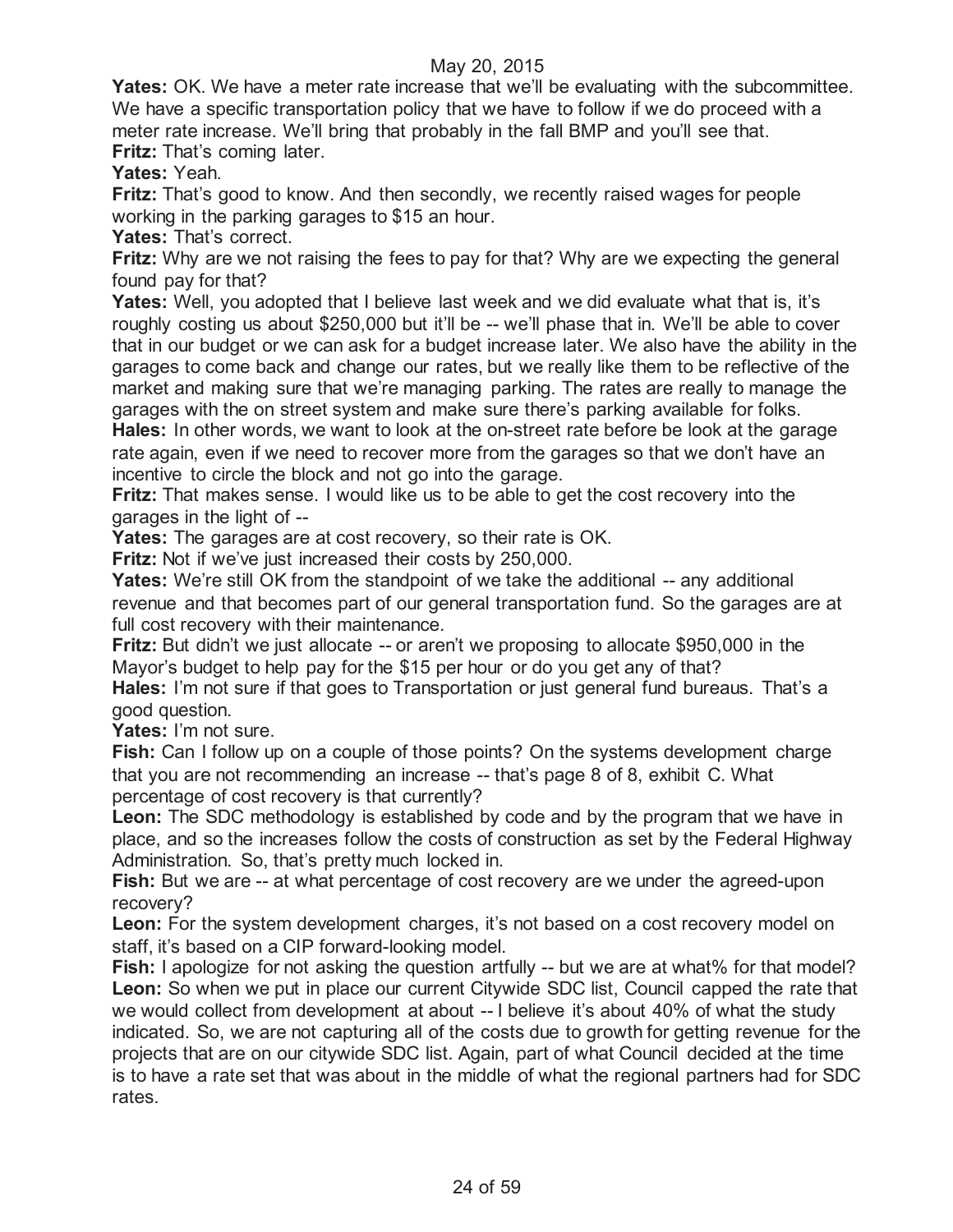**Yates:** OK. We have a meter rate increase that we'll be evaluating with the subcommittee. We have a specific transportation policy that we have to follow if we do proceed with a meter rate increase. We'll bring that probably in the fall BMP and you'll see that.

**Fritz:** That's coming later.

**Yates:** Yeah.

**Fritz:** That's good to know. And then secondly, we recently raised wages for people working in the parking garages to $15 an hour.

**Yates:** That's correct.

**Fritz:** Why are we not raising the fees to pay for that? Why are we expecting the general found pay for that?

**Yates:** Well, you adopted that I believe last week and we did evaluate what that is, it's roughly costing us about $250,000 but it'll be -- we'll phase that in. We'll be able to cover that in our budget or we can ask for a budget increase later. We also have the ability in the garages to come back and change our rates, but we really like them to be reflective of the market and making sure that we're managing parking. The rates are really to manage the garages with the on street system and make sure there's parking available for folks.

**Hales:** In other words, we want to look at the on-street rate before be look at the garage rate again, even if we need to recover more from the garages so that we don't have an incentive to circle the block and not go into the garage.

**Fritz:** That makes sense. I would like us to be able to get the cost recovery into the garages in the light of --

**Yates:** The garages are at cost recovery, so their rate is OK.

**Fritz:** Not if we've just increased their costs by 250,000.

**Yates:** We're still OK from the standpoint of we take the additional -- any additional revenue and that becomes part of our general transportation fund. So the garages are at full cost recovery with their maintenance.

**Fritz:** But didn't we just allocate -- or aren't we proposing to allocate $950,000 in the Mayor's budget to help pay for the $15 per hour or do you get any of that?

**Hales:** I'm not sure if that goes to Transportation or just general fund bureaus. That's a good question.

**Yates:** I'm not sure.

**Fish:** Can I follow up on a couple of those points? On the systems development charge that you are not recommending an increase -- that's page 8 of 8, exhibit C. What percentage of cost recovery is that currently?

**Leon:** The SDC methodology is established by code and by the program that we have in place, and so the increases follow the costs of construction as set by the Federal Highway Administration. So, that's pretty much locked in.

**Fish:** But we are -- at what percentage of cost recovery are we under the agreed-upon recovery?

**Leon:** For the system development charges, it's not based on a cost recovery model on staff, it's based on a CIP forward-looking model.

**Fish:** I apologize for not asking the question artfully -- but we are at what% for that model?

**Leon:** So when we put in place our current Citywide SDC list, Council capped the rate that we would collect from development at about -- I believe it's about 40% of what the study indicated. So, we are not capturing all of the costs due to growth for getting revenue for the projects that are on our citywide SDC list. Again, part of what Council decided at the time is to have a rate set that was about in the middle of what the regional partners had for SDC rates.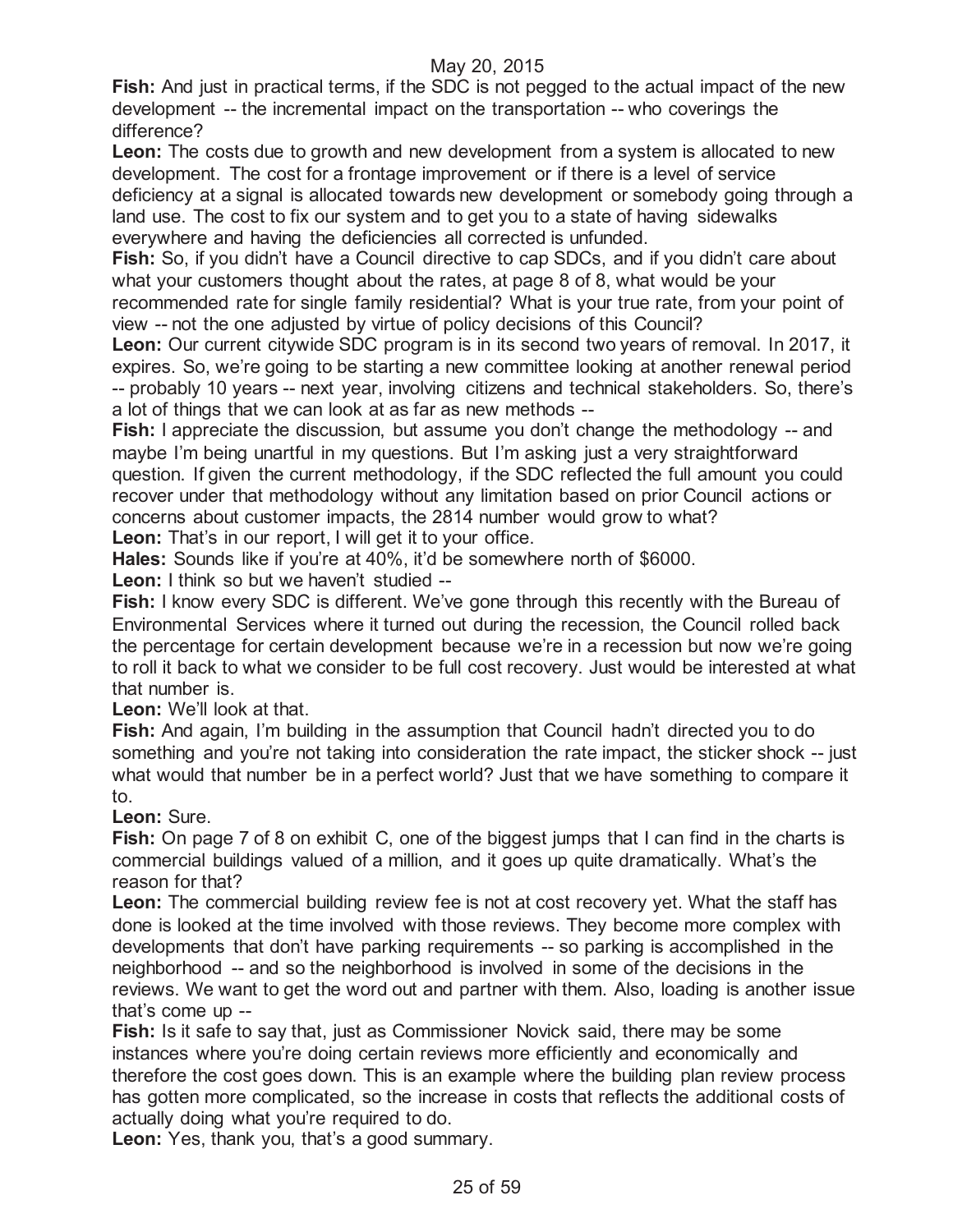**Fish:** And just in practical terms, if the SDC is not pegged to the actual impact of the new development -- the incremental impact on the transportation -- who coverings the difference?

**Leon:** The costs due to growth and new development from a system is allocated to new development. The cost for a frontage improvement or if there is a level of service deficiency at a signal is allocated towards new development or somebody going through a land use. The cost to fix our system and to get you to a state of having sidewalks everywhere and having the deficiencies all corrected is unfunded.

**Fish:** So, if you didn't have a Council directive to cap SDCs, and if you didn't care about what your customers thought about the rates, at page 8 of 8, what would be your recommended rate for single family residential? What is your true rate, from your point of view -- not the one adjusted by virtue of policy decisions of this Council?

**Leon:** Our current citywide SDC program is in its second two years of removal. In 2017, it expires. So, we're going to be starting a new committee looking at another renewal period -- probably 10 years -- next year, involving citizens and technical stakeholders. So, there's a lot of things that we can look at as far as new methods --

**Fish:** I appreciate the discussion, but assume you don't change the methodology -- and maybe I'm being unartful in my questions. But I'm asking just a very straightforward question. If given the current methodology, if the SDC reflected the full amount you could recover under that methodology without any limitation based on prior Council actions or concerns about customer impacts, the 2814 number would grow to what?

**Leon:** That's in our report, I will get it to your office.

**Hales:** Sounds like if you're at 40%, it'd be somewhere north of $6000.

**Leon:** I think so but we haven't studied --

**Fish:** I know every SDC is different. We've gone through this recently with the Bureau of Environmental Services where it turned out during the recession, the Council rolled back the percentage for certain development because we're in a recession but now we're going to roll it back to what we consider to be full cost recovery. Just would be interested at what that number is.

**Leon:** We'll look at that.

**Fish:** And again, I'm building in the assumption that Council hadn't directed you to do something and you're not taking into consideration the rate impact, the sticker shock -- just what would that number be in a perfect world? Just that we have something to compare it to.

**Leon:** Sure.

**Fish:** On page 7 of 8 on exhibit C, one of the biggest jumps that I can find in the charts is commercial buildings valued of a million, and it goes up quite dramatically. What's the reason for that?

**Leon:** The commercial building review fee is not at cost recovery yet. What the staff has done is looked at the time involved with those reviews. They become more complex with developments that don't have parking requirements -- so parking is accomplished in the neighborhood -- and so the neighborhood is involved in some of the decisions in the reviews. We want to get the word out and partner with them. Also, loading is another issue that's come up --

**Fish:** Is it safe to say that, just as Commissioner Novick said, there may be some instances where you're doing certain reviews more efficiently and economically and therefore the cost goes down. This is an example where the building plan review process has gotten more complicated, so the increase in costs that reflects the additional costs of actually doing what you're required to do.

**Leon:** Yes, thank you, that's a good summary.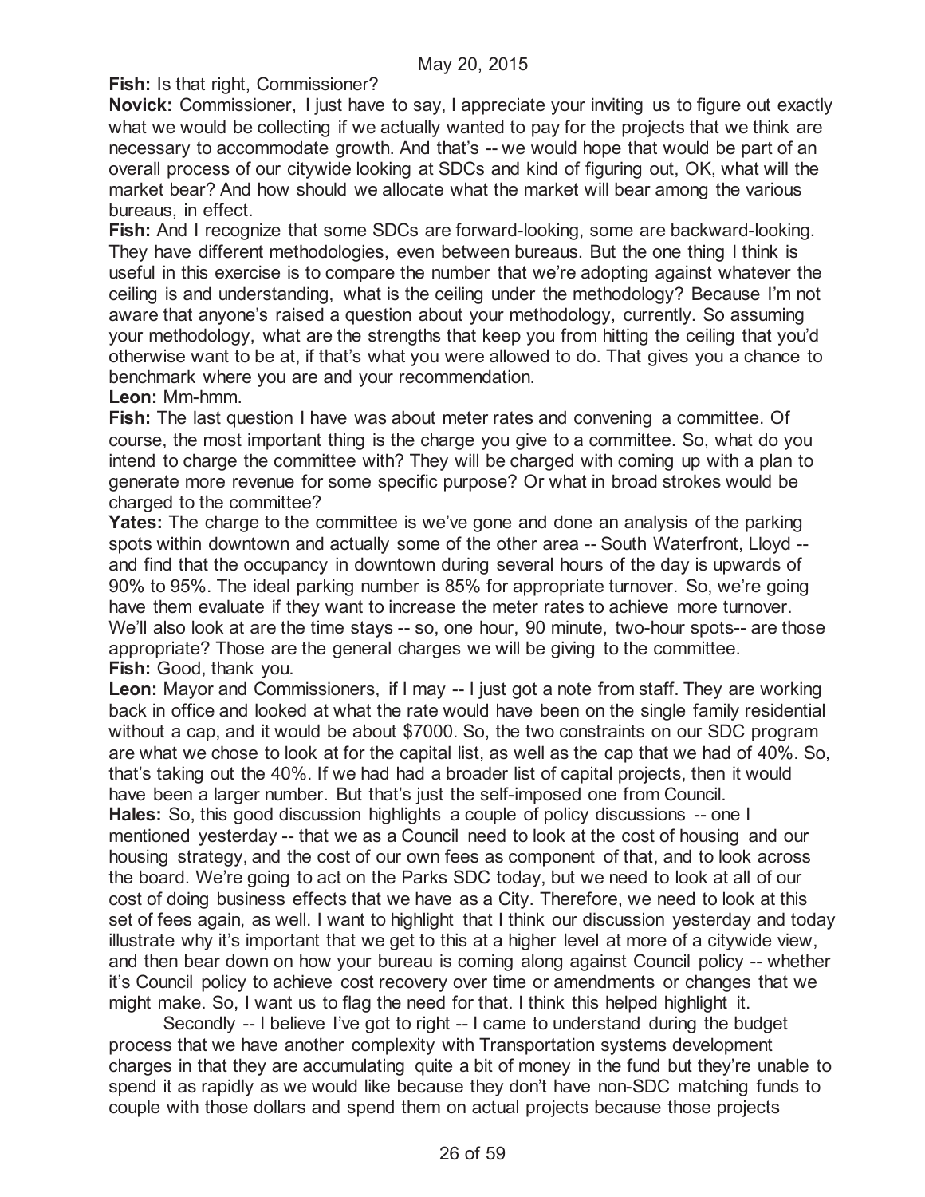**Fish:** Is that right, Commissioner?

**Novick:** Commissioner, I just have to say, I appreciate your inviting us to figure out exactly what we would be collecting if we actually wanted to pay for the projects that we think are necessary to accommodate growth. And that's -- we would hope that would be part of an overall process of our citywide looking at SDCs and kind of figuring out, OK, what will the market bear? And how should we allocate what the market will bear among the various bureaus, in effect.

**Fish:** And I recognize that some SDCs are forward-looking, some are backward-looking. They have different methodologies, even between bureaus. But the one thing I think is useful in this exercise is to compare the number that we're adopting against whatever the ceiling is and understanding, what is the ceiling under the methodology? Because I'm not aware that anyone's raised a question about your methodology, currently. So assuming your methodology, what are the strengths that keep you from hitting the ceiling that you'd otherwise want to be at, if that's what you were allowed to do. That gives you a chance to benchmark where you are and your recommendation.

**Leon:** Mm-hmm.

**Fish:** The last question I have was about meter rates and convening a committee. Of course, the most important thing is the charge you give to a committee. So, what do you intend to charge the committee with? They will be charged with coming up with a plan to generate more revenue for some specific purpose? Or what in broad strokes would be charged to the committee?

**Yates:** The charge to the committee is we've gone and done an analysis of the parking spots within downtown and actually some of the other area -- South Waterfront, Lloyd -- and find that the occupancy in downtown during several hours of the day is upwards of 90% to 95%. The ideal parking number is 85% for appropriate turnover. So, we're going have them evaluate if they want to increase the meter rates to achieve more turnover. We'll also look at are the time stays -- so, one hour, 90 minute, two-hour spots-- are those appropriate? Those are the general charges we will be giving to the committee.

**Fish:** Good, thank you.

**Leon:** Mayor and Commissioners, if I may -- I just got a note from staff. They are working back in office and looked at what the rate would have been on the single family residential without a cap, and it would be about $7000. So, the two constraints on our SDC program are what we chose to look at for the capital list, as well as the cap that we had of 40%. So, that's taking out the 40%. If we had had a broader list of capital projects, then it would have been a larger number. But that's just the self-imposed one from Council.

**Hales:** So, this good discussion highlights a couple of policy discussions -- one I mentioned yesterday -- that we as a Council need to look at the cost of housing and our housing strategy, and the cost of our own fees as component of that, and to look across the board. We're going to act on the Parks SDC today, but we need to look at all of our cost of doing business effects that we have as a City. Therefore, we need to look at this set of fees again, as well. I want to highlight that I think our discussion yesterday and today illustrate why it's important that we get to this at a higher level at more of a citywide view, and then bear down on how your bureau is coming along against Council policy -- whether it's Council policy to achieve cost recovery over time or amendments or changes that we might make. So, I want us to flag the need for that. I think this helped highlight it.

Secondly -- I believe I've got to right -- I came to understand during the budget process that we have another complexity with Transportation systems development charges in that they are accumulating quite a bit of money in the fund but they're unable to spend it as rapidly as we would like because they don't have non-SDC matching funds to couple with those dollars and spend them on actual projects because those projects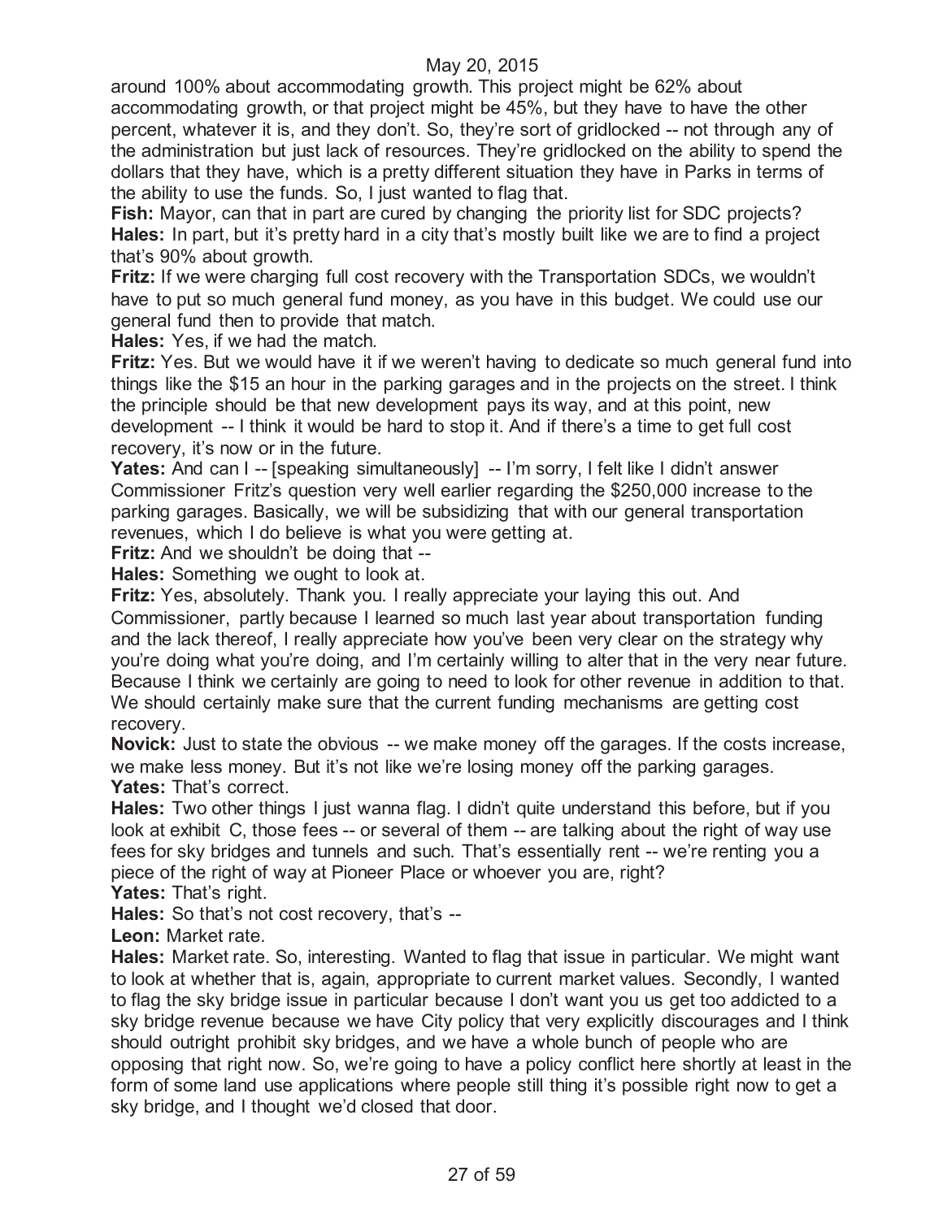around 100% about accommodating growth. This project might be 62% about accommodating growth, or that project might be 45%, but they have to have the other percent, whatever it is, and they don't. So, they're sort of gridlocked -- not through any of the administration but just lack of resources. They're gridlocked on the ability to spend the dollars that they have, which is a pretty different situation they have in Parks in terms of the ability to use the funds. So, I just wanted to flag that.

**Fish:** Mayor, can that in part are cured by changing the priority list for SDC projects?

**Hales:** In part, but it's pretty hard in a city that's mostly built like we are to find a project that's 90% about growth.

**Fritz:** If we were charging full cost recovery with the Transportation SDCs, we wouldn't have to put so much general fund money, as you have in this budget. We could use our general fund then to provide that match.

**Hales:** Yes, if we had the match.

**Fritz:** Yes. But we would have it if we weren't having to dedicate so much general fund into things like the $15 an hour in the parking garages and in the projects on the street. I think the principle should be that new development pays its way, and at this point, new development -- I think it would be hard to stop it. And if there's a time to get full cost recovery, it's now or in the future.

**Yates:** And can I -- [speaking simultaneously] -- I'm sorry, I felt like I didn't answer Commissioner Fritz's question very well earlier regarding the $250,000 increase to the parking garages. Basically, we will be subsidizing that with our general transportation revenues, which I do believe is what you were getting at.

**Fritz:** And we shouldn't be doing that --

**Hales:** Something we ought to look at.

**Fritz:** Yes, absolutely. Thank you. I really appreciate your laying this out. And Commissioner, partly because I learned so much last year about transportation funding and the lack thereof, I really appreciate how you've been very clear on the strategy why you're doing what you're doing, and I'm certainly willing to alter that in the very near future. Because I think we certainly are going to need to look for other revenue in addition to that. We should certainly make sure that the current funding mechanisms are getting cost recovery.

**Novick:** Just to state the obvious -- we make money off the garages. If the costs increase, we make less money. But it's not like we're losing money off the parking garages.

**Yates:** That's correct.

**Hales:** Two other things I just wanna flag. I didn't quite understand this before, but if you look at exhibit C, those fees -- or several of them -- are talking about the right of way use fees for sky bridges and tunnels and such. That's essentially rent -- we're renting you a piece of the right of way at Pioneer Place or whoever you are, right?

**Yates:** That's right.

**Hales:** So that's not cost recovery, that's --

**Leon:** Market rate.

**Hales:** Market rate. So, interesting. Wanted to flag that issue in particular. We might want to look at whether that is, again, appropriate to current market values. Secondly, I wanted to flag the sky bridge issue in particular because I don't want you us get too addicted to a sky bridge revenue because we have City policy that very explicitly discourages and I think should outright prohibit sky bridges, and we have a whole bunch of people who are opposing that right now. So, we're going to have a policy conflict here shortly at least in the form of some land use applications where people still thing it's possible right now to get a sky bridge, and I thought we'd closed that door.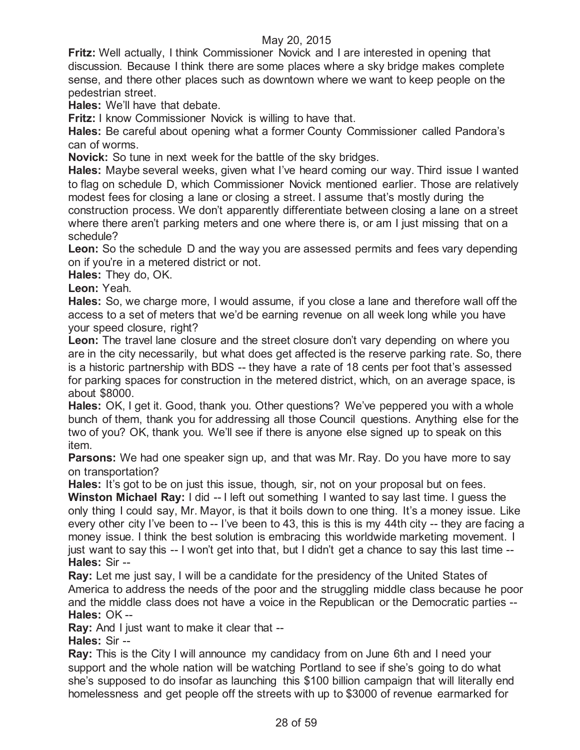**Fritz:** Well actually, I think Commissioner Novick and I are interested in opening that discussion. Because I think there are some places where a sky bridge makes complete sense, and there other places such as downtown where we want to keep people on the pedestrian street.

**Hales:** We'll have that debate.

**Fritz:** I know Commissioner Novick is willing to have that.

**Hales:** Be careful about opening what a former County Commissioner called Pandora's can of worms.

**Novick:** So tune in next week for the battle of the sky bridges.

**Hales:** Maybe several weeks, given what I've heard coming our way. Third issue I wanted to flag on schedule D, which Commissioner Novick mentioned earlier. Those are relatively modest fees for closing a lane or closing a street. I assume that's mostly during the construction process. We don't apparently differentiate between closing a lane on a street where there aren't parking meters and one where there is, or am I just missing that on a schedule?

**Leon:** So the schedule D and the way you are assessed permits and fees vary depending on if you're in a metered district or not.

**Hales:** They do, OK.

**Leon:** Yeah.

**Hales:** So, we charge more, I would assume, if you close a lane and therefore wall off the access to a set of meters that we'd be earning revenue on all week long while you have your speed closure, right?

**Leon:** The travel lane closure and the street closure don't vary depending on where you are in the city necessarily, but what does get affected is the reserve parking rate. So, there is a historic partnership with BDS -- they have a rate of 18 cents per foot that's assessed for parking spaces for construction in the metered district, which, on an average space, is about $8000.

**Hales:** OK, I get it. Good, thank you. Other questions? We've peppered you with a whole bunch of them, thank you for addressing all those Council questions. Anything else for the two of you? OK, thank you. We'll see if there is anyone else signed up to speak on this item.

**Parsons:** We had one speaker sign up, and that was Mr. Ray. Do you have more to say on transportation?

**Hales:** It's got to be on just this issue, though, sir, not on your proposal but on fees.

**Winston Michael Ray:** I did -- I left out something I wanted to say last time. I guess the only thing I could say, Mr. Mayor, is that it boils down to one thing. It's a money issue. Like every other city I've been to -- I've been to 43, this is this is my 44th city -- they are facing a money issue. I think the best solution is embracing this worldwide marketing movement. I just want to say this -- I won't get into that, but I didn't get a chance to say this last time --

**Hales:** Sir --

**Ray:** Let me just say, I will be a candidate for the presidency of the United States of America to address the needs of the poor and the struggling middle class because he poor and the middle class does not have a voice in the Republican or the Democratic parties --

**Hales:** OK --

**Ray:** And I just want to make it clear that --

**Hales:** Sir --

**Ray:** This is the City I will announce my candidacy from on June 6th and I need your support and the whole nation will be watching Portland to see if she's going to do what she's supposed to do insofar as launching this $100 billion campaign that will literally end homelessness and get people off the streets with up to $3000 of revenue earmarked for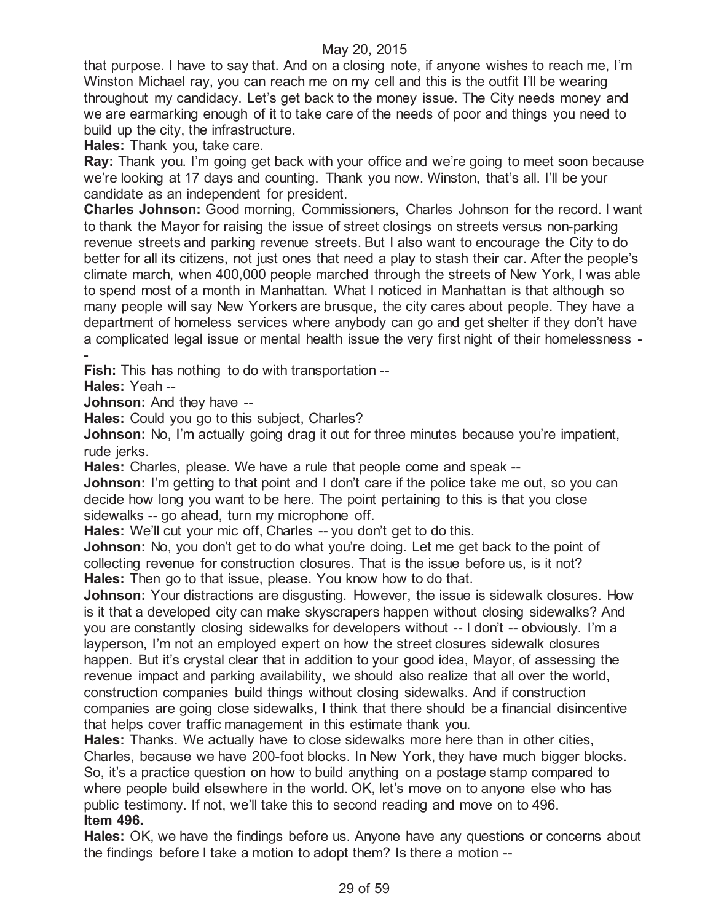that purpose. I have to say that. And on a closing note, if anyone wishes to reach me, I'm Winston Michael ray, you can reach me on my cell and this is the outfit I'll be wearing throughout my candidacy. Let's get back to the money issue. The City needs money and we are earmarking enough of it to take care of the needs of poor and things you need to build up the city, the infrastructure.

**Hales:** Thank you, take care.

**Ray:** Thank you. I'm going get back with your office and we're going to meet soon because we're looking at 17 days and counting. Thank you now. Winston, that's all. I'll be your candidate as an independent for president.

**Charles Johnson:** Good morning, Commissioners, Charles Johnson for the record. I want to thank the Mayor for raising the issue of street closings on streets versus non-parking revenue streets and parking revenue streets. But I also want to encourage the City to do better for all its citizens, not just ones that need a play to stash their car. After the people's climate march, when 400,000 people marched through the streets of New York, I was able to spend most of a month in Manhattan. What I noticed in Manhattan is that although so many people will say New Yorkers are brusque, the city cares about people. They have a department of homeless services where anybody can go and get shelter if they don't have a complicated legal issue or mental health issue the very first night of their homelessness --

**Fish:** This has nothing to do with transportation --

**Hales:** Yeah --

**Johnson:** And they have --

**Hales:** Could you go to this subject, Charles?

**Johnson:** No, I'm actually going drag it out for three minutes because you're impatient, rude jerks.

**Hales:** Charles, please. We have a rule that people come and speak --

**Johnson:** I'm getting to that point and I don't care if the police take me out, so you can decide how long you want to be here. The point pertaining to this is that you close sidewalks -- go ahead, turn my microphone off.

**Hales:** We'll cut your mic off, Charles -- you don't get to do this.

**Johnson:** No, you don't get to do what you're doing. Let me get back to the point of collecting revenue for construction closures. That is the issue before us, is it not?

**Hales:** Then go to that issue, please. You know how to do that.

**Johnson:** Your distractions are disgusting. However, the issue is sidewalk closures. How is it that a developed city can make skyscrapers happen without closing sidewalks? And you are constantly closing sidewalks for developers without -- I don't -- obviously. I'm a layperson, I'm not an employed expert on how the street closures sidewalk closures happen. But it's crystal clear that in addition to your good idea, Mayor, of assessing the revenue impact and parking availability, we should also realize that all over the world, construction companies build things without closing sidewalks. And if construction companies are going close sidewalks, I think that there should be a financial disincentive that helps cover traffic management in this estimate thank you.

**Hales:** Thanks. We actually have to close sidewalks more here than in other cities, Charles, because we have 200-foot blocks. In New York, they have much bigger blocks. So, it's a practice question on how to build anything on a postage stamp compared to where people build elsewhere in the world. OK, let's move on to anyone else who has public testimony. If not, we'll take this to second reading and move on to 496.

**Item 496.**

**Hales:** OK, we have the findings before us. Anyone have any questions or concerns about the findings before I take a motion to adopt them? Is there a motion --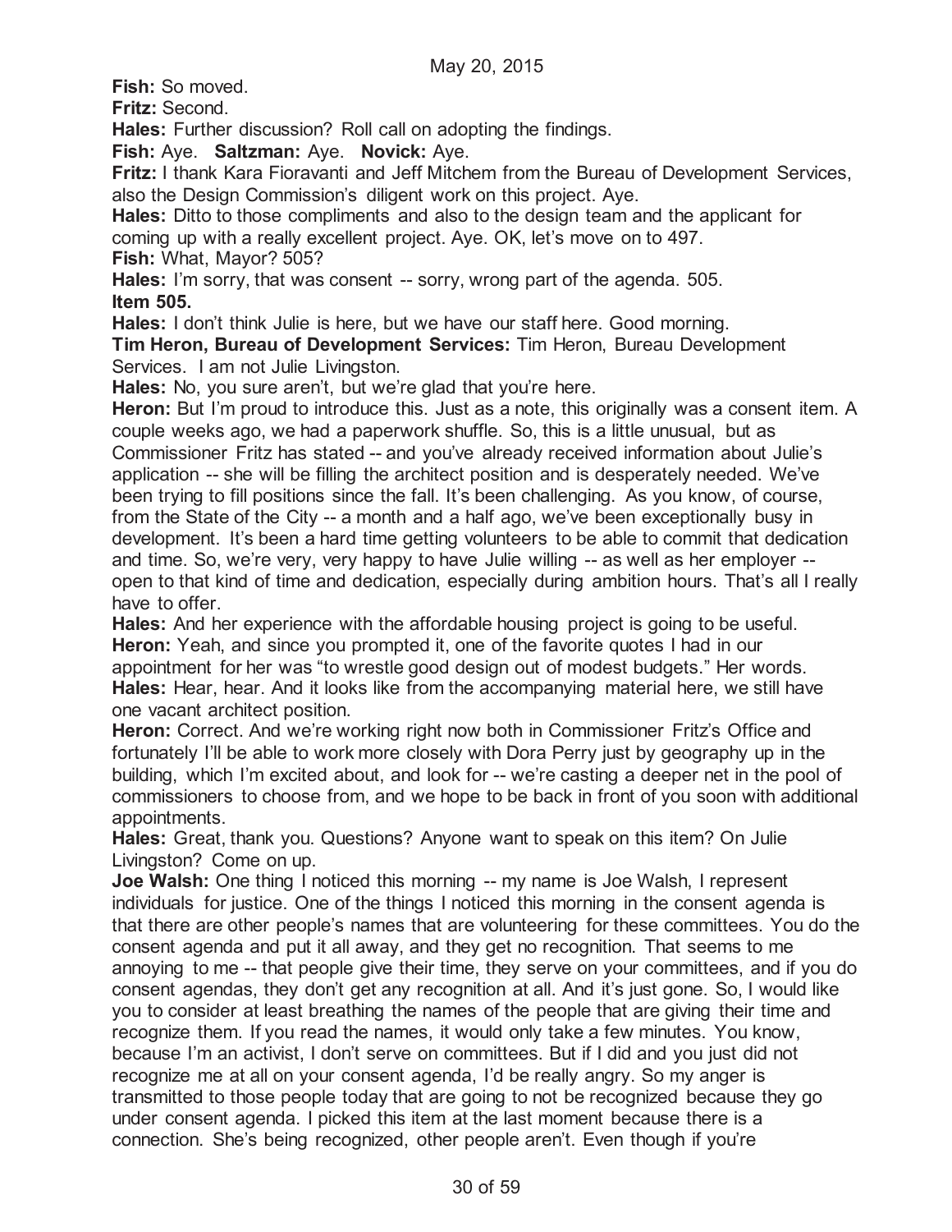**Fish:** So moved.

**Fritz:** Second.

**Hales:** Further discussion? Roll call on adopting the findings.

**Fish:** Aye. **Saltzman:** Aye. **Novick:** Aye.

**Fritz:** I thank Kara Fioravanti and Jeff Mitchem from the Bureau of Development Services, also the Design Commission's diligent work on this project. Aye.

**Hales:** Ditto to those compliments and also to the design team and the applicant for coming up with a really excellent project. Aye. OK, let's move on to 497.

**Fish:** What, Mayor? 505?

**Hales:** I'm sorry, that was consent -- sorry, wrong part of the agenda. 505.

**Item 505.**

**Hales:** I don't think Julie is here, but we have our staff here. Good morning.

**Tim Heron, Bureau of Development Services:** Tim Heron, Bureau Development Services. I am not Julie Livingston.

**Hales:** No, you sure aren't, but we're glad that you're here.

**Heron:** But I'm proud to introduce this. Just as a note, this originally was a consent item. A couple weeks ago, we had a paperwork shuffle. So, this is a little unusual, but as Commissioner Fritz has stated -- and you've already received information about Julie's application -- she will be filling the architect position and is desperately needed. We've been trying to fill positions since the fall. It's been challenging. As you know, of course, from the State of the City -- a month and a half ago, we've been exceptionally busy in development. It's been a hard time getting volunteers to be able to commit that dedication and time. So, we're very, very happy to have Julie willing -- as well as her employer -- open to that kind of time and dedication, especially during ambition hours. That's all I really have to offer.

**Hales:** And her experience with the affordable housing project is going to be useful.

**Heron:** Yeah, and since you prompted it, one of the favorite quotes I had in our appointment for her was "to wrestle good design out of modest budgets." Her words.

**Hales:** Hear, hear. And it looks like from the accompanying material here, we still have one vacant architect position.

**Heron:** Correct. And we're working right now both in Commissioner Fritz's Office and fortunately I'll be able to work more closely with Dora Perry just by geography up in the building, which I'm excited about, and look for -- we're casting a deeper net in the pool of commissioners to choose from, and we hope to be back in front of you soon with additional appointments.

**Hales:** Great, thank you. Questions? Anyone want to speak on this item? On Julie Livingston? Come on up.

**Joe Walsh:** One thing I noticed this morning -- my name is Joe Walsh, I represent individuals for justice. One of the things I noticed this morning in the consent agenda is that there are other people's names that are volunteering for these committees. You do the consent agenda and put it all away, and they get no recognition. That seems to me annoying to me -- that people give their time, they serve on your committees, and if you do consent agendas, they don't get any recognition at all. And it's just gone. So, I would like you to consider at least breathing the names of the people that are giving their time and recognize them. If you read the names, it would only take a few minutes. You know, because I'm an activist, I don't serve on committees. But if I did and you just did not recognize me at all on your consent agenda, I'd be really angry. So my anger is transmitted to those people today that are going to not be recognized because they go under consent agenda. I picked this item at the last moment because there is a connection. She's being recognized, other people aren't. Even though if you're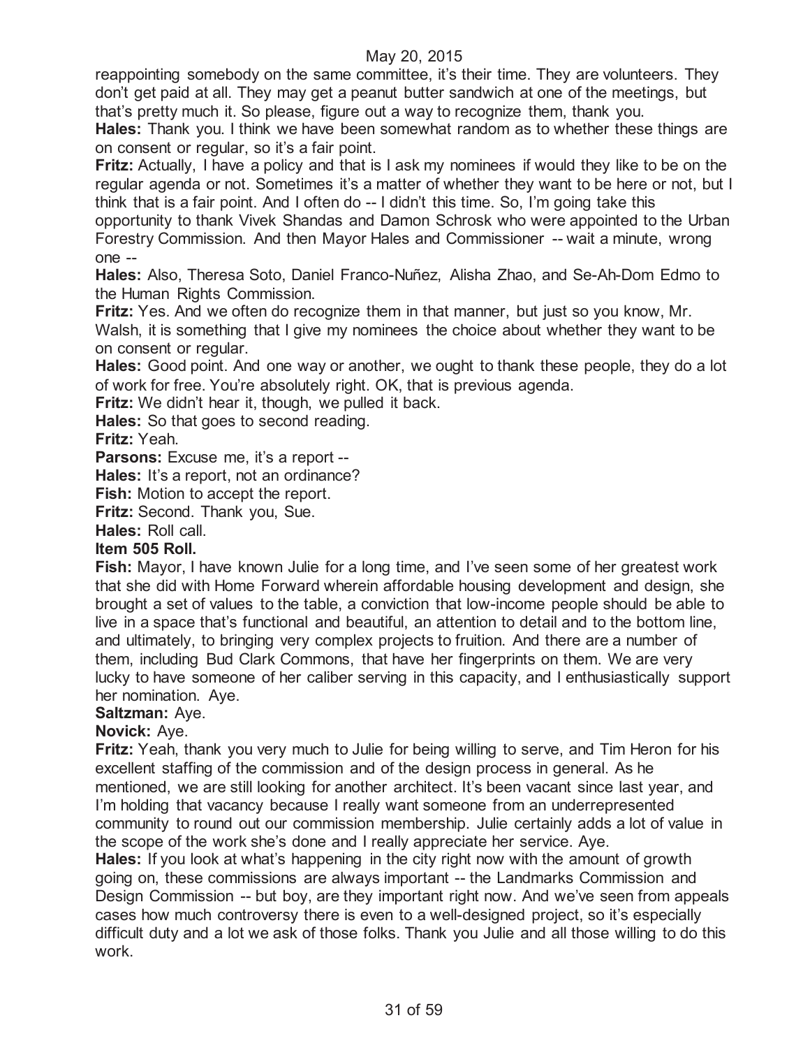reappointing somebody on the same committee, it's their time. They are volunteers. They don't get paid at all. They may get a peanut butter sandwich at one of the meetings, but that's pretty much it. So please, figure out a way to recognize them, thank you.

**Hales:** Thank you. I think we have been somewhat random as to whether these things are on consent or regular, so it's a fair point.

**Fritz:** Actually, I have a policy and that is I ask my nominees if would they like to be on the regular agenda or not. Sometimes it's a matter of whether they want to be here or not, but I think that is a fair point. And I often do -- I didn't this time. So, I'm going take this opportunity to thank Vivek Shandas and Damon Schrosk who were appointed to the Urban Forestry Commission. And then Mayor Hales and Commissioner -- wait a minute, wrong one --

**Hales:** Also, Theresa Soto, Daniel Franco-Nuñez, Alisha Zhao, and Se-Ah-Dom Edmo to the Human Rights Commission.

**Fritz:** Yes. And we often do recognize them in that manner, but just so you know, Mr. Walsh, it is something that I give my nominees the choice about whether they want to be on consent or regular.

**Hales:** Good point. And one way or another, we ought to thank these people, they do a lot of work for free. You're absolutely right. OK, that is previous agenda.

**Fritz:** We didn't hear it, though, we pulled it back.

**Hales:** So that goes to second reading.

**Fritz:** Yeah.

**Parsons:** Excuse me, it's a report --

**Hales:** It's a report, not an ordinance?

**Fish:** Motion to accept the report.

**Fritz:** Second. Thank you, Sue.

**Hales:** Roll call.

**Item 505 Roll.**

**Fish:** Mayor, I have known Julie for a long time, and I've seen some of her greatest work that she did with Home Forward wherein affordable housing development and design, she brought a set of values to the table, a conviction that low-income people should be able to live in a space that's functional and beautiful, an attention to detail and to the bottom line, and ultimately, to bringing very complex projects to fruition. And there are a number of them, including Bud Clark Commons, that have her fingerprints on them. We are very lucky to have someone of her caliber serving in this capacity, and I enthusiastically support her nomination. Aye.

**Saltzman:** Aye.

**Novick:** Aye.

**Fritz:** Yeah, thank you very much to Julie for being willing to serve, and Tim Heron for his excellent staffing of the commission and of the design process in general. As he mentioned, we are still looking for another architect. It's been vacant since last year, and I'm holding that vacancy because I really want someone from an underrepresented community to round out our commission membership. Julie certainly adds a lot of value in the scope of the work she's done and I really appreciate her service. Aye.

**Hales:** If you look at what's happening in the city right now with the amount of growth going on, these commissions are always important -- the Landmarks Commission and Design Commission -- but boy, are they important right now. And we've seen from appeals cases how much controversy there is even to a well-designed project, so it's especially difficult duty and a lot we ask of those folks. Thank you Julie and all those willing to do this work.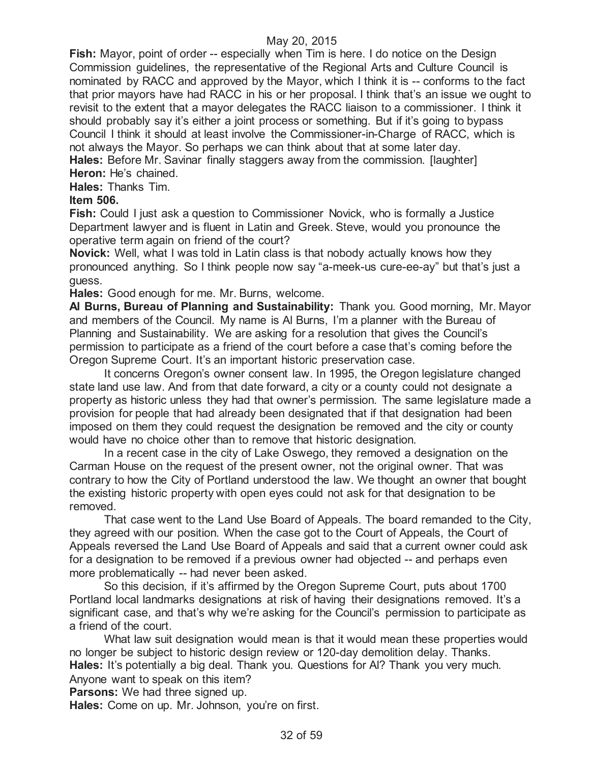May 20, 2015

**Fish:** Mayor, point of order -- especially when Tim is here. I do notice on the Design Commission guidelines, the representative of the Regional Arts and Culture Council is nominated by RACC and approved by the Mayor, which I think it is -- conforms to the fact that prior mayors have had RACC in his or her proposal. I think that's an issue we ought to revisit to the extent that a mayor delegates the RACC liaison to a commissioner. I think it should probably say it's either a joint process or something. But if it's going to bypass Council I think it should at least involve the Commissioner-in-Charge of RACC, which is not always the Mayor. So perhaps we can think about that at some later day.

**Hales:** Before Mr. Savinar finally staggers away from the commission. [laughter]

**Heron:** He's chained.

**Hales:** Thanks Tim.

**Item 506.**

**Fish:** Could I just ask a question to Commissioner Novick, who is formally a Justice Department lawyer and is fluent in Latin and Greek. Steve, would you pronounce the operative term again on friend of the court?

**Novick:** Well, what I was told in Latin class is that nobody actually knows how they pronounced anything. So I think people now say "a-meek-us cure-ee-ay" but that's just a guess.

**Hales:** Good enough for me. Mr. Burns, welcome.

**Al Burns, Bureau of Planning and Sustainability:** Thank you. Good morning, Mr. Mayor and members of the Council. My name is Al Burns, I'm a planner with the Bureau of Planning and Sustainability. We are asking for a resolution that gives the Council's permission to participate as a friend of the court before a case that's coming before the Oregon Supreme Court. It's an important historic preservation case.

It concerns Oregon's owner consent law. In 1995, the Oregon legislature changed state land use law. And from that date forward, a city or a county could not designate a property as historic unless they had that owner's permission. The same legislature made a provision for people that had already been designated that if that designation had been imposed on them they could request the designation be removed and the city or county would have no choice other than to remove that historic designation.

In a recent case in the city of Lake Oswego, they removed a designation on the Carman House on the request of the present owner, not the original owner. That was contrary to how the City of Portland understood the law. We thought an owner that bought the existing historic property with open eyes could not ask for that designation to be removed.

That case went to the Land Use Board of Appeals. The board remanded to the City, they agreed with our position. When the case got to the Court of Appeals, the Court of Appeals reversed the Land Use Board of Appeals and said that a current owner could ask for a designation to be removed if a previous owner had objected -- and perhaps even more problematically -- had never been asked.

So this decision, if it's affirmed by the Oregon Supreme Court, puts about 1700 Portland local landmarks designations at risk of having their designations removed. It's a significant case, and that's why we're asking for the Council's permission to participate as a friend of the court.

What law suit designation would mean is that it would mean these properties would no longer be subject to historic design review or 120-day demolition delay. Thanks.

**Hales:** It's potentially a big deal. Thank you. Questions for Al? Thank you very much. Anyone want to speak on this item?

**Parsons:** We had three signed up.

**Hales:** Come on up. Mr. Johnson, you're on first.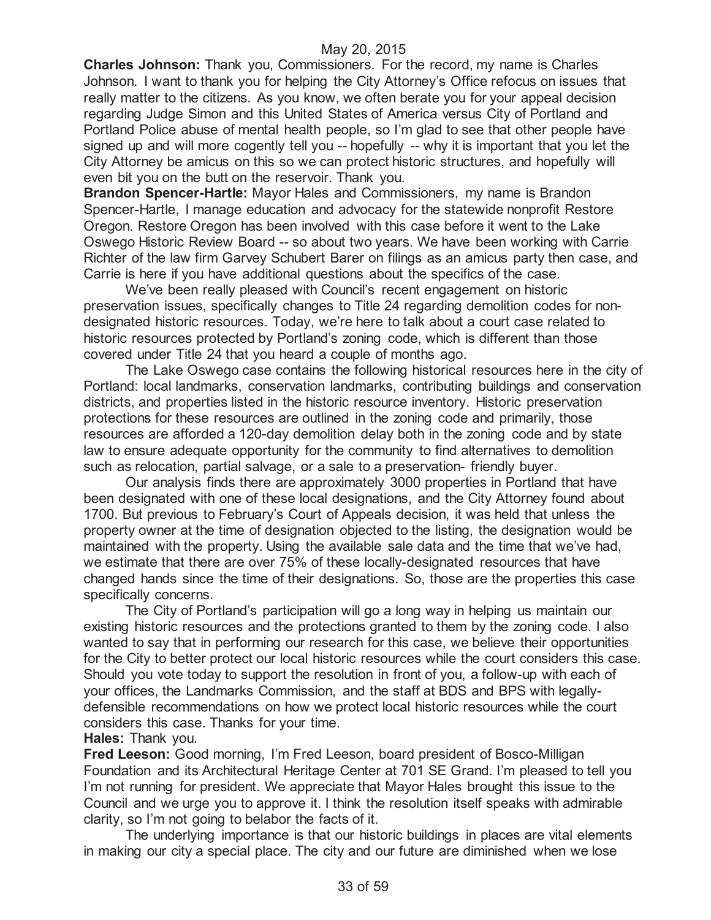**Charles Johnson:** Thank you, Commissioners. For the record, my name is Charles Johnson. I want to thank you for helping the City Attorney's Office refocus on issues that really matter to the citizens. As you know, we often berate you for your appeal decision regarding Judge Simon and this United States of America versus City of Portland and Portland Police abuse of mental health people, so I'm glad to see that other people have signed up and will more cogently tell you -- hopefully -- why it is important that you let the City Attorney be amicus on this so we can protect historic structures, and hopefully will even bit you on the butt on the reservoir. Thank you.

**Brandon Spencer-Hartle:** Mayor Hales and Commissioners, my name is Brandon Spencer-Hartle, I manage education and advocacy for the statewide nonprofit Restore Oregon. Restore Oregon has been involved with this case before it went to the Lake Oswego Historic Review Board -- so about two years. We have been working with Carrie Richter of the law firm Garvey Schubert Barer on filings as an amicus party then case, and Carrie is here if you have additional questions about the specifics of the case.

We've been really pleased with Council's recent engagement on historic preservation issues, specifically changes to Title 24 regarding demolition codes for non-designated historic resources. Today, we're here to talk about a court case related to historic resources protected by Portland's zoning code, which is different than those covered under Title 24 that you heard a couple of months ago.

The Lake Oswego case contains the following historical resources here in the city of Portland: local landmarks, conservation landmarks, contributing buildings and conservation districts, and properties listed in the historic resource inventory. Historic preservation protections for these resources are outlined in the zoning code and primarily, those resources are afforded a 120-day demolition delay both in the zoning code and by state law to ensure adequate opportunity for the community to find alternatives to demolition such as relocation, partial salvage, or a sale to a preservation- friendly buyer.

Our analysis finds there are approximately 3000 properties in Portland that have been designated with one of these local designations, and the City Attorney found about 1700. But previous to February's Court of Appeals decision, it was held that unless the property owner at the time of designation objected to the listing, the designation would be maintained with the property. Using the available sale data and the time that we've had, we estimate that there are over 75% of these locally-designated resources that have changed hands since the time of their designations. So, those are the properties this case specifically concerns.

The City of Portland's participation will go a long way in helping us maintain our existing historic resources and the protections granted to them by the zoning code. I also wanted to say that in performing our research for this case, we believe their opportunities for the City to better protect our local historic resources while the court considers this case. Should you vote today to support the resolution in front of you, a follow-up with each of your offices, the Landmarks Commission, and the staff at BDS and BPS with legally-defensible recommendations on how we protect local historic resources while the court considers this case. Thanks for your time.

**Hales:** Thank you.

**Fred Leeson:** Good morning, I'm Fred Leeson, board president of Bosco-Milligan Foundation and its Architectural Heritage Center at 701 SE Grand. I'm pleased to tell you I'm not running for president. We appreciate that Mayor Hales brought this issue to the Council and we urge you to approve it. I think the resolution itself speaks with admirable clarity, so I'm not going to belabor the facts of it.

The underlying importance is that our historic buildings in places are vital elements in making our city a special place. The city and our future are diminished when we lose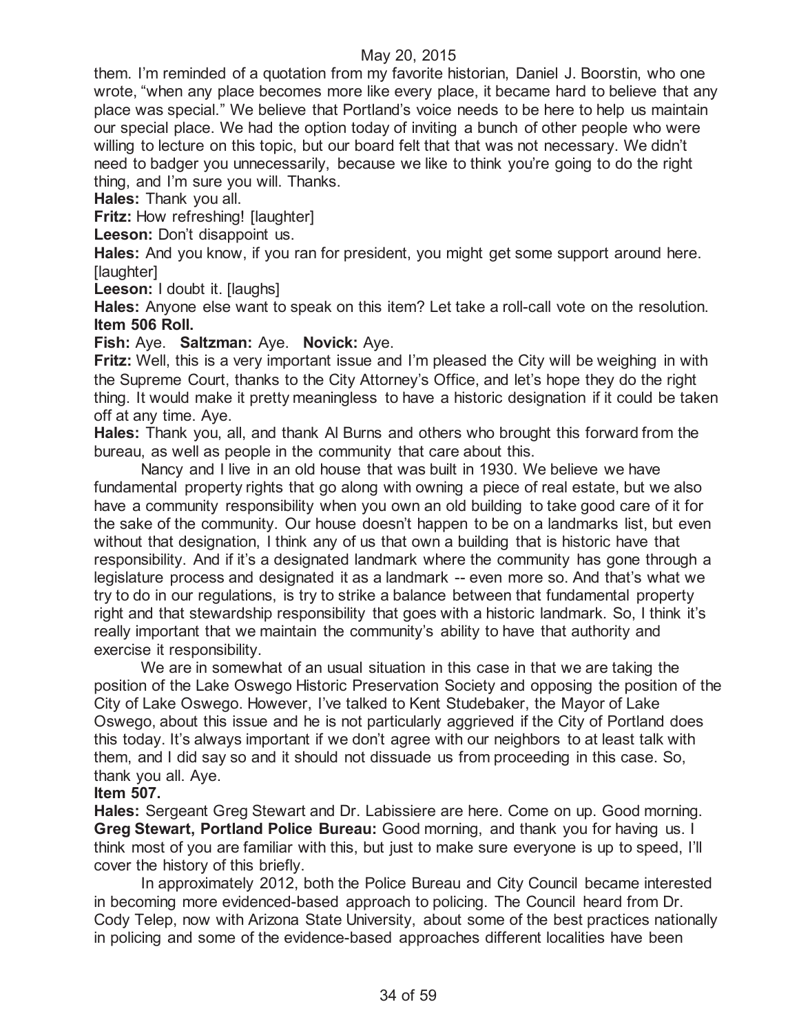them. I'm reminded of a quotation from my favorite historian, Daniel J. Boorstin, who one wrote, "when any place becomes more like every place, it became hard to believe that any place was special." We believe that Portland's voice needs to be here to help us maintain our special place. We had the option today of inviting a bunch of other people who were willing to lecture on this topic, but our board felt that that was not necessary. We didn't need to badger you unnecessarily, because we like to think you're going to do the right thing, and I'm sure you will. Thanks.

**Hales:** Thank you all.

**Fritz:** How refreshing! [laughter]

**Leeson:** Don't disappoint us.

**Hales:** And you know, if you ran for president, you might get some support around here. [laughter]

**Leeson:** I doubt it. [laughs]

**Hales:** Anyone else want to speak on this item? Let take a roll-call vote on the resolution.

**Item 506 Roll.**

**Fish:** Aye. **Saltzman:** Aye. **Novick:** Aye.

**Fritz:** Well, this is a very important issue and I'm pleased the City will be weighing in with the Supreme Court, thanks to the City Attorney's Office, and let's hope they do the right thing. It would make it pretty meaningless to have a historic designation if it could be taken off at any time. Aye.

**Hales:** Thank you, all, and thank Al Burns and others who brought this forward from the bureau, as well as people in the community that care about this.

Nancy and I live in an old house that was built in 1930. We believe we have fundamental property rights that go along with owning a piece of real estate, but we also have a community responsibility when you own an old building to take good care of it for the sake of the community. Our house doesn't happen to be on a landmarks list, but even without that designation, I think any of us that own a building that is historic have that responsibility. And if it's a designated landmark where the community has gone through a legislature process and designated it as a landmark -- even more so. And that's what we try to do in our regulations, is try to strike a balance between that fundamental property right and that stewardship responsibility that goes with a historic landmark. So, I think it's really important that we maintain the community's ability to have that authority and exercise it responsibility.

We are in somewhat of an usual situation in this case in that we are taking the position of the Lake Oswego Historic Preservation Society and opposing the position of the City of Lake Oswego. However, I've talked to Kent Studebaker, the Mayor of Lake Oswego, about this issue and he is not particularly aggrieved if the City of Portland does this today. It's always important if we don't agree with our neighbors to at least talk with them, and I did say so and it should not dissuade us from proceeding in this case. So, thank you all. Aye.

**Item 507.**

**Hales:** Sergeant Greg Stewart and Dr. Labissiere are here. Come on up. Good morning.

**Greg Stewart, Portland Police Bureau:** Good morning, and thank you for having us. I think most of you are familiar with this, but just to make sure everyone is up to speed, I'll cover the history of this briefly.

In approximately 2012, both the Police Bureau and City Council became interested in becoming more evidenced-based approach to policing. The Council heard from Dr. Cody Telep, now with Arizona State University, about some of the best practices nationally in policing and some of the evidence-based approaches different localities have been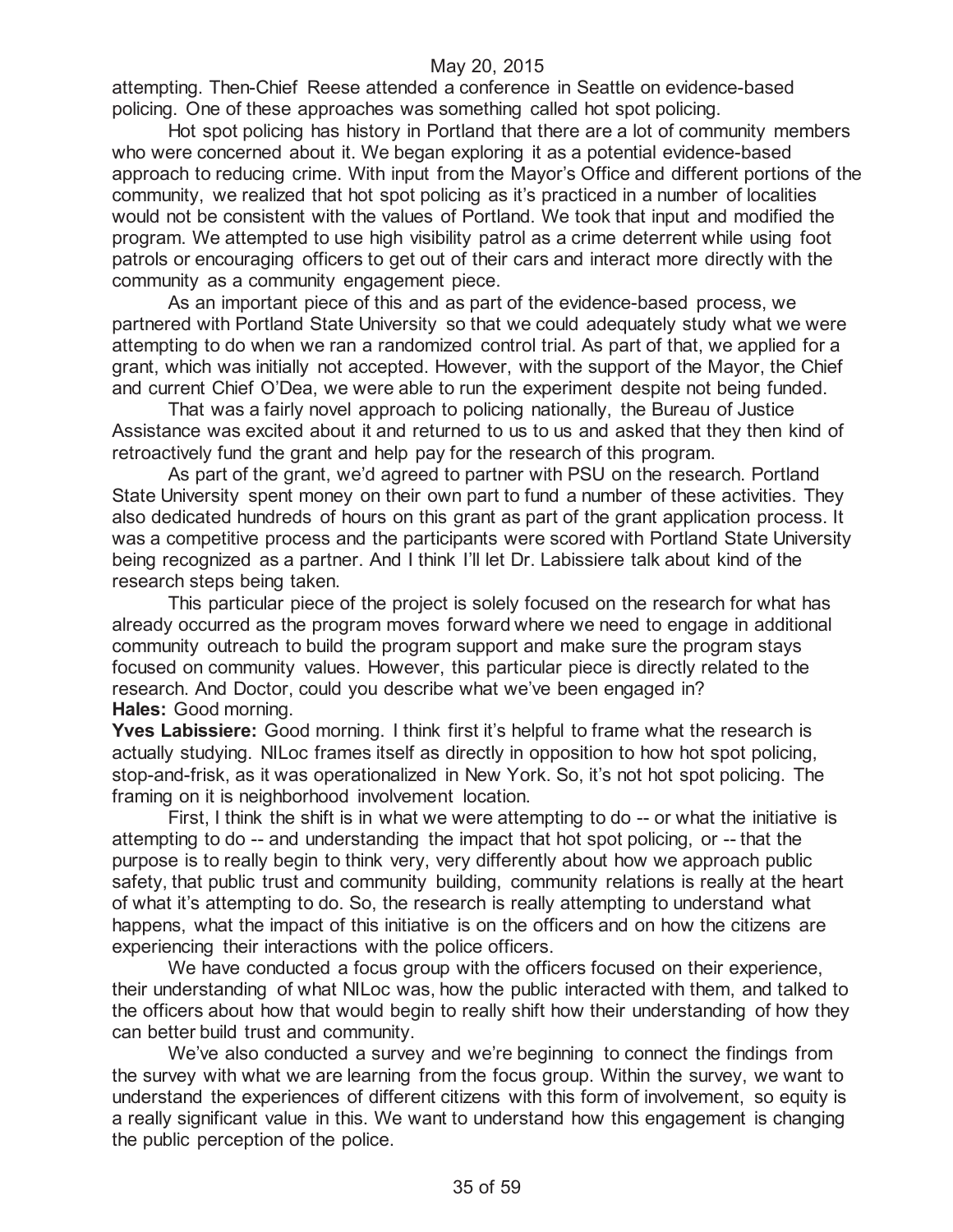attempting. Then-Chief Reese attended a conference in Seattle on evidence-based policing. One of these approaches was something called hot spot policing.

Hot spot policing has history in Portland that there are a lot of community members who were concerned about it. We began exploring it as a potential evidence-based approach to reducing crime. With input from the Mayor's Office and different portions of the community, we realized that hot spot policing as it's practiced in a number of localities would not be consistent with the values of Portland. We took that input and modified the program. We attempted to use high visibility patrol as a crime deterrent while using foot patrols or encouraging officers to get out of their cars and interact more directly with the community as a community engagement piece.

As an important piece of this and as part of the evidence-based process, we partnered with Portland State University so that we could adequately study what we were attempting to do when we ran a randomized control trial. As part of that, we applied for a grant, which was initially not accepted. However, with the support of the Mayor, the Chief and current Chief O'Dea, we were able to run the experiment despite not being funded.

That was a fairly novel approach to policing nationally, the Bureau of Justice Assistance was excited about it and returned to us to us and asked that they then kind of retroactively fund the grant and help pay for the research of this program.

As part of the grant, we'd agreed to partner with PSU on the research. Portland State University spent money on their own part to fund a number of these activities. They also dedicated hundreds of hours on this grant as part of the grant application process. It was a competitive process and the participants were scored with Portland State University being recognized as a partner. And I think I'll let Dr. Labissiere talk about kind of the research steps being taken.

This particular piece of the project is solely focused on the research for what has already occurred as the program moves forward where we need to engage in additional community outreach to build the program support and make sure the program stays focused on community values. However, this particular piece is directly related to the research. And Doctor, could you describe what we've been engaged in?

**Hales:** Good morning.

**Yves Labissiere:** Good morning. I think first it's helpful to frame what the research is actually studying. NILoc frames itself as directly in opposition to how hot spot policing, stop-and-frisk, as it was operationalized in New York. So, it's not hot spot policing. The framing on it is neighborhood involvement location.

First, I think the shift is in what we were attempting to do -- or what the initiative is attempting to do -- and understanding the impact that hot spot policing, or -- that the purpose is to really begin to think very, very differently about how we approach public safety, that public trust and community building, community relations is really at the heart of what it's attempting to do. So, the research is really attempting to understand what happens, what the impact of this initiative is on the officers and on how the citizens are experiencing their interactions with the police officers.

We have conducted a focus group with the officers focused on their experience, their understanding of what NILoc was, how the public interacted with them, and talked to the officers about how that would begin to really shift how their understanding of how they can better build trust and community.

We've also conducted a survey and we're beginning to connect the findings from the survey with what we are learning from the focus group. Within the survey, we want to understand the experiences of different citizens with this form of involvement, so equity is a really significant value in this. We want to understand how this engagement is changing the public perception of the police.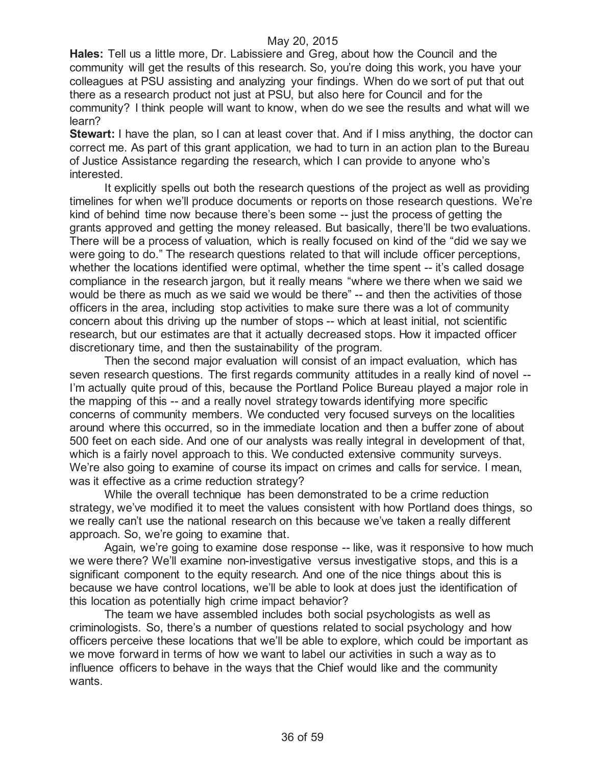**Hales:** Tell us a little more, Dr. Labissiere and Greg, about how the Council and the community will get the results of this research. So, you're doing this work, you have your colleagues at PSU assisting and analyzing your findings. When do we sort of put that out there as a research product not just at PSU, but also here for Council and for the community? I think people will want to know, when do we see the results and what will we learn?

**Stewart:** I have the plan, so I can at least cover that. And if I miss anything, the doctor can correct me. As part of this grant application, we had to turn in an action plan to the Bureau of Justice Assistance regarding the research, which I can provide to anyone who's interested.

It explicitly spells out both the research questions of the project as well as providing timelines for when we'll produce documents or reports on those research questions. We're kind of behind time now because there's been some -- just the process of getting the grants approved and getting the money released. But basically, there'll be two evaluations. There will be a process of valuation, which is really focused on kind of the "did we say we were going to do." The research questions related to that will include officer perceptions, whether the locations identified were optimal, whether the time spent -- it's called dosage compliance in the research jargon, but it really means "where we there when we said we would be there as much as we said we would be there" -- and then the activities of those officers in the area, including stop activities to make sure there was a lot of community concern about this driving up the number of stops -- which at least initial, not scientific research, but our estimates are that it actually decreased stops. How it impacted officer discretionary time, and then the sustainability of the program.

Then the second major evaluation will consist of an impact evaluation, which has seven research questions. The first regards community attitudes in a really kind of novel -- I'm actually quite proud of this, because the Portland Police Bureau played a major role in the mapping of this -- and a really novel strategy towards identifying more specific concerns of community members. We conducted very focused surveys on the localities around where this occurred, so in the immediate location and then a buffer zone of about 500 feet on each side. And one of our analysts was really integral in development of that, which is a fairly novel approach to this. We conducted extensive community surveys. We're also going to examine of course its impact on crimes and calls for service. I mean, was it effective as a crime reduction strategy?

While the overall technique has been demonstrated to be a crime reduction strategy, we've modified it to meet the values consistent with how Portland does things, so we really can't use the national research on this because we've taken a really different approach. So, we're going to examine that.

Again, we're going to examine dose response -- like, was it responsive to how much we were there? We'll examine non-investigative versus investigative stops, and this is a significant component to the equity research. And one of the nice things about this is because we have control locations, we'll be able to look at does just the identification of this location as potentially high crime impact behavior?

The team we have assembled includes both social psychologists as well as criminologists. So, there's a number of questions related to social psychology and how officers perceive these locations that we'll be able to explore, which could be important as we move forward in terms of how we want to label our activities in such a way as to influence officers to behave in the ways that the Chief would like and the community wants.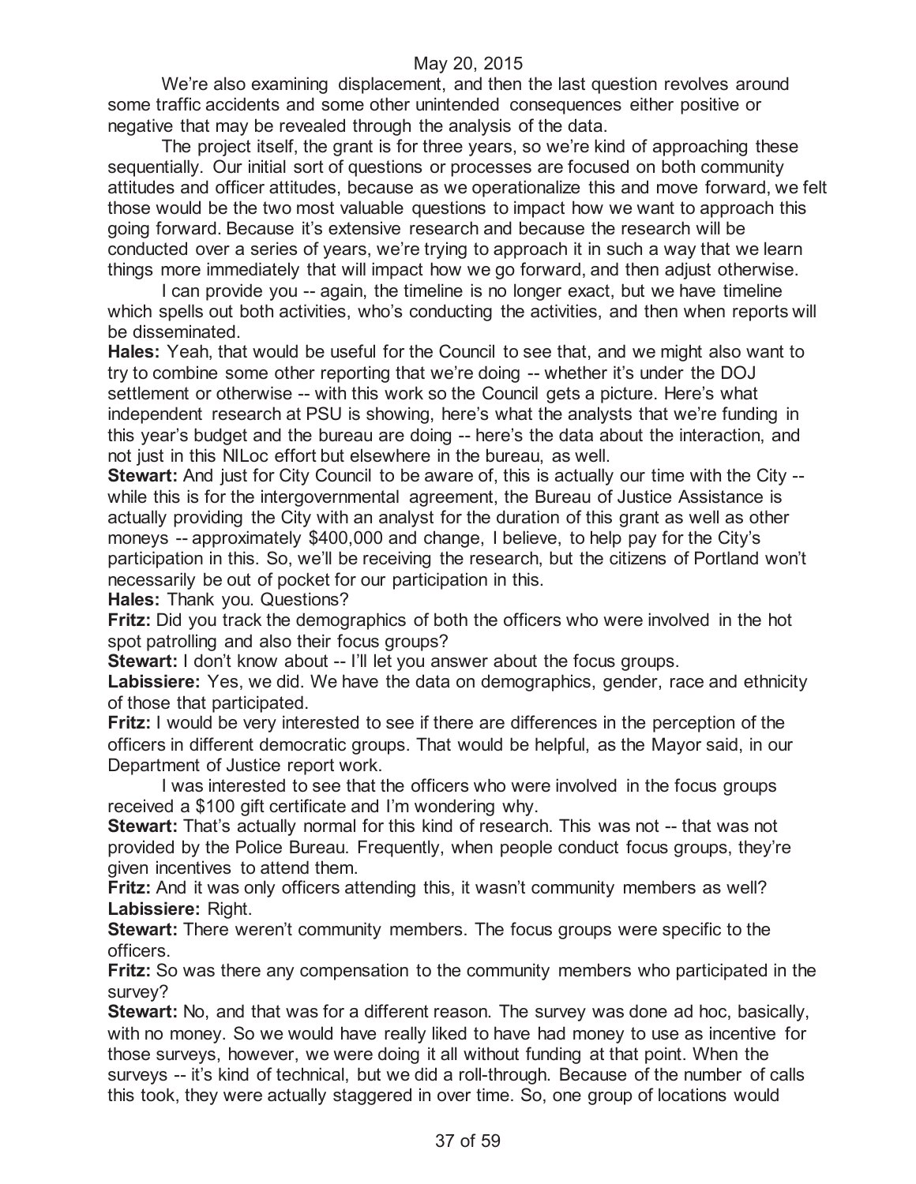We're also examining displacement, and then the last question revolves around some traffic accidents and some other unintended consequences either positive or negative that may be revealed through the analysis of the data.

The project itself, the grant is for three years, so we're kind of approaching these sequentially. Our initial sort of questions or processes are focused on both community attitudes and officer attitudes, because as we operationalize this and move forward, we felt those would be the two most valuable questions to impact how we want to approach this going forward. Because it's extensive research and because the research will be conducted over a series of years, we're trying to approach it in such a way that we learn things more immediately that will impact how we go forward, and then adjust otherwise.

I can provide you -- again, the timeline is no longer exact, but we have timeline which spells out both activities, who's conducting the activities, and then when reports will be disseminated.

**Hales:** Yeah, that would be useful for the Council to see that, and we might also want to try to combine some other reporting that we're doing -- whether it's under the DOJ settlement or otherwise -- with this work so the Council gets a picture. Here's what independent research at PSU is showing, here's what the analysts that we're funding in this year's budget and the bureau are doing -- here's the data about the interaction, and not just in this NILoc effort but elsewhere in the bureau, as well.

**Stewart:** And just for City Council to be aware of, this is actually our time with the City -- while this is for the intergovernmental agreement, the Bureau of Justice Assistance is actually providing the City with an analyst for the duration of this grant as well as other moneys -- approximately $400,000 and change, I believe, to help pay for the City's participation in this. So, we'll be receiving the research, but the citizens of Portland won't necessarily be out of pocket for our participation in this.

**Hales:** Thank you. Questions?

**Fritz:** Did you track the demographics of both the officers who were involved in the hot spot patrolling and also their focus groups?

**Stewart:** I don't know about -- I'll let you answer about the focus groups.

**Labissiere:** Yes, we did. We have the data on demographics, gender, race and ethnicity of those that participated.

**Fritz:** I would be very interested to see if there are differences in the perception of the officers in different democratic groups. That would be helpful, as the Mayor said, in our Department of Justice report work.

I was interested to see that the officers who were involved in the focus groups received a $100 gift certificate and I'm wondering why.

**Stewart:** That's actually normal for this kind of research. This was not -- that was not provided by the Police Bureau. Frequently, when people conduct focus groups, they're given incentives to attend them.

**Fritz:** And it was only officers attending this, it wasn't community members as well?

**Labissiere:** Right.

**Stewart:** There weren't community members. The focus groups were specific to the officers.

**Fritz:** So was there any compensation to the community members who participated in the survey?

**Stewart:** No, and that was for a different reason. The survey was done ad hoc, basically, with no money. So we would have really liked to have had money to use as incentive for those surveys, however, we were doing it all without funding at that point. When the surveys -- it's kind of technical, but we did a roll-through. Because of the number of calls this took, they were actually staggered in over time. So, one group of locations would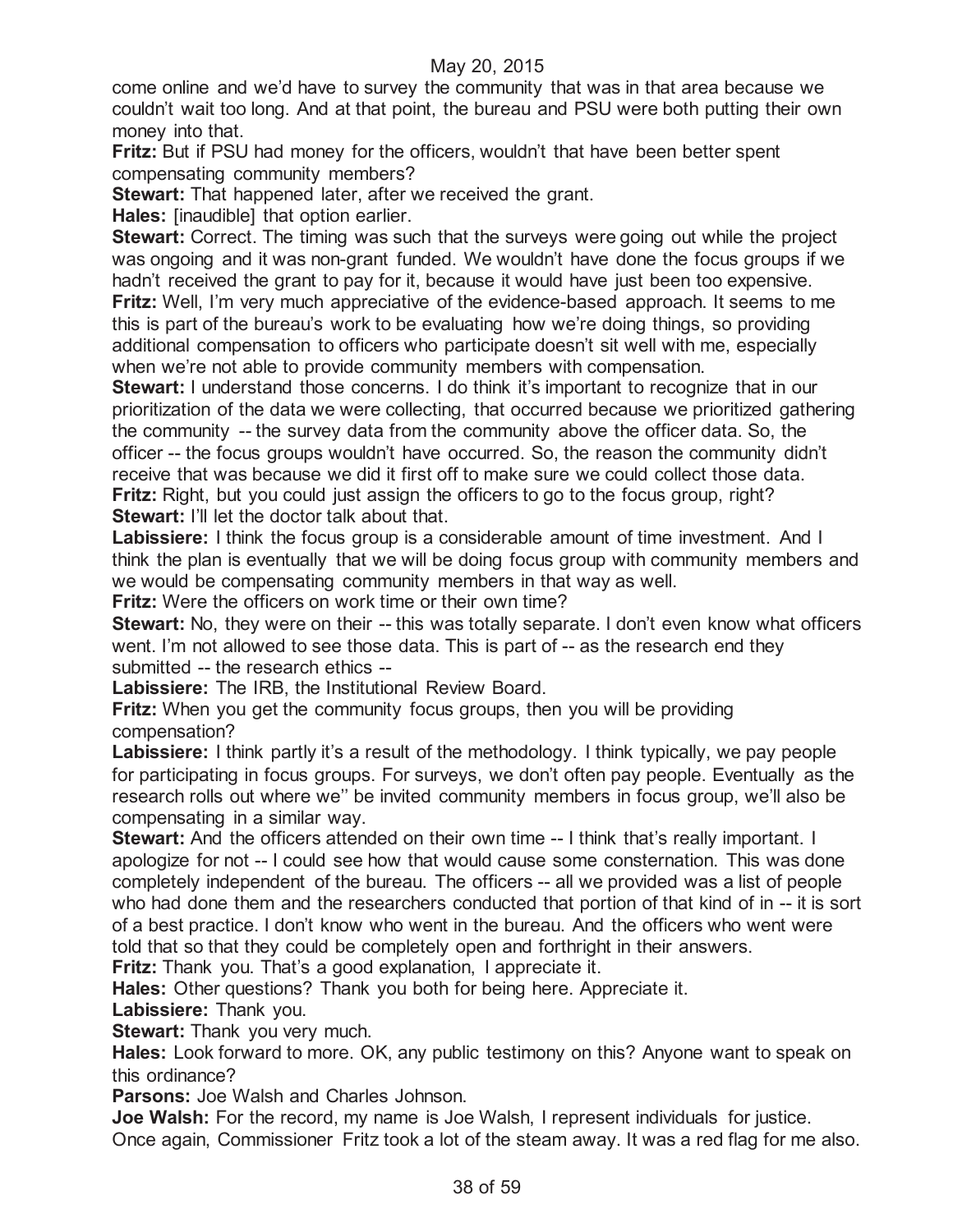come online and we'd have to survey the community that was in that area because we couldn't wait too long. And at that point, the bureau and PSU were both putting their own money into that.

**Fritz:** But if PSU had money for the officers, wouldn't that have been better spent compensating community members?

**Stewart:** That happened later, after we received the grant.

**Hales:** [inaudible] that option earlier.

**Stewart:** Correct. The timing was such that the surveys were going out while the project was ongoing and it was non-grant funded. We wouldn't have done the focus groups if we hadn't received the grant to pay for it, because it would have just been too expensive.

**Fritz:** Well, I'm very much appreciative of the evidence-based approach. It seems to me this is part of the bureau's work to be evaluating how we're doing things, so providing additional compensation to officers who participate doesn't sit well with me, especially when we're not able to provide community members with compensation.

**Stewart:** I understand those concerns. I do think it's important to recognize that in our prioritization of the data we were collecting, that occurred because we prioritized gathering the community -- the survey data from the community above the officer data. So, the officer -- the focus groups wouldn't have occurred. So, the reason the community didn't receive that was because we did it first off to make sure we could collect those data.

**Fritz:** Right, but you could just assign the officers to go to the focus group, right?

**Stewart:** I'll let the doctor talk about that.

**Labissiere:** I think the focus group is a considerable amount of time investment. And I think the plan is eventually that we will be doing focus group with community members and we would be compensating community members in that way as well.

**Fritz:** Were the officers on work time or their own time?

**Stewart:** No, they were on their -- this was totally separate. I don't even know what officers went. I'm not allowed to see those data. This is part of -- as the research end they submitted -- the research ethics --

**Labissiere:** The IRB, the Institutional Review Board.

**Fritz:** When you get the community focus groups, then you will be providing compensation?

**Labissiere:** I think partly it's a result of the methodology. I think typically, we pay people for participating in focus groups. For surveys, we don't often pay people. Eventually as the research rolls out where we'' be invited community members in focus group, we'll also be compensating in a similar way.

**Stewart:** And the officers attended on their own time -- I think that's really important. I apologize for not -- I could see how that would cause some consternation. This was done completely independent of the bureau. The officers -- all we provided was a list of people who had done them and the researchers conducted that portion of that kind of in -- it is sort of a best practice. I don't know who went in the bureau. And the officers who went were told that so that they could be completely open and forthright in their answers.

**Fritz:** Thank you. That's a good explanation, I appreciate it.

**Hales:** Other questions? Thank you both for being here. Appreciate it.

**Labissiere:** Thank you.

**Stewart:** Thank you very much.

**Hales:** Look forward to more. OK, any public testimony on this? Anyone want to speak on this ordinance?

**Parsons:** Joe Walsh and Charles Johnson.

**Joe Walsh:** For the record, my name is Joe Walsh, I represent individuals for justice. Once again, Commissioner Fritz took a lot of the steam away. It was a red flag for me also.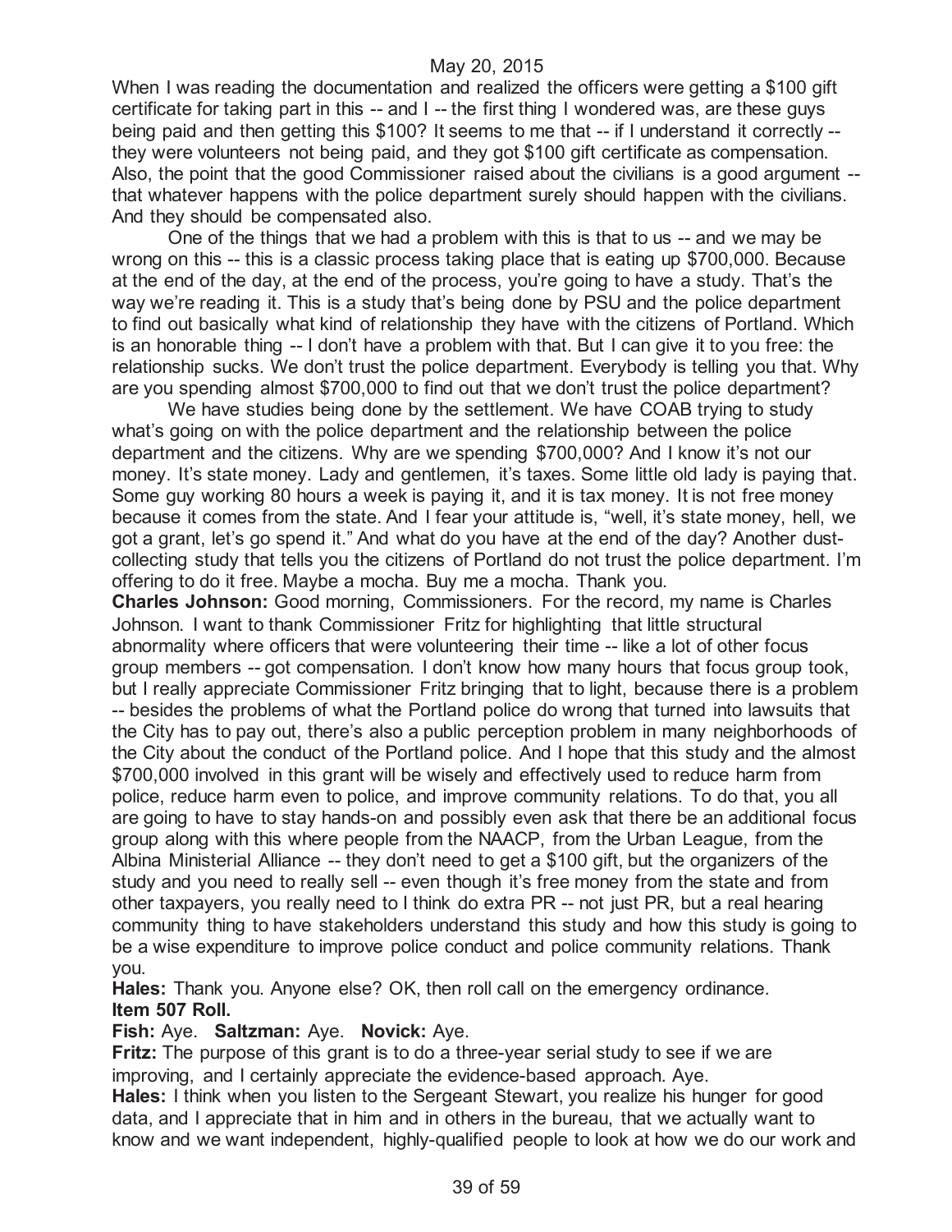When I was reading the documentation and realized the officers were getting a $100 gift certificate for taking part in this -- and I -- the first thing I wondered was, are these guys being paid and then getting this $100? It seems to me that -- if I understand it correctly -- they were volunteers not being paid, and they got $100 gift certificate as compensation. Also, the point that the good Commissioner raised about the civilians is a good argument -- that whatever happens with the police department surely should happen with the civilians. And they should be compensated also.

One of the things that we had a problem with this is that to us -- and we may be wrong on this -- this is a classic process taking place that is eating up $700,000. Because at the end of the day, at the end of the process, you're going to have a study. That's the way we're reading it. This is a study that's being done by PSU and the police department to find out basically what kind of relationship they have with the citizens of Portland. Which is an honorable thing -- I don't have a problem with that. But I can give it to you free: the relationship sucks. We don't trust the police department. Everybody is telling you that. Why are you spending almost $700,000 to find out that we don't trust the police department?

We have studies being done by the settlement. We have COAB trying to study what's going on with the police department and the relationship between the police department and the citizens. Why are we spending $700,000? And I know it's not our money. It's state money. Lady and gentlemen, it's taxes. Some little old lady is paying that. Some guy working 80 hours a week is paying it, and it is tax money. It is not free money because it comes from the state. And I fear your attitude is, "well, it's state money, hell, we got a grant, let's go spend it." And what do you have at the end of the day? Another dust-collecting study that tells you the citizens of Portland do not trust the police department. I'm offering to do it free. Maybe a mocha. Buy me a mocha. Thank you.

**Charles Johnson:** Good morning, Commissioners. For the record, my name is Charles Johnson. I want to thank Commissioner Fritz for highlighting that little structural abnormality where officers that were volunteering their time -- like a lot of other focus group members -- got compensation. I don't know how many hours that focus group took, but I really appreciate Commissioner Fritz bringing that to light, because there is a problem -- besides the problems of what the Portland police do wrong that turned into lawsuits that the City has to pay out, there's also a public perception problem in many neighborhoods of the City about the conduct of the Portland police. And I hope that this study and the almost $700,000 involved in this grant will be wisely and effectively used to reduce harm from police, reduce harm even to police, and improve community relations. To do that, you all are going to have to stay hands-on and possibly even ask that there be an additional focus group along with this where people from the NAACP, from the Urban League, from the Albina Ministerial Alliance -- they don't need to get a $100 gift, but the organizers of the study and you need to really sell -- even though it's free money from the state and from other taxpayers, you really need to I think do extra PR -- not just PR, but a real hearing community thing to have stakeholders understand this study and how this study is going to be a wise expenditure to improve police conduct and police community relations. Thank you.

**Hales:** Thank you. Anyone else? OK, then roll call on the emergency ordinance.

**Item 507 Roll.**

**Fish:** Aye. **Saltzman:** Aye. **Novick:** Aye.

**Fritz:** The purpose of this grant is to do a three-year serial study to see if we are improving, and I certainly appreciate the evidence-based approach. Aye.

**Hales:** I think when you listen to the Sergeant Stewart, you realize his hunger for good data, and I appreciate that in him and in others in the bureau, that we actually want to know and we want independent, highly-qualified people to look at how we do our work and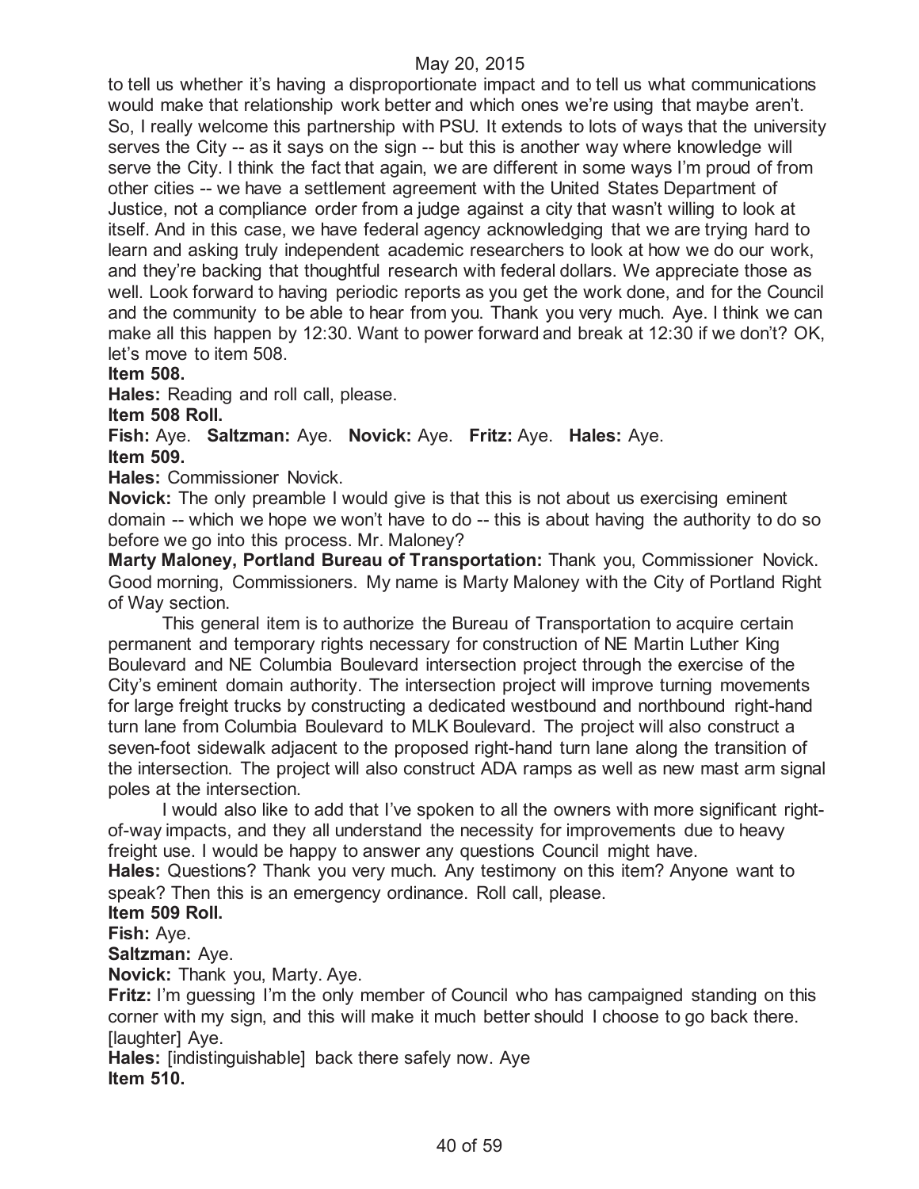to tell us whether it's having a disproportionate impact and to tell us what communications would make that relationship work better and which ones we're using that maybe aren't. So, I really welcome this partnership with PSU. It extends to lots of ways that the university serves the City -- as it says on the sign -- but this is another way where knowledge will serve the City. I think the fact that again, we are different in some ways I'm proud of from other cities -- we have a settlement agreement with the United States Department of Justice, not a compliance order from a judge against a city that wasn't willing to look at itself. And in this case, we have federal agency acknowledging that we are trying hard to learn and asking truly independent academic researchers to look at how we do our work, and they're backing that thoughtful research with federal dollars. We appreciate those as well. Look forward to having periodic reports as you get the work done, and for the Council and the community to be able to hear from you. Thank you very much. Aye. I think we can make all this happen by 12:30. Want to power forward and break at 12:30 if we don't? OK, let's move to item 508.

**Item 508.**

**Hales:** Reading and roll call, please.

**Item 508 Roll.**

**Fish:** Aye. **Saltzman:** Aye. **Novick:** Aye. **Fritz:** Aye. **Hales:** Aye.

**Item 509.**

**Hales:** Commissioner Novick.

**Novick:** The only preamble I would give is that this is not about us exercising eminent domain -- which we hope we won't have to do -- this is about having the authority to do so before we go into this process. Mr. Maloney?

**Marty Maloney, Portland Bureau of Transportation:** Thank you, Commissioner Novick. Good morning, Commissioners. My name is Marty Maloney with the City of Portland Right of Way section.

This general item is to authorize the Bureau of Transportation to acquire certain permanent and temporary rights necessary for construction of NE Martin Luther King Boulevard and NE Columbia Boulevard intersection project through the exercise of the City's eminent domain authority. The intersection project will improve turning movements for large freight trucks by constructing a dedicated westbound and northbound right-hand turn lane from Columbia Boulevard to MLK Boulevard. The project will also construct a seven-foot sidewalk adjacent to the proposed right-hand turn lane along the transition of the intersection. The project will also construct ADA ramps as well as new mast arm signal poles at the intersection.

I would also like to add that I've spoken to all the owners with more significant right-of-way impacts, and they all understand the necessity for improvements due to heavy freight use. I would be happy to answer any questions Council might have.

**Hales:** Questions? Thank you very much. Any testimony on this item? Anyone want to speak? Then this is an emergency ordinance. Roll call, please.

**Item 509 Roll.**

**Fish:** Aye.

**Saltzman:** Aye.

**Novick:** Thank you, Marty. Aye.

**Fritz:** I'm guessing I'm the only member of Council who has campaigned standing on this corner with my sign, and this will make it much better should I choose to go back there. [laughter] Aye.

**Hales:** [indistinguishable] back there safely now. Aye

**Item 510.**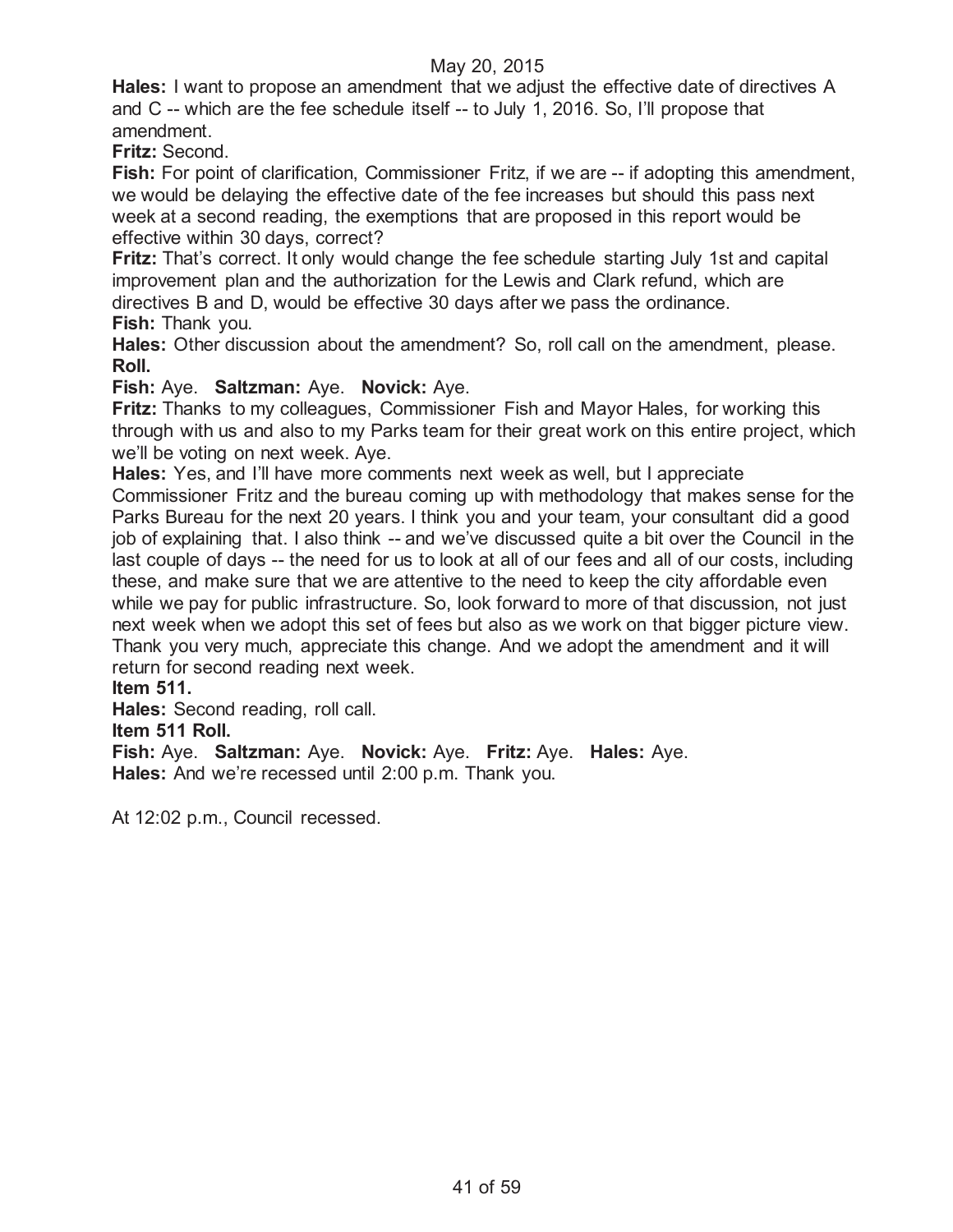**Hales:** I want to propose an amendment that we adjust the effective date of directives A and C -- which are the fee schedule itself -- to July 1, 2016. So, I'll propose that amendment.

**Fritz:** Second.

**Fish:** For point of clarification, Commissioner Fritz, if we are -- if adopting this amendment, we would be delaying the effective date of the fee increases but should this pass next week at a second reading, the exemptions that are proposed in this report would be effective within 30 days, correct?

**Fritz:** That's correct. It only would change the fee schedule starting July 1st and capital improvement plan and the authorization for the Lewis and Clark refund, which are directives B and D, would be effective 30 days after we pass the ordinance.

**Fish:** Thank you.

**Hales:** Other discussion about the amendment? So, roll call on the amendment, please.

**Roll.**

**Fish:** Aye. **Saltzman:** Aye. **Novick:** Aye.

**Fritz:** Thanks to my colleagues, Commissioner Fish and Mayor Hales, for working this through with us and also to my Parks team for their great work on this entire project, which we'll be voting on next week. Aye.

**Hales:** Yes, and I'll have more comments next week as well, but I appreciate Commissioner Fritz and the bureau coming up with methodology that makes sense for the Parks Bureau for the next 20 years. I think you and your team, your consultant did a good job of explaining that. I also think -- and we've discussed quite a bit over the Council in the last couple of days -- the need for us to look at all of our fees and all of our costs, including these, and make sure that we are attentive to the need to keep the city affordable even while we pay for public infrastructure. So, look forward to more of that discussion, not just next week when we adopt this set of fees but also as we work on that bigger picture view. Thank you very much, appreciate this change. And we adopt the amendment and it will return for second reading next week.

**Item 511.**

**Hales:** Second reading, roll call.

**Item 511 Roll.**

**Fish:** Aye. **Saltzman:** Aye. **Novick:** Aye. **Fritz:** Aye. **Hales:** Aye.

**Hales:** And we're recessed until 2:00 p.m. Thank you.

At 12:02 p.m., Council recessed.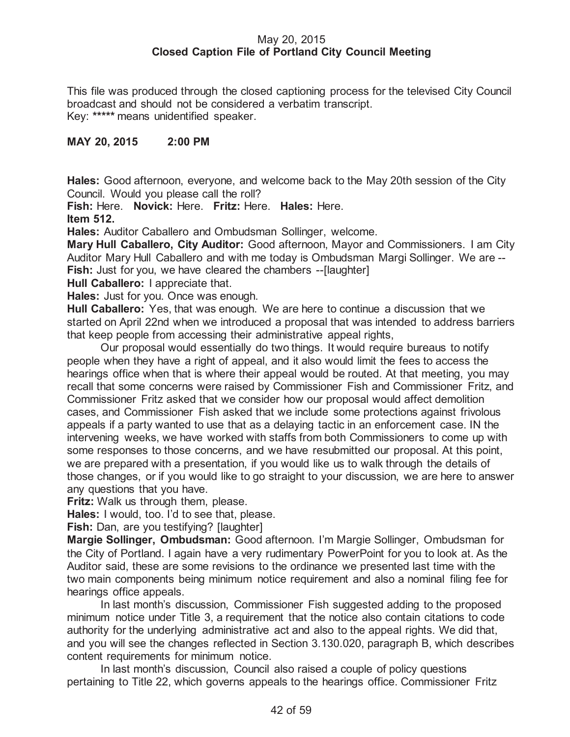May 20, 2015
**Closed Caption File of Portland City Council Meeting**

This file was produced through the closed captioning process for the televised City Council broadcast and should not be considered a verbatim transcript.
Key: ***** means unidentified speaker.

**MAY 20, 2015 2:00 PM**

**Hales:** Good afternoon, everyone, and welcome back to the May 20th session of the City Council. Would you please call the roll?
**Fish:** Here. **Novick:** Here. **Fritz:** Here. **Hales:** Here.
**Item 512.**
**Hales:** Auditor Caballero and Ombudsman Sollinger, welcome.
**Mary Hull Caballero, City Auditor:** Good afternoon, Mayor and Commissioners. I am City Auditor Mary Hull Caballero and with me today is Ombudsman Margi Sollinger. We are --
**Fish:** Just for you, we have cleared the chambers --[laughter]
**Hull Caballero:** I appreciate that.
**Hales:** Just for you. Once was enough.
**Hull Caballero:** Yes, that was enough. We are here to continue a discussion that we started on April 22nd when we introduced a proposal that was intended to address barriers that keep people from accessing their administrative appeal rights,

Our proposal would essentially do two things. It would require bureaus to notify people when they have a right of appeal, and it also would limit the fees to access the hearings office when that is where their appeal would be routed. At that meeting, you may recall that some concerns were raised by Commissioner Fish and Commissioner Fritz, and Commissioner Fritz asked that we consider how our proposal would affect demolition cases, and Commissioner Fish asked that we include some protections against frivolous appeals if a party wanted to use that as a delaying tactic in an enforcement case. IN the intervening weeks, we have worked with staffs from both Commissioners to come up with some responses to those concerns, and we have resubmitted our proposal. At this point, we are prepared with a presentation, if you would like us to walk through the details of those changes, or if you would like to go straight to your discussion, we are here to answer any questions that you have.
**Fritz:** Walk us through them, please.
**Hales:** I would, too. I'd to see that, please.
**Fish:** Dan, are you testifying? [laughter]
**Margie Sollinger, Ombudsman:** Good afternoon. I'm Margie Sollinger, Ombudsman for the City of Portland. I again have a very rudimentary PowerPoint for you to look at. As the Auditor said, these are some revisions to the ordinance we presented last time with the two main components being minimum notice requirement and also a nominal filing fee for hearings office appeals.

In last month's discussion, Commissioner Fish suggested adding to the proposed minimum notice under Title 3, a requirement that the notice also contain citations to code authority for the underlying administrative act and also to the appeal rights. We did that, and you will see the changes reflected in Section 3.130.020, paragraph B, which describes content requirements for minimum notice.

In last month's discussion, Council also raised a couple of policy questions pertaining to Title 22, which governs appeals to the hearings office. Commissioner Fritz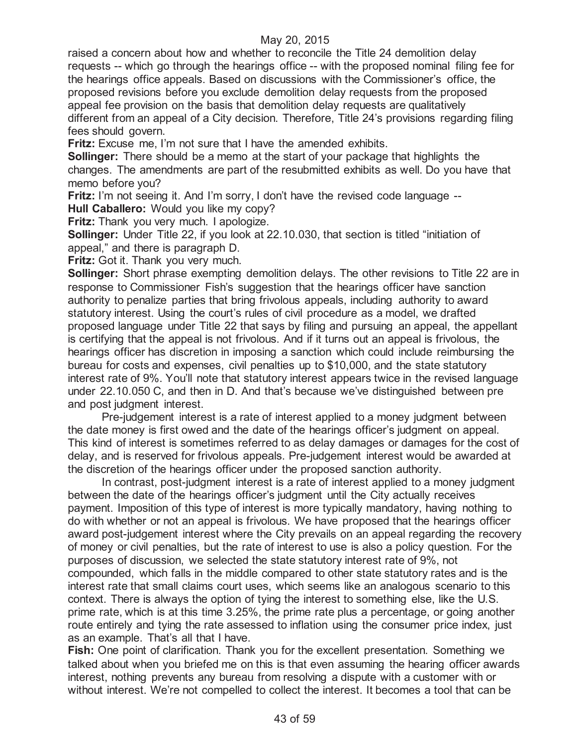raised a concern about how and whether to reconcile the Title 24 demolition delay requests -- which go through the hearings office -- with the proposed nominal filing fee for the hearings office appeals. Based on discussions with the Commissioner's office, the proposed revisions before you exclude demolition delay requests from the proposed appeal fee provision on the basis that demolition delay requests are qualitatively different from an appeal of a City decision. Therefore, Title 24's provisions regarding filing fees should govern.

**Fritz:** Excuse me, I'm not sure that I have the amended exhibits.

**Sollinger:** There should be a memo at the start of your package that highlights the changes. The amendments are part of the resubmitted exhibits as well. Do you have that memo before you?

**Fritz:** I'm not seeing it. And I'm sorry, I don't have the revised code language --

**Hull Caballero:** Would you like my copy?

**Fritz:** Thank you very much. I apologize.

**Sollinger:** Under Title 22, if you look at 22.10.030, that section is titled "initiation of appeal," and there is paragraph D.

**Fritz:** Got it. Thank you very much.

**Sollinger:** Short phrase exempting demolition delays. The other revisions to Title 22 are in response to Commissioner Fish's suggestion that the hearings officer have sanction authority to penalize parties that bring frivolous appeals, including authority to award statutory interest. Using the court's rules of civil procedure as a model, we drafted proposed language under Title 22 that says by filing and pursuing an appeal, the appellant is certifying that the appeal is not frivolous. And if it turns out an appeal is frivolous, the hearings officer has discretion in imposing a sanction which could include reimbursing the bureau for costs and expenses, civil penalties up to $10,000, and the state statutory interest rate of 9%. You'll note that statutory interest appears twice in the revised language under 22.10.050 C, and then in D. And that's because we've distinguished between pre and post judgment interest.

Pre-judgement interest is a rate of interest applied to a money judgment between the date money is first owed and the date of the hearings officer's judgment on appeal. This kind of interest is sometimes referred to as delay damages or damages for the cost of delay, and is reserved for frivolous appeals. Pre-judgement interest would be awarded at the discretion of the hearings officer under the proposed sanction authority.

In contrast, post-judgment interest is a rate of interest applied to a money judgment between the date of the hearings officer's judgment until the City actually receives payment. Imposition of this type of interest is more typically mandatory, having nothing to do with whether or not an appeal is frivolous. We have proposed that the hearings officer award post-judgement interest where the City prevails on an appeal regarding the recovery of money or civil penalties, but the rate of interest to use is also a policy question. For the purposes of discussion, we selected the state statutory interest rate of 9%, not compounded, which falls in the middle compared to other state statutory rates and is the interest rate that small claims court uses, which seems like an analogous scenario to this context. There is always the option of tying the interest to something else, like the U.S. prime rate, which is at this time 3.25%, the prime rate plus a percentage, or going another route entirely and tying the rate assessed to inflation using the consumer price index, just as an example. That's all that I have.

**Fish:** One point of clarification. Thank you for the excellent presentation. Something we talked about when you briefed me on this is that even assuming the hearing officer awards interest, nothing prevents any bureau from resolving a dispute with a customer with or without interest. We're not compelled to collect the interest. It becomes a tool that can be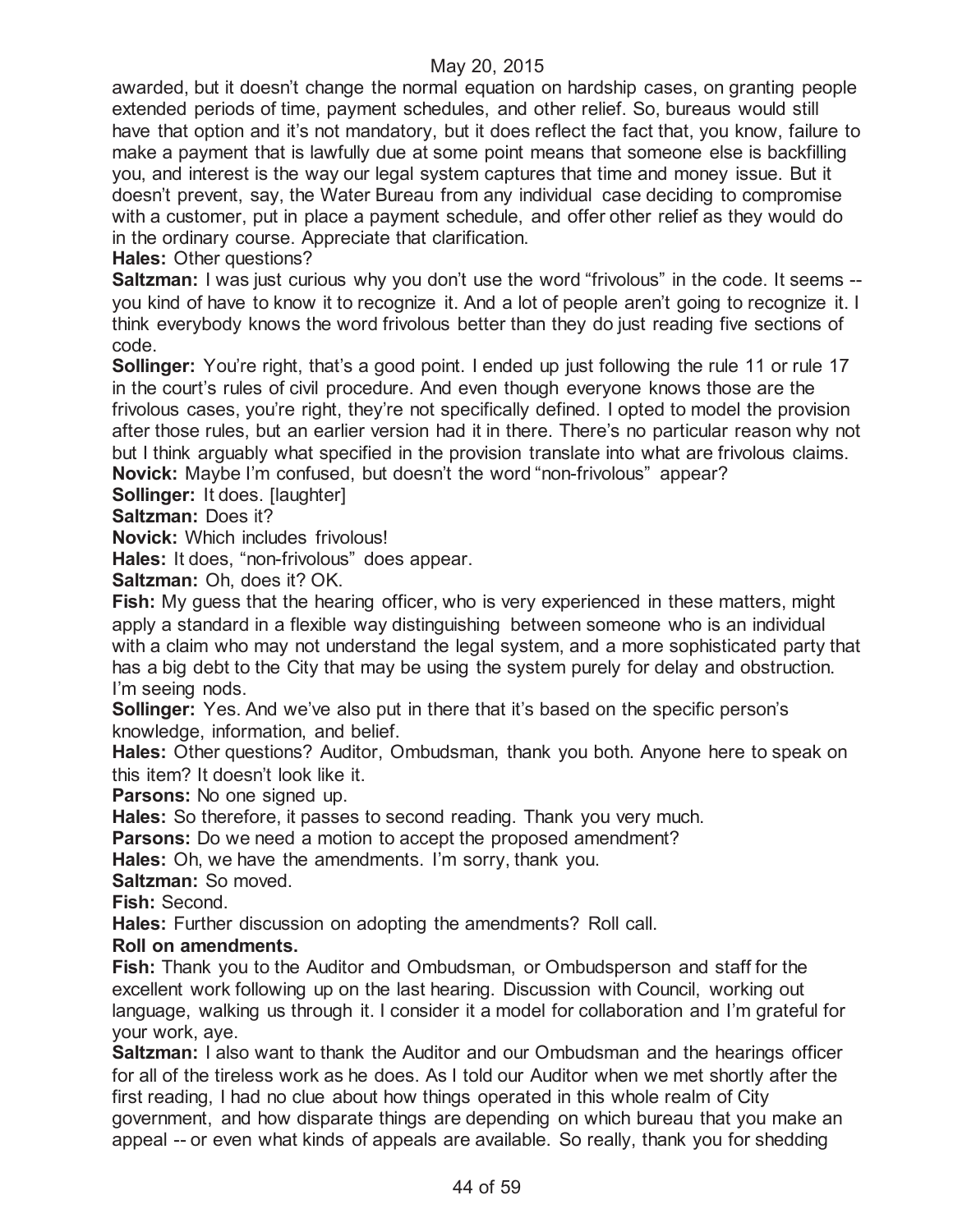awarded, but it doesn't change the normal equation on hardship cases, on granting people extended periods of time, payment schedules, and other relief. So, bureaus would still have that option and it's not mandatory, but it does reflect the fact that, you know, failure to make a payment that is lawfully due at some point means that someone else is backfilling you, and interest is the way our legal system captures that time and money issue. But it doesn't prevent, say, the Water Bureau from any individual case deciding to compromise with a customer, put in place a payment schedule, and offer other relief as they would do in the ordinary course. Appreciate that clarification.

**Hales:** Other questions?

**Saltzman:** I was just curious why you don't use the word "frivolous" in the code. It seems -- you kind of have to know it to recognize it. And a lot of people aren't going to recognize it. I think everybody knows the word frivolous better than they do just reading five sections of code.

**Sollinger:** You're right, that's a good point. I ended up just following the rule 11 or rule 17 in the court's rules of civil procedure. And even though everyone knows those are the frivolous cases, you're right, they're not specifically defined. I opted to model the provision after those rules, but an earlier version had it in there. There's no particular reason why not but I think arguably what specified in the provision translate into what are frivolous claims.

**Novick:** Maybe I'm confused, but doesn't the word "non-frivolous" appear?

**Sollinger:** It does. [laughter]

**Saltzman:** Does it?

**Novick:** Which includes frivolous!

**Hales:** It does, "non-frivolous" does appear.

**Saltzman:** Oh, does it? OK.

**Fish:** My guess that the hearing officer, who is very experienced in these matters, might apply a standard in a flexible way distinguishing between someone who is an individual with a claim who may not understand the legal system, and a more sophisticated party that has a big debt to the City that may be using the system purely for delay and obstruction. I'm seeing nods.

**Sollinger:** Yes. And we've also put in there that it's based on the specific person's knowledge, information, and belief.

**Hales:** Other questions? Auditor, Ombudsman, thank you both. Anyone here to speak on this item? It doesn't look like it.

**Parsons:** No one signed up.

**Hales:** So therefore, it passes to second reading. Thank you very much.

**Parsons:** Do we need a motion to accept the proposed amendment?

**Hales:** Oh, we have the amendments. I'm sorry, thank you.

**Saltzman:** So moved.

**Fish:** Second.

**Hales:** Further discussion on adopting the amendments? Roll call.

**Roll on amendments.**

**Fish:** Thank you to the Auditor and Ombudsman, or Ombudsperson and staff for the excellent work following up on the last hearing. Discussion with Council, working out language, walking us through it. I consider it a model for collaboration and I'm grateful for your work, aye.

**Saltzman:** I also want to thank the Auditor and our Ombudsman and the hearings officer for all of the tireless work as he does. As I told our Auditor when we met shortly after the first reading, I had no clue about how things operated in this whole realm of City government, and how disparate things are depending on which bureau that you make an appeal -- or even what kinds of appeals are available. So really, thank you for shedding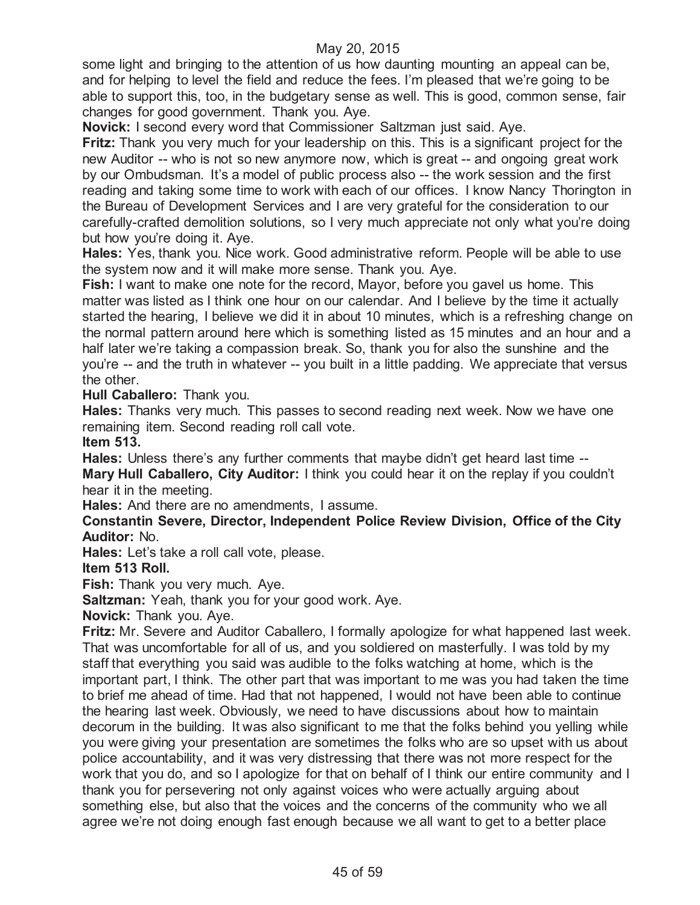some light and bringing to the attention of us how daunting mounting an appeal can be, and for helping to level the field and reduce the fees. I'm pleased that we're going to be able to support this, too, in the budgetary sense as well. This is good, common sense, fair changes for good government. Thank you. Aye.

**Novick:** I second every word that Commissioner Saltzman just said. Aye.

**Fritz:** Thank you very much for your leadership on this. This is a significant project for the new Auditor -- who is not so new anymore now, which is great -- and ongoing great work by our Ombudsman. It's a model of public process also -- the work session and the first reading and taking some time to work with each of our offices. I know Nancy Thorington in the Bureau of Development Services and I are very grateful for the consideration to our carefully-crafted demolition solutions, so I very much appreciate not only what you're doing but how you're doing it. Aye.

**Hales:** Yes, thank you. Nice work. Good administrative reform. People will be able to use the system now and it will make more sense. Thank you. Aye.

**Fish:** I want to make one note for the record, Mayor, before you gavel us home. This matter was listed as I think one hour on our calendar. And I believe by the time it actually started the hearing, I believe we did it in about 10 minutes, which is a refreshing change on the normal pattern around here which is something listed as 15 minutes and an hour and a half later we're taking a compassion break. So, thank you for also the sunshine and the you're -- and the truth in whatever -- you built in a little padding. We appreciate that versus the other.

**Hull Caballero:** Thank you.

**Hales:** Thanks very much. This passes to second reading next week. Now we have one remaining item. Second reading roll call vote.

**Item 513.**

**Hales:** Unless there's any further comments that maybe didn't get heard last time --

**Mary Hull Caballero, City Auditor:** I think you could hear it on the replay if you couldn't hear it in the meeting.

**Hales:** And there are no amendments, I assume.

**Constantin Severe, Director, Independent Police Review Division, Office of the City Auditor:** No.

**Hales:** Let's take a roll call vote, please.

**Item 513 Roll.**

**Fish:** Thank you very much. Aye.

**Saltzman:** Yeah, thank you for your good work. Aye.

**Novick:** Thank you. Aye.

**Fritz:** Mr. Severe and Auditor Caballero, I formally apologize for what happened last week. That was uncomfortable for all of us, and you soldiered on masterfully. I was told by my staff that everything you said was audible to the folks watching at home, which is the important part, I think. The other part that was important to me was you had taken the time to brief me ahead of time. Had that not happened, I would not have been able to continue the hearing last week. Obviously, we need to have discussions about how to maintain decorum in the building. It was also significant to me that the folks behind you yelling while you were giving your presentation are sometimes the folks who are so upset with us about police accountability, and it was very distressing that there was not more respect for the work that you do, and so I apologize for that on behalf of I think our entire community and I thank you for persevering not only against voices who were actually arguing about something else, but also that the voices and the concerns of the community who we all agree we're not doing enough fast enough because we all want to get to a better place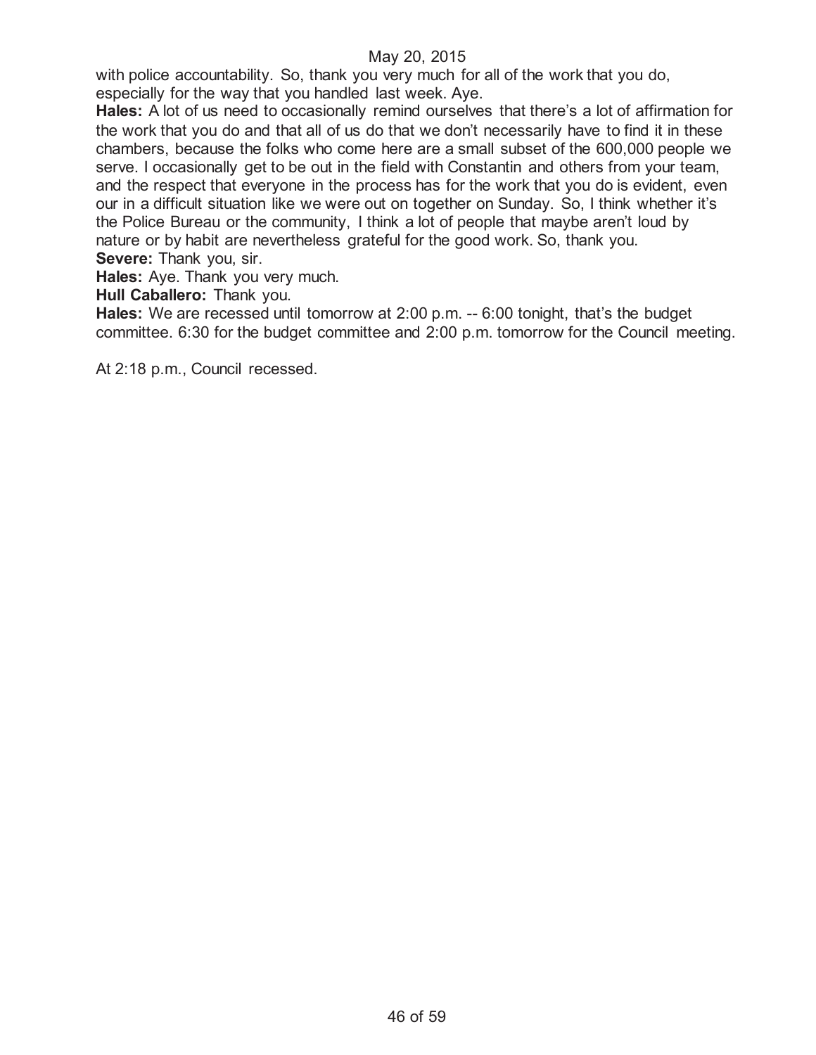with police accountability. So, thank you very much for all of the work that you do, especially for the way that you handled last week. Aye.

**Hales:** A lot of us need to occasionally remind ourselves that there's a lot of affirmation for the work that you do and that all of us do that we don't necessarily have to find it in these chambers, because the folks who come here are a small subset of the 600,000 people we serve. I occasionally get to be out in the field with Constantin and others from your team, and the respect that everyone in the process has for the work that you do is evident, even our in a difficult situation like we were out on together on Sunday. So, I think whether it's the Police Bureau or the community, I think a lot of people that maybe aren't loud by nature or by habit are nevertheless grateful for the good work. So, thank you.

**Severe:** Thank you, sir.

**Hales:** Aye. Thank you very much.

**Hull Caballero:** Thank you.

**Hales:** We are recessed until tomorrow at 2:00 p.m. -- 6:00 tonight, that's the budget committee. 6:30 for the budget committee and 2:00 p.m. tomorrow for the Council meeting.

At 2:18 p.m., Council recessed.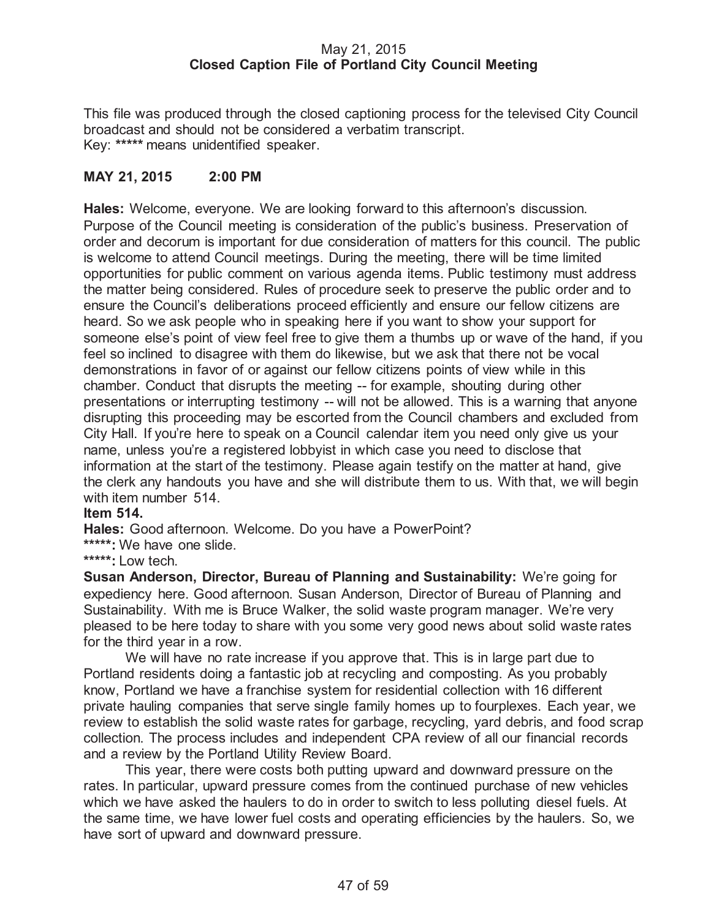May 21, 2015
**Closed Caption File of Portland City Council Meeting**

This file was produced through the closed captioning process for the televised City Council broadcast and should not be considered a verbatim transcript.
Key: ***** means unidentified speaker.

**MAY 21, 2015 2:00 PM**

**Hales:** Welcome, everyone. We are looking forward to this afternoon's discussion. Purpose of the Council meeting is consideration of the public's business. Preservation of order and decorum is important for due consideration of matters for this council. The public is welcome to attend Council meetings. During the meeting, there will be time limited opportunities for public comment on various agenda items. Public testimony must address the matter being considered. Rules of procedure seek to preserve the public order and to ensure the Council's deliberations proceed efficiently and ensure our fellow citizens are heard. So we ask people who in speaking here if you want to show your support for someone else's point of view feel free to give them a thumbs up or wave of the hand, if you feel so inclined to disagree with them do likewise, but we ask that there not be vocal demonstrations in favor of or against our fellow citizens points of view while in this chamber. Conduct that disrupts the meeting -- for example, shouting during other presentations or interrupting testimony -- will not be allowed. This is a warning that anyone disrupting this proceeding may be escorted from the Council chambers and excluded from City Hall. If you're here to speak on a Council calendar item you need only give us your name, unless you're a registered lobbyist in which case you need to disclose that information at the start of the testimony. Please again testify on the matter at hand, give the clerk any handouts you have and she will distribute them to us. With that, we will begin with item number 514.

**Item 514.**

**Hales:** Good afternoon. Welcome. Do you have a PowerPoint?

*****: We have one slide.

*****: Low tech.

**Susan Anderson, Director, Bureau of Planning and Sustainability:** We're going for expediency here. Good afternoon. Susan Anderson, Director of Bureau of Planning and Sustainability. With me is Bruce Walker, the solid waste program manager. We're very pleased to be here today to share with you some very good news about solid waste rates for the third year in a row.

We will have no rate increase if you approve that. This is in large part due to Portland residents doing a fantastic job at recycling and composting. As you probably know, Portland we have a franchise system for residential collection with 16 different private hauling companies that serve single family homes up to fourplexes. Each year, we review to establish the solid waste rates for garbage, recycling, yard debris, and food scrap collection. The process includes and independent CPA review of all our financial records and a review by the Portland Utility Review Board.

This year, there were costs both putting upward and downward pressure on the rates. In particular, upward pressure comes from the continued purchase of new vehicles which we have asked the haulers to do in order to switch to less polluting diesel fuels. At the same time, we have lower fuel costs and operating efficiencies by the haulers. So, we have sort of upward and downward pressure.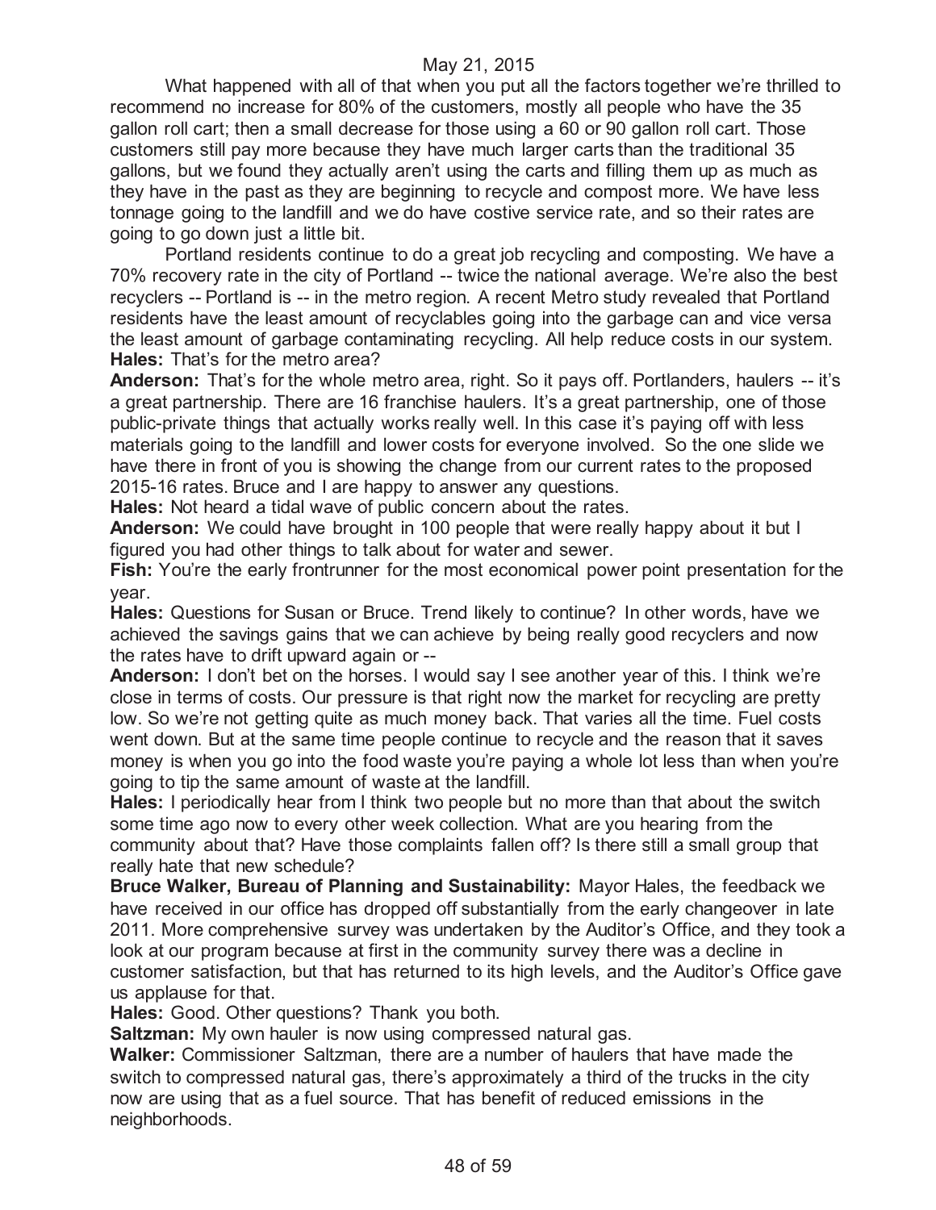What happened with all of that when you put all the factors together we're thrilled to recommend no increase for 80% of the customers, mostly all people who have the 35 gallon roll cart; then a small decrease for those using a 60 or 90 gallon roll cart. Those customers still pay more because they have much larger carts than the traditional 35 gallons, but we found they actually aren't using the carts and filling them up as much as they have in the past as they are beginning to recycle and compost more. We have less tonnage going to the landfill and we do have costive service rate, and so their rates are going to go down just a little bit.

Portland residents continue to do a great job recycling and composting. We have a 70% recovery rate in the city of Portland -- twice the national average. We're also the best recyclers -- Portland is -- in the metro region. A recent Metro study revealed that Portland residents have the least amount of recyclables going into the garbage can and vice versa the least amount of garbage contaminating recycling. All help reduce costs in our system.

**Hales:** That's for the metro area?

**Anderson:** That's for the whole metro area, right. So it pays off. Portlanders, haulers -- it's a great partnership. There are 16 franchise haulers. It's a great partnership, one of those public-private things that actually works really well. In this case it's paying off with less materials going to the landfill and lower costs for everyone involved. So the one slide we have there in front of you is showing the change from our current rates to the proposed 2015-16 rates. Bruce and I are happy to answer any questions.

**Hales:** Not heard a tidal wave of public concern about the rates.

**Anderson:** We could have brought in 100 people that were really happy about it but I figured you had other things to talk about for water and sewer.

**Fish:** You're the early frontrunner for the most economical power point presentation for the year.

**Hales:** Questions for Susan or Bruce. Trend likely to continue? In other words, have we achieved the savings gains that we can achieve by being really good recyclers and now the rates have to drift upward again or --

**Anderson:** I don't bet on the horses. I would say I see another year of this. I think we're close in terms of costs. Our pressure is that right now the market for recycling are pretty low. So we're not getting quite as much money back. That varies all the time. Fuel costs went down. But at the same time people continue to recycle and the reason that it saves money is when you go into the food waste you're paying a whole lot less than when you're going to tip the same amount of waste at the landfill.

**Hales:** I periodically hear from I think two people but no more than that about the switch some time ago now to every other week collection. What are you hearing from the community about that? Have those complaints fallen off? Is there still a small group that really hate that new schedule?

**Bruce Walker, Bureau of Planning and Sustainability:** Mayor Hales, the feedback we have received in our office has dropped off substantially from the early changeover in late 2011. More comprehensive survey was undertaken by the Auditor's Office, and they took a look at our program because at first in the community survey there was a decline in customer satisfaction, but that has returned to its high levels, and the Auditor's Office gave us applause for that.

**Hales:** Good. Other questions? Thank you both.

**Saltzman:** My own hauler is now using compressed natural gas.

**Walker:** Commissioner Saltzman, there are a number of haulers that have made the switch to compressed natural gas, there's approximately a third of the trucks in the city now are using that as a fuel source. That has benefit of reduced emissions in the neighborhoods.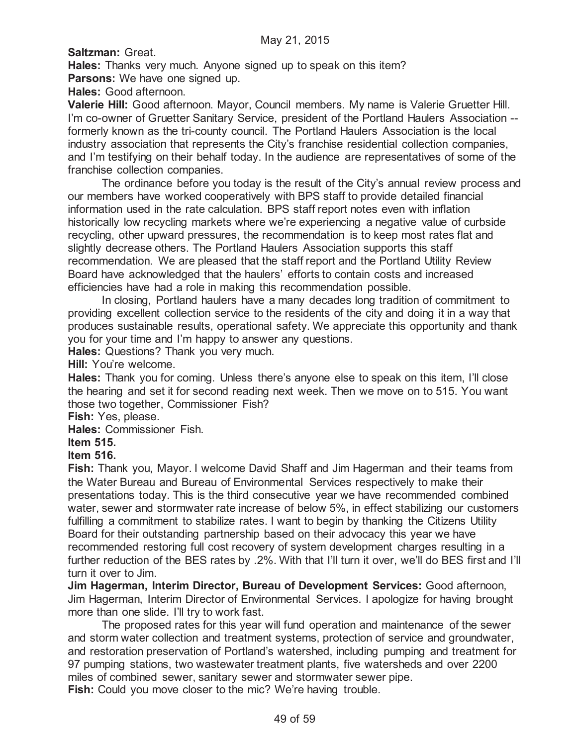May 21, 2015

**Saltzman:** Great.

**Hales:** Thanks very much. Anyone signed up to speak on this item?

**Parsons:** We have one signed up.

**Hales:** Good afternoon.

**Valerie Hill:** Good afternoon. Mayor, Council members. My name is Valerie Gruetter Hill. I'm co-owner of Gruetter Sanitary Service, president of the Portland Haulers Association -- formerly known as the tri-county council. The Portland Haulers Association is the local industry association that represents the City's franchise residential collection companies, and I'm testifying on their behalf today. In the audience are representatives of some of the franchise collection companies.

The ordinance before you today is the result of the City's annual review process and our members have worked cooperatively with BPS staff to provide detailed financial information used in the rate calculation. BPS staff report notes even with inflation historically low recycling markets where we're experiencing a negative value of curbside recycling, other upward pressures, the recommendation is to keep most rates flat and slightly decrease others. The Portland Haulers Association supports this staff recommendation. We are pleased that the staff report and the Portland Utility Review Board have acknowledged that the haulers' efforts to contain costs and increased efficiencies have had a role in making this recommendation possible.

In closing, Portland haulers have a many decades long tradition of commitment to providing excellent collection service to the residents of the city and doing it in a way that produces sustainable results, operational safety. We appreciate this opportunity and thank you for your time and I'm happy to answer any questions.

**Hales:** Questions? Thank you very much.

**Hill:** You're welcome.

**Hales:** Thank you for coming. Unless there's anyone else to speak on this item, I'll close the hearing and set it for second reading next week. Then we move on to 515. You want those two together, Commissioner Fish?

**Fish:** Yes, please.

**Hales:** Commissioner Fish.

**Item 515.**

**Item 516.**

**Fish:** Thank you, Mayor. I welcome David Shaff and Jim Hagerman and their teams from the Water Bureau and Bureau of Environmental Services respectively to make their presentations today. This is the third consecutive year we have recommended combined water, sewer and stormwater rate increase of below 5%, in effect stabilizing our customers fulfilling a commitment to stabilize rates. I want to begin by thanking the Citizens Utility Board for their outstanding partnership based on their advocacy this year we have recommended restoring full cost recovery of system development charges resulting in a further reduction of the BES rates by .2%. With that I'll turn it over, we'll do BES first and I'll turn it over to Jim.

**Jim Hagerman, Interim Director, Bureau of Development Services:** Good afternoon, Jim Hagerman, Interim Director of Environmental Services. I apologize for having brought more than one slide. I'll try to work fast.

The proposed rates for this year will fund operation and maintenance of the sewer and storm water collection and treatment systems, protection of service and groundwater, and restoration preservation of Portland's watershed, including pumping and treatment for 97 pumping stations, two wastewater treatment plants, five watersheds and over 2200 miles of combined sewer, sanitary sewer and stormwater sewer pipe.

**Fish:** Could you move closer to the mic? We're having trouble.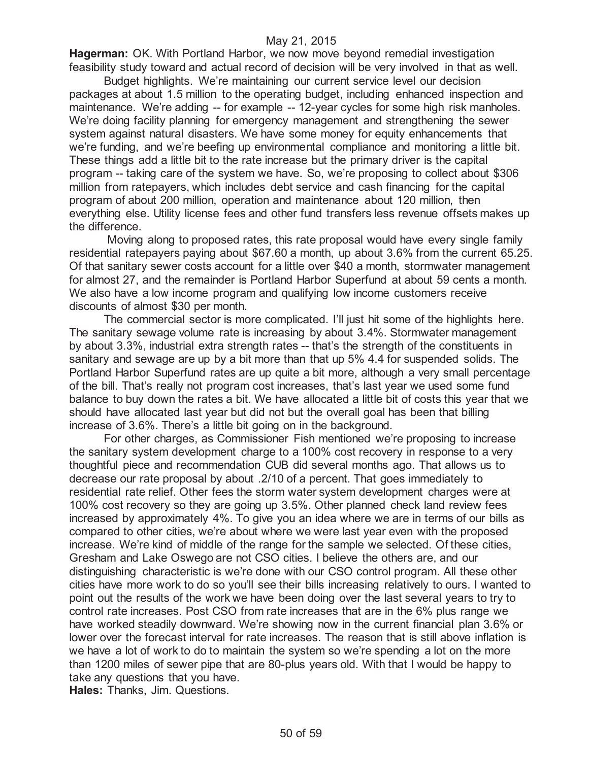**Hagerman:** OK. With Portland Harbor, we now move beyond remedial investigation feasibility study toward and actual record of decision will be very involved in that as well.

Budget highlights. We're maintaining our current service level our decision packages at about 1.5 million to the operating budget, including enhanced inspection and maintenance. We're adding -- for example -- 12-year cycles for some high risk manholes. We're doing facility planning for emergency management and strengthening the sewer system against natural disasters. We have some money for equity enhancements that we're funding, and we're beefing up environmental compliance and monitoring a little bit. These things add a little bit to the rate increase but the primary driver is the capital program -- taking care of the system we have. So, we're proposing to collect about $306 million from ratepayers, which includes debt service and cash financing for the capital program of about 200 million, operation and maintenance about 120 million, then everything else. Utility license fees and other fund transfers less revenue offsets makes up the difference.

Moving along to proposed rates, this rate proposal would have every single family residential ratepayers paying about $67.60 a month, up about 3.6% from the current 65.25. Of that sanitary sewer costs account for a little over $40 a month, stormwater management for almost 27, and the remainder is Portland Harbor Superfund at about 59 cents a month. We also have a low income program and qualifying low income customers receive discounts of almost $30 per month.

The commercial sector is more complicated. I'll just hit some of the highlights here. The sanitary sewage volume rate is increasing by about 3.4%. Stormwater management by about 3.3%, industrial extra strength rates -- that's the strength of the constituents in sanitary and sewage are up by a bit more than that up 5% 4.4 for suspended solids. The Portland Harbor Superfund rates are up quite a bit more, although a very small percentage of the bill. That's really not program cost increases, that's last year we used some fund balance to buy down the rates a bit. We have allocated a little bit of costs this year that we should have allocated last year but did not but the overall goal has been that billing increase of 3.6%. There's a little bit going on in the background.

For other charges, as Commissioner Fish mentioned we're proposing to increase the sanitary system development charge to a 100% cost recovery in response to a very thoughtful piece and recommendation CUB did several months ago. That allows us to decrease our rate proposal by about .2/10 of a percent. That goes immediately to residential rate relief. Other fees the storm water system development charges were at 100% cost recovery so they are going up 3.5%. Other planned check land review fees increased by approximately 4%. To give you an idea where we are in terms of our bills as compared to other cities, we're about where we were last year even with the proposed increase. We're kind of middle of the range for the sample we selected. Of these cities, Gresham and Lake Oswego are not CSO cities. I believe the others are, and our distinguishing characteristic is we're done with our CSO control program. All these other cities have more work to do so you'll see their bills increasing relatively to ours. I wanted to point out the results of the work we have been doing over the last several years to try to control rate increases. Post CSO from rate increases that are in the 6% plus range we have worked steadily downward. We're showing now in the current financial plan 3.6% or lower over the forecast interval for rate increases. The reason that is still above inflation is we have a lot of work to do to maintain the system so we're spending a lot on the more than 1200 miles of sewer pipe that are 80-plus years old. With that I would be happy to take any questions that you have.

**Hales:** Thanks, Jim. Questions.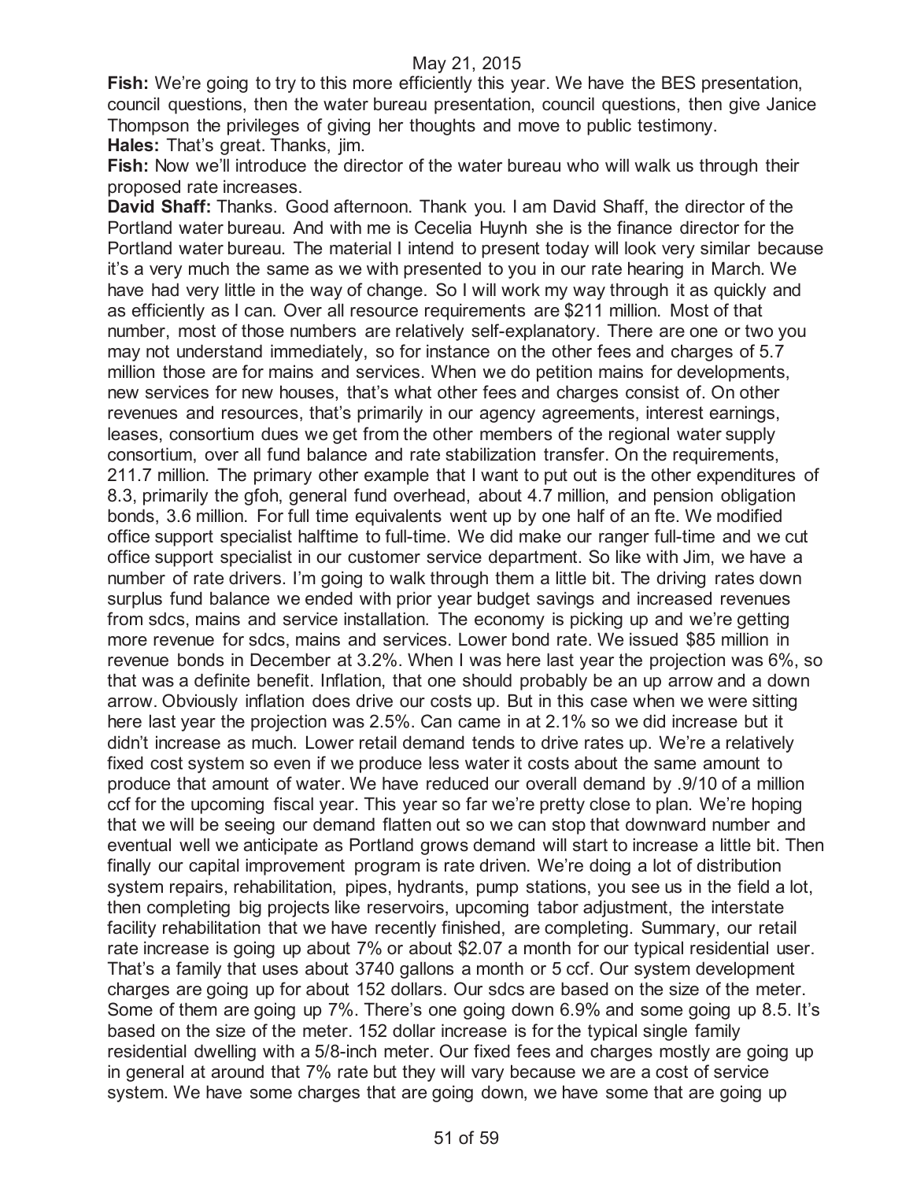**Fish:** We're going to try to this more efficiently this year. We have the BES presentation, council questions, then the water bureau presentation, council questions, then give Janice Thompson the privileges of giving her thoughts and move to public testimony.

**Hales:** That's great. Thanks, jim.

**Fish:** Now we'll introduce the director of the water bureau who will walk us through their proposed rate increases.

**David Shaff:** Thanks. Good afternoon. Thank you. I am David Shaff, the director of the Portland water bureau. And with me is Cecelia Huynh she is the finance director for the Portland water bureau. The material I intend to present today will look very similar because it's a very much the same as we with presented to you in our rate hearing in March. We have had very little in the way of change. So I will work my way through it as quickly and as efficiently as I can. Over all resource requirements are $211 million. Most of that number, most of those numbers are relatively self-explanatory. There are one or two you may not understand immediately, so for instance on the other fees and charges of 5.7 million those are for mains and services. When we do petition mains for developments, new services for new houses, that's what other fees and charges consist of. On other revenues and resources, that's primarily in our agency agreements, interest earnings, leases, consortium dues we get from the other members of the regional water supply consortium, over all fund balance and rate stabilization transfer. On the requirements, 211.7 million. The primary other example that I want to put out is the other expenditures of 8.3, primarily the gfoh, general fund overhead, about 4.7 million, and pension obligation bonds, 3.6 million. For full time equivalents went up by one half of an fte. We modified office support specialist halftime to full-time. We did make our ranger full-time and we cut office support specialist in our customer service department. So like with Jim, we have a number of rate drivers. I'm going to walk through them a little bit. The driving rates down surplus fund balance we ended with prior year budget savings and increased revenues from sdcs, mains and service installation. The economy is picking up and we're getting more revenue for sdcs, mains and services. Lower bond rate. We issued $85 million in revenue bonds in December at 3.2%. When I was here last year the projection was 6%, so that was a definite benefit. Inflation, that one should probably be an up arrow and a down arrow. Obviously inflation does drive our costs up. But in this case when we were sitting here last year the projection was 2.5%. Can came in at 2.1% so we did increase but it didn't increase as much. Lower retail demand tends to drive rates up. We're a relatively fixed cost system so even if we produce less water it costs about the same amount to produce that amount of water. We have reduced our overall demand by .9/10 of a million ccf for the upcoming fiscal year. This year so far we're pretty close to plan. We're hoping that we will be seeing our demand flatten out so we can stop that downward number and eventual well we anticipate as Portland grows demand will start to increase a little bit. Then finally our capital improvement program is rate driven. We're doing a lot of distribution system repairs, rehabilitation, pipes, hydrants, pump stations, you see us in the field a lot, then completing big projects like reservoirs, upcoming tabor adjustment, the interstate facility rehabilitation that we have recently finished, are completing. Summary, our retail rate increase is going up about 7% or about $2.07 a month for our typical residential user. That's a family that uses about 3740 gallons a month or 5 ccf. Our system development charges are going up for about 152 dollars. Our sdcs are based on the size of the meter. Some of them are going up 7%. There's one going down 6.9% and some going up 8.5. It's based on the size of the meter. 152 dollar increase is for the typical single family residential dwelling with a 5/8-inch meter. Our fixed fees and charges mostly are going up in general at around that 7% rate but they will vary because we are a cost of service system. We have some charges that are going down, we have some that are going up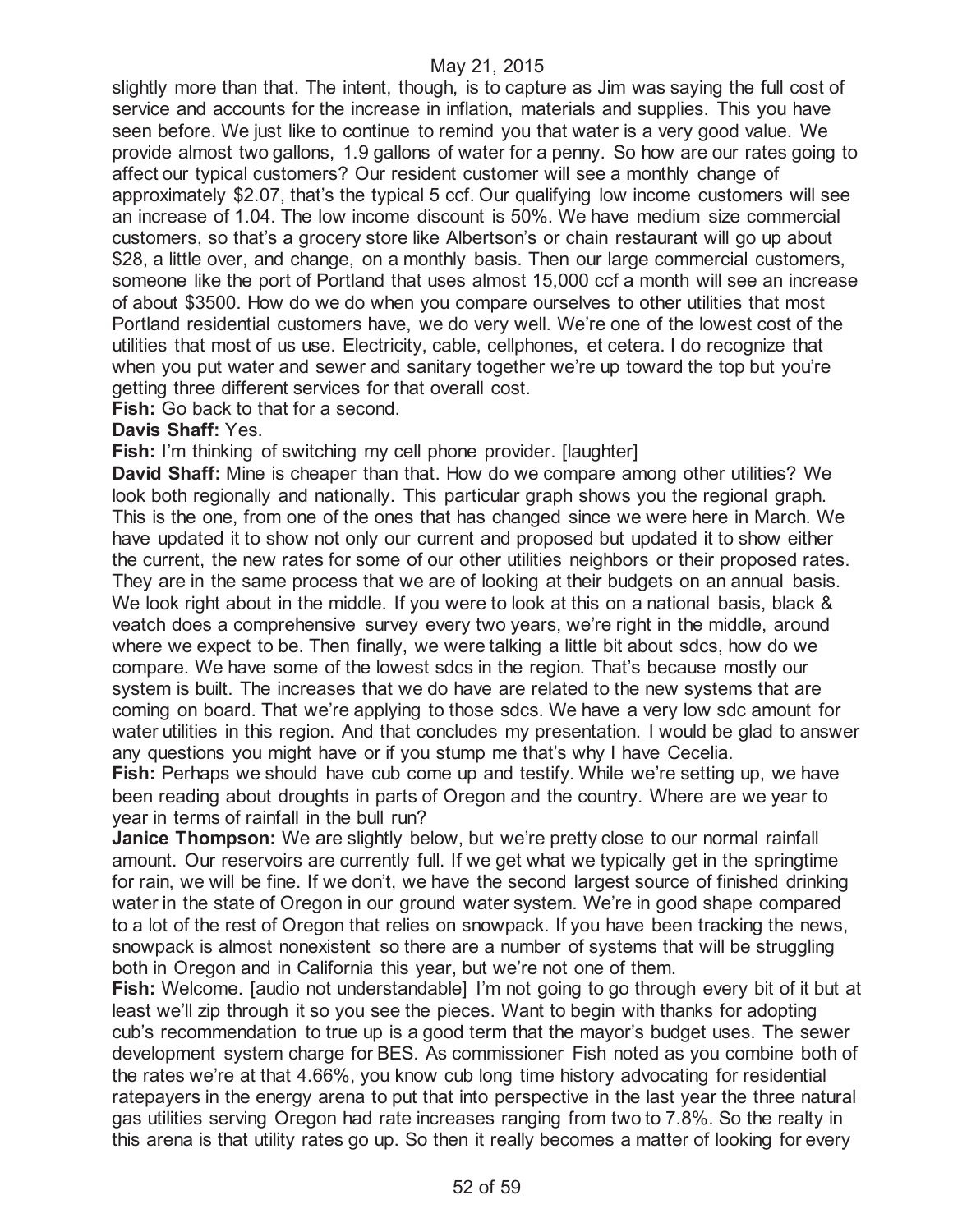slightly more than that. The intent, though, is to capture as Jim was saying the full cost of service and accounts for the increase in inflation, materials and supplies. This you have seen before. We just like to continue to remind you that water is a very good value. We provide almost two gallons, 1.9 gallons of water for a penny. So how are our rates going to affect our typical customers? Our resident customer will see a monthly change of approximately $2.07, that's the typical 5 ccf. Our qualifying low income customers will see an increase of 1.04. The low income discount is 50%. We have medium size commercial customers, so that's a grocery store like Albertson's or chain restaurant will go up about $28, a little over, and change, on a monthly basis. Then our large commercial customers, someone like the port of Portland that uses almost 15,000 ccf a month will see an increase of about $3500. How do we do when you compare ourselves to other utilities that most Portland residential customers have, we do very well. We're one of the lowest cost of the utilities that most of us use. Electricity, cable, cellphones, et cetera. I do recognize that when you put water and sewer and sanitary together we're up toward the top but you're getting three different services for that overall cost.

**Fish:** Go back to that for a second.

**Davis Shaff:** Yes.

**Fish:** I'm thinking of switching my cell phone provider. [laughter]

**David Shaff:** Mine is cheaper than that. How do we compare among other utilities? We look both regionally and nationally. This particular graph shows you the regional graph. This is the one, from one of the ones that has changed since we were here in March. We have updated it to show not only our current and proposed but updated it to show either the current, the new rates for some of our other utilities neighbors or their proposed rates. They are in the same process that we are of looking at their budgets on an annual basis. We look right about in the middle. If you were to look at this on a national basis, black & veatch does a comprehensive survey every two years, we're right in the middle, around where we expect to be. Then finally, we were talking a little bit about sdcs, how do we compare. We have some of the lowest sdcs in the region. That's because mostly our system is built. The increases that we do have are related to the new systems that are coming on board. That we're applying to those sdcs. We have a very low sdc amount for water utilities in this region. And that concludes my presentation. I would be glad to answer any questions you might have or if you stump me that's why I have Cecelia.

**Fish:** Perhaps we should have cub come up and testify. While we're setting up, we have been reading about droughts in parts of Oregon and the country. Where are we year to year in terms of rainfall in the bull run?

**Janice Thompson:** We are slightly below, but we're pretty close to our normal rainfall amount. Our reservoirs are currently full. If we get what we typically get in the springtime for rain, we will be fine. If we don't, we have the second largest source of finished drinking water in the state of Oregon in our ground water system. We're in good shape compared to a lot of the rest of Oregon that relies on snowpack. If you have been tracking the news, snowpack is almost nonexistent so there are a number of systems that will be struggling both in Oregon and in California this year, but we're not one of them.

**Fish:** Welcome. [audio not understandable] I'm not going to go through every bit of it but at least we'll zip through it so you see the pieces. Want to begin with thanks for adopting cub's recommendation to true up is a good term that the mayor's budget uses. The sewer development system charge for BES. As commissioner Fish noted as you combine both of the rates we're at that 4.66%, you know cub long time history advocating for residential ratepayers in the energy arena to put that into perspective in the last year the three natural gas utilities serving Oregon had rate increases ranging from two to 7.8%. So the realty in this arena is that utility rates go up. So then it really becomes a matter of looking for every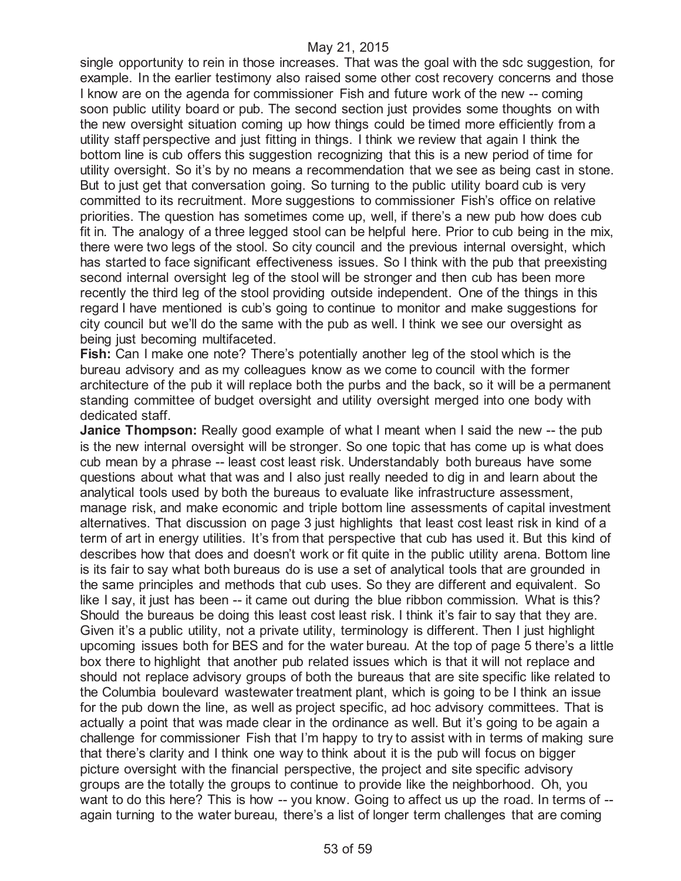single opportunity to rein in those increases. That was the goal with the sdc suggestion, for example. In the earlier testimony also raised some other cost recovery concerns and those I know are on the agenda for commissioner Fish and future work of the new -- coming soon public utility board or pub. The second section just provides some thoughts on with the new oversight situation coming up how things could be timed more efficiently from a utility staff perspective and just fitting in things. I think we review that again I think the bottom line is cub offers this suggestion recognizing that this is a new period of time for utility oversight. So it's by no means a recommendation that we see as being cast in stone. But to just get that conversation going. So turning to the public utility board cub is very committed to its recruitment. More suggestions to commissioner Fish's office on relative priorities. The question has sometimes come up, well, if there's a new pub how does cub fit in. The analogy of a three legged stool can be helpful here. Prior to cub being in the mix, there were two legs of the stool. So city council and the previous internal oversight, which has started to face significant effectiveness issues. So I think with the pub that preexisting second internal oversight leg of the stool will be stronger and then cub has been more recently the third leg of the stool providing outside independent. One of the things in this regard I have mentioned is cub's going to continue to monitor and make suggestions for city council but we'll do the same with the pub as well. I think we see our oversight as being just becoming multifaceted.

**Fish:** Can I make one note? There's potentially another leg of the stool which is the bureau advisory and as my colleagues know as we come to council with the former architecture of the pub it will replace both the purbs and the back, so it will be a permanent standing committee of budget oversight and utility oversight merged into one body with dedicated staff.

**Janice Thompson:** Really good example of what I meant when I said the new -- the pub is the new internal oversight will be stronger. So one topic that has come up is what does cub mean by a phrase -- least cost least risk. Understandably both bureaus have some questions about what that was and I also just really needed to dig in and learn about the analytical tools used by both the bureaus to evaluate like infrastructure assessment, manage risk, and make economic and triple bottom line assessments of capital investment alternatives. That discussion on page 3 just highlights that least cost least risk in kind of a term of art in energy utilities. It's from that perspective that cub has used it. But this kind of describes how that does and doesn't work or fit quite in the public utility arena. Bottom line is its fair to say what both bureaus do is use a set of analytical tools that are grounded in the same principles and methods that cub uses. So they are different and equivalent. So like I say, it just has been -- it came out during the blue ribbon commission. What is this? Should the bureaus be doing this least cost least risk. I think it's fair to say that they are. Given it's a public utility, not a private utility, terminology is different. Then I just highlight upcoming issues both for BES and for the water bureau. At the top of page 5 there's a little box there to highlight that another pub related issues which is that it will not replace and should not replace advisory groups of both the bureaus that are site specific like related to the Columbia boulevard wastewater treatment plant, which is going to be I think an issue for the pub down the line, as well as project specific, ad hoc advisory committees. That is actually a point that was made clear in the ordinance as well. But it's going to be again a challenge for commissioner Fish that I'm happy to try to assist with in terms of making sure that there's clarity and I think one way to think about it is the pub will focus on bigger picture oversight with the financial perspective, the project and site specific advisory groups are the totally the groups to continue to provide like the neighborhood. Oh, you want to do this here? This is how -- you know. Going to affect us up the road. In terms of -- again turning to the water bureau, there's a list of longer term challenges that are coming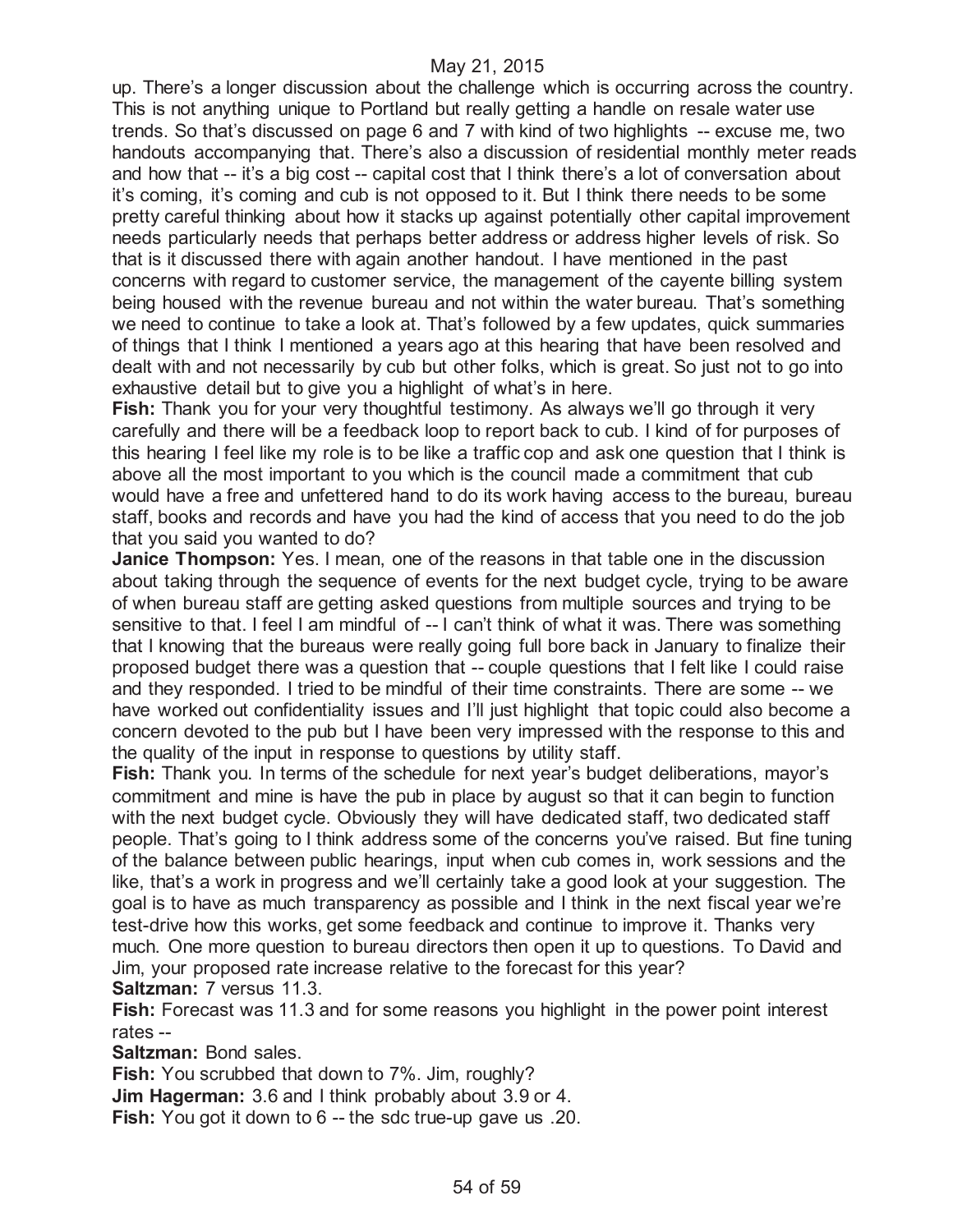up. There's a longer discussion about the challenge which is occurring across the country. This is not anything unique to Portland but really getting a handle on resale water use trends. So that's discussed on page 6 and 7 with kind of two highlights -- excuse me, two handouts accompanying that. There's also a discussion of residential monthly meter reads and how that -- it's a big cost -- capital cost that I think there's a lot of conversation about it's coming, it's coming and cub is not opposed to it. But I think there needs to be some pretty careful thinking about how it stacks up against potentially other capital improvement needs particularly needs that perhaps better address or address higher levels of risk. So that is it discussed there with again another handout. I have mentioned in the past concerns with regard to customer service, the management of the cayente billing system being housed with the revenue bureau and not within the water bureau. That's something we need to continue to take a look at. That's followed by a few updates, quick summaries of things that I think I mentioned a years ago at this hearing that have been resolved and dealt with and not necessarily by cub but other folks, which is great. So just not to go into exhaustive detail but to give you a highlight of what's in here.

**Fish:** Thank you for your very thoughtful testimony. As always we'll go through it very carefully and there will be a feedback loop to report back to cub. I kind of for purposes of this hearing I feel like my role is to be like a traffic cop and ask one question that I think is above all the most important to you which is the council made a commitment that cub would have a free and unfettered hand to do its work having access to the bureau, bureau staff, books and records and have you had the kind of access that you need to do the job that you said you wanted to do?

**Janice Thompson:** Yes. I mean, one of the reasons in that table one in the discussion about taking through the sequence of events for the next budget cycle, trying to be aware of when bureau staff are getting asked questions from multiple sources and trying to be sensitive to that. I feel I am mindful of -- I can't think of what it was. There was something that I knowing that the bureaus were really going full bore back in January to finalize their proposed budget there was a question that -- couple questions that I felt like I could raise and they responded. I tried to be mindful of their time constraints. There are some -- we have worked out confidentiality issues and I'll just highlight that topic could also become a concern devoted to the pub but I have been very impressed with the response to this and the quality of the input in response to questions by utility staff.

**Fish:** Thank you. In terms of the schedule for next year's budget deliberations, mayor's commitment and mine is have the pub in place by august so that it can begin to function with the next budget cycle. Obviously they will have dedicated staff, two dedicated staff people. That's going to I think address some of the concerns you've raised. But fine tuning of the balance between public hearings, input when cub comes in, work sessions and the like, that's a work in progress and we'll certainly take a good look at your suggestion. The goal is to have as much transparency as possible and I think in the next fiscal year we're test-drive how this works, get some feedback and continue to improve it. Thanks very much. One more question to bureau directors then open it up to questions. To David and Jim, your proposed rate increase relative to the forecast for this year?

**Saltzman:** 7 versus 11.3.

**Fish:** Forecast was 11.3 and for some reasons you highlight in the power point interest rates --

**Saltzman:** Bond sales.

**Fish:** You scrubbed that down to 7%. Jim, roughly?

**Jim Hagerman:** 3.6 and I think probably about 3.9 or 4.

**Fish:** You got it down to 6 -- the sdc true-up gave us .20.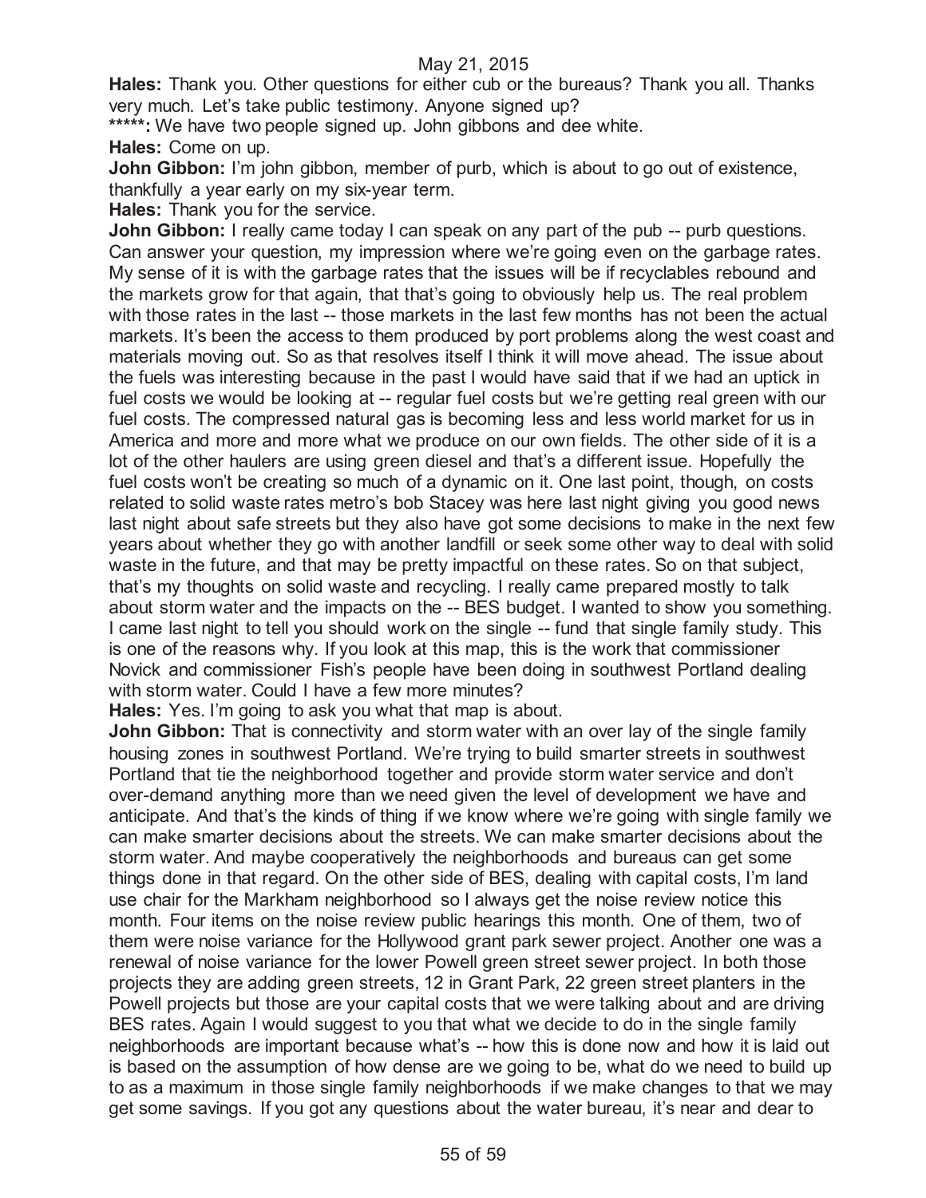May 21, 2015

**Hales:** Thank you. Other questions for either cub or the bureaus? Thank you all. Thanks very much. Let's take public testimony. Anyone signed up?

*****: We have two people signed up. John gibbons and dee white.

**Hales:** Come on up.

**John Gibbon:** I'm john gibbon, member of purb, which is about to go out of existence, thankfully a year early on my six-year term.

**Hales:** Thank you for the service.

**John Gibbon:** I really came today I can speak on any part of the pub -- purb questions. Can answer your question, my impression where we're going even on the garbage rates. My sense of it is with the garbage rates that the issues will be if recyclables rebound and the markets grow for that again, that that's going to obviously help us. The real problem with those rates in the last -- those markets in the last few months has not been the actual markets. It's been the access to them produced by port problems along the west coast and materials moving out. So as that resolves itself I think it will move ahead. The issue about the fuels was interesting because in the past I would have said that if we had an uptick in fuel costs we would be looking at -- regular fuel costs but we're getting real green with our fuel costs. The compressed natural gas is becoming less and less world market for us in America and more and more what we produce on our own fields. The other side of it is a lot of the other haulers are using green diesel and that's a different issue. Hopefully the fuel costs won't be creating so much of a dynamic on it. One last point, though, on costs related to solid waste rates metro's bob Stacey was here last night giving you good news last night about safe streets but they also have got some decisions to make in the next few years about whether they go with another landfill or seek some other way to deal with solid waste in the future, and that may be pretty impactful on these rates. So on that subject, that's my thoughts on solid waste and recycling. I really came prepared mostly to talk about storm water and the impacts on the -- BES budget. I wanted to show you something. I came last night to tell you should work on the single -- fund that single family study. This is one of the reasons why. If you look at this map, this is the work that commissioner Novick and commissioner Fish's people have been doing in southwest Portland dealing with storm water. Could I have a few more minutes?

**Hales:** Yes. I'm going to ask you what that map is about.

**John Gibbon:** That is connectivity and storm water with an over lay of the single family housing zones in southwest Portland. We're trying to build smarter streets in southwest Portland that tie the neighborhood together and provide storm water service and don't over-demand anything more than we need given the level of development we have and anticipate. And that's the kinds of thing if we know where we're going with single family we can make smarter decisions about the streets. We can make smarter decisions about the storm water. And maybe cooperatively the neighborhoods and bureaus can get some things done in that regard. On the other side of BES, dealing with capital costs, I'm land use chair for the Markham neighborhood so I always get the noise review notice this month. Four items on the noise review public hearings this month. One of them, two of them were noise variance for the Hollywood grant park sewer project. Another one was a renewal of noise variance for the lower Powell green street sewer project. In both those projects they are adding green streets, 12 in Grant Park, 22 green street planters in the Powell projects but those are your capital costs that we were talking about and are driving BES rates. Again I would suggest to you that what we decide to do in the single family neighborhoods are important because what's -- how this is done now and how it is laid out is based on the assumption of how dense are we going to be, what do we need to build up to as a maximum in those single family neighborhoods if we make changes to that we may get some savings. If you got any questions about the water bureau, it's near and dear to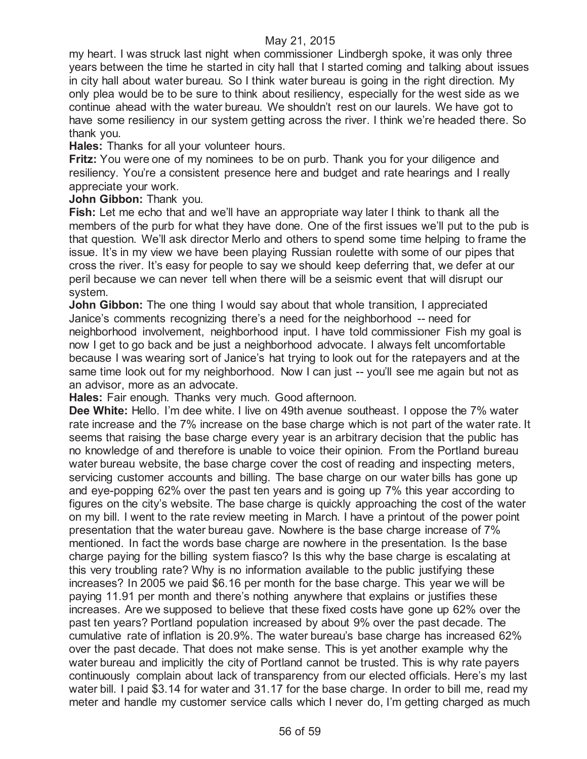my heart. I was struck last night when commissioner Lindbergh spoke, it was only three years between the time he started in city hall that I started coming and talking about issues in city hall about water bureau. So I think water bureau is going in the right direction. My only plea would be to be sure to think about resiliency, especially for the west side as we continue ahead with the water bureau. We shouldn't rest on our laurels. We have got to have some resiliency in our system getting across the river. I think we're headed there. So thank you.

**Hales:** Thanks for all your volunteer hours.

**Fritz:** You were one of my nominees to be on purb. Thank you for your diligence and resiliency. You're a consistent presence here and budget and rate hearings and I really appreciate your work.

**John Gibbon:** Thank you.

**Fish:** Let me echo that and we'll have an appropriate way later I think to thank all the members of the purb for what they have done. One of the first issues we'll put to the pub is that question. We'll ask director Merlo and others to spend some time helping to frame the issue. It's in my view we have been playing Russian roulette with some of our pipes that cross the river. It's easy for people to say we should keep deferring that, we defer at our peril because we can never tell when there will be a seismic event that will disrupt our system.

**John Gibbon:** The one thing I would say about that whole transition, I appreciated Janice's comments recognizing there's a need for the neighborhood -- need for neighborhood involvement, neighborhood input. I have told commissioner Fish my goal is now I get to go back and be just a neighborhood advocate. I always felt uncomfortable because I was wearing sort of Janice's hat trying to look out for the ratepayers and at the same time look out for my neighborhood. Now I can just -- you'll see me again but not as an advisor, more as an advocate.

**Hales:** Fair enough. Thanks very much. Good afternoon.

**Dee White:** Hello. I'm dee white. I live on 49th avenue southeast. I oppose the 7% water rate increase and the 7% increase on the base charge which is not part of the water rate. It seems that raising the base charge every year is an arbitrary decision that the public has no knowledge of and therefore is unable to voice their opinion. From the Portland bureau water bureau website, the base charge cover the cost of reading and inspecting meters, servicing customer accounts and billing. The base charge on our water bills has gone up and eye-popping 62% over the past ten years and is going up 7% this year according to figures on the city's website. The base charge is quickly approaching the cost of the water on my bill. I went to the rate review meeting in March. I have a printout of the power point presentation that the water bureau gave. Nowhere is the base charge increase of 7% mentioned. In fact the words base charge are nowhere in the presentation. Is the base charge paying for the billing system fiasco? Is this why the base charge is escalating at this very troubling rate? Why is no information available to the public justifying these increases? In 2005 we paid $6.16 per month for the base charge. This year we will be paying 11.91 per month and there's nothing anywhere that explains or justifies these increases. Are we supposed to believe that these fixed costs have gone up 62% over the past ten years? Portland population increased by about 9% over the past decade. The cumulative rate of inflation is 20.9%. The water bureau's base charge has increased 62% over the past decade. That does not make sense. This is yet another example why the water bureau and implicitly the city of Portland cannot be trusted. This is why rate payers continuously complain about lack of transparency from our elected officials. Here's my last water bill. I paid $3.14 for water and 31.17 for the base charge. In order to bill me, read my meter and handle my customer service calls which I never do, I'm getting charged as much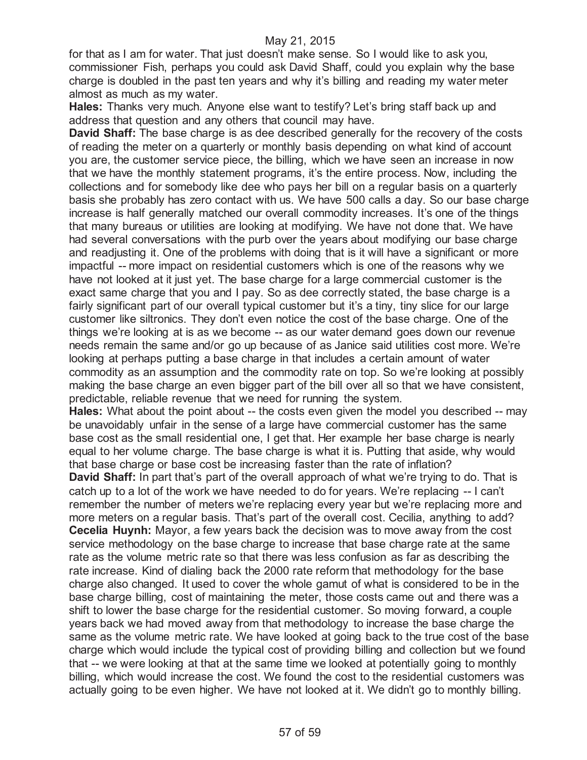for that as I am for water. That just doesn't make sense. So I would like to ask you, commissioner Fish, perhaps you could ask David Shaff, could you explain why the base charge is doubled in the past ten years and why it's billing and reading my water meter almost as much as my water.

**Hales:** Thanks very much. Anyone else want to testify? Let's bring staff back up and address that question and any others that council may have.

**David Shaff:** The base charge is as dee described generally for the recovery of the costs of reading the meter on a quarterly or monthly basis depending on what kind of account you are, the customer service piece, the billing, which we have seen an increase in now that we have the monthly statement programs, it's the entire process. Now, including the collections and for somebody like dee who pays her bill on a regular basis on a quarterly basis she probably has zero contact with us. We have 500 calls a day. So our base charge increase is half generally matched our overall commodity increases. It's one of the things that many bureaus or utilities are looking at modifying. We have not done that. We have had several conversations with the purb over the years about modifying our base charge and readjusting it. One of the problems with doing that is it will have a significant or more impactful -- more impact on residential customers which is one of the reasons why we have not looked at it just yet. The base charge for a large commercial customer is the exact same charge that you and I pay. So as dee correctly stated, the base charge is a fairly significant part of our overall typical customer but it's a tiny, tiny slice for our large customer like siltronics. They don't even notice the cost of the base charge. One of the things we're looking at is as we become -- as our water demand goes down our revenue needs remain the same and/or go up because of as Janice said utilities cost more. We're looking at perhaps putting a base charge in that includes a certain amount of water commodity as an assumption and the commodity rate on top. So we're looking at possibly making the base charge an even bigger part of the bill over all so that we have consistent, predictable, reliable revenue that we need for running the system.

**Hales:** What about the point about -- the costs even given the model you described -- may be unavoidably unfair in the sense of a large have commercial customer has the same base cost as the small residential one, I get that. Her example her base charge is nearly equal to her volume charge. The base charge is what it is. Putting that aside, why would that base charge or base cost be increasing faster than the rate of inflation?

**David Shaff:** In part that's part of the overall approach of what we're trying to do. That is catch up to a lot of the work we have needed to do for years. We're replacing -- I can't remember the number of meters we're replacing every year but we're replacing more and more meters on a regular basis. That's part of the overall cost. Cecilia, anything to add?

**Cecelia Huynh:** Mayor, a few years back the decision was to move away from the cost service methodology on the base charge to increase that base charge rate at the same rate as the volume metric rate so that there was less confusion as far as describing the rate increase. Kind of dialing back the 2000 rate reform that methodology for the base charge also changed. It used to cover the whole gamut of what is considered to be in the base charge billing, cost of maintaining the meter, those costs came out and there was a shift to lower the base charge for the residential customer. So moving forward, a couple years back we had moved away from that methodology to increase the base charge the same as the volume metric rate. We have looked at going back to the true cost of the base charge which would include the typical cost of providing billing and collection but we found that -- we were looking at that at the same time we looked at potentially going to monthly billing, which would increase the cost. We found the cost to the residential customers was actually going to be even higher. We have not looked at it. We didn't go to monthly billing.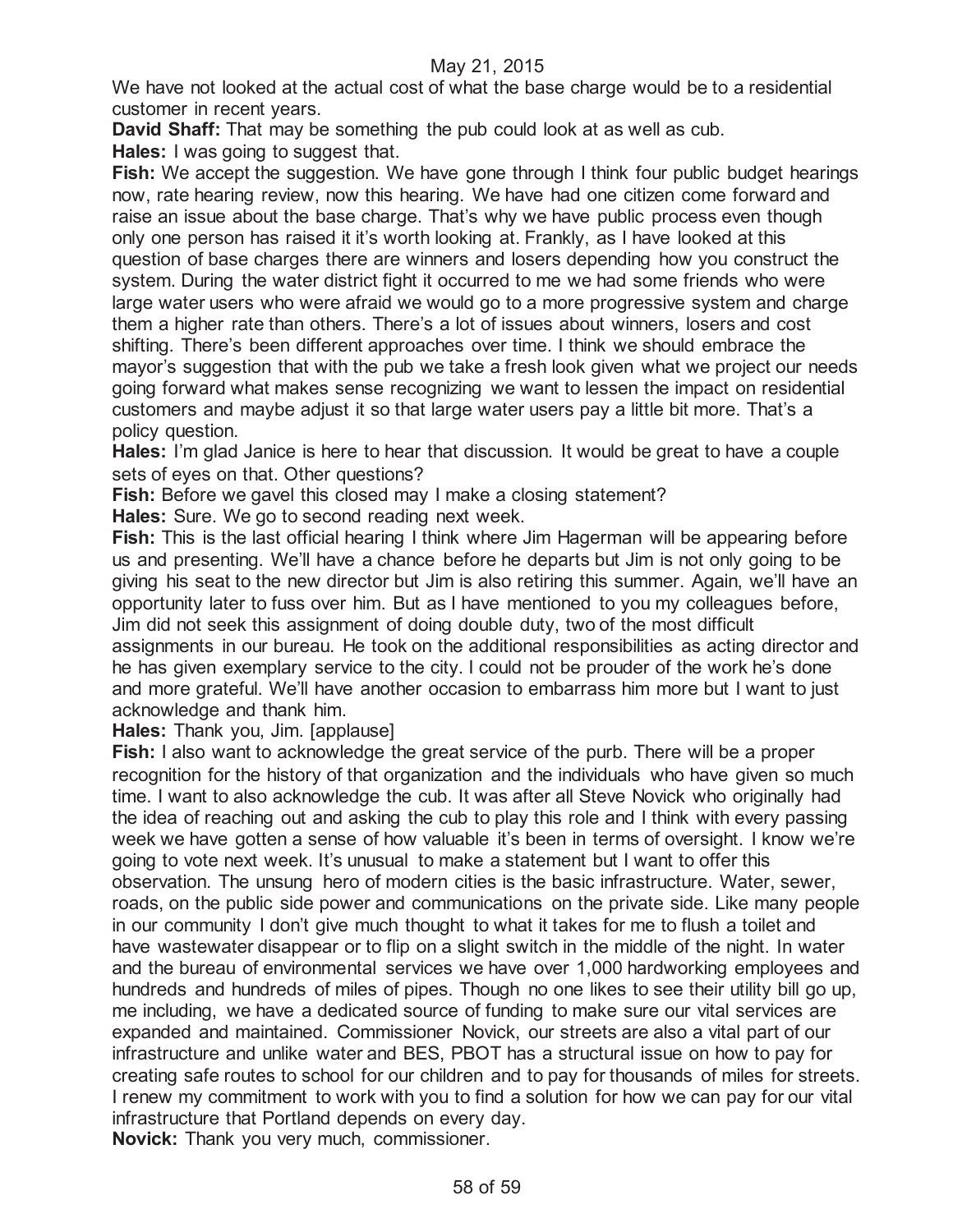We have not looked at the actual cost of what the base charge would be to a residential customer in recent years.

**David Shaff:** That may be something the pub could look at as well as cub.

**Hales:** I was going to suggest that.

**Fish:** We accept the suggestion. We have gone through I think four public budget hearings now, rate hearing review, now this hearing. We have had one citizen come forward and raise an issue about the base charge. That's why we have public process even though only one person has raised it it's worth looking at. Frankly, as I have looked at this question of base charges there are winners and losers depending how you construct the system. During the water district fight it occurred to me we had some friends who were large water users who were afraid we would go to a more progressive system and charge them a higher rate than others. There's a lot of issues about winners, losers and cost shifting. There's been different approaches over time. I think we should embrace the mayor's suggestion that with the pub we take a fresh look given what we project our needs going forward what makes sense recognizing we want to lessen the impact on residential customers and maybe adjust it so that large water users pay a little bit more. That's a policy question.

**Hales:** I'm glad Janice is here to hear that discussion. It would be great to have a couple sets of eyes on that. Other questions?

**Fish:** Before we gavel this closed may I make a closing statement?

**Hales:** Sure. We go to second reading next week.

**Fish:** This is the last official hearing I think where Jim Hagerman will be appearing before us and presenting. We'll have a chance before he departs but Jim is not only going to be giving his seat to the new director but Jim is also retiring this summer. Again, we'll have an opportunity later to fuss over him. But as I have mentioned to you my colleagues before, Jim did not seek this assignment of doing double duty, two of the most difficult assignments in our bureau. He took on the additional responsibilities as acting director and he has given exemplary service to the city. I could not be prouder of the work he's done and more grateful. We'll have another occasion to embarrass him more but I want to just acknowledge and thank him.

**Hales:** Thank you, Jim. [applause]

**Fish:** I also want to acknowledge the great service of the purb. There will be a proper recognition for the history of that organization and the individuals who have given so much time. I want to also acknowledge the cub. It was after all Steve Novick who originally had the idea of reaching out and asking the cub to play this role and I think with every passing week we have gotten a sense of how valuable it's been in terms of oversight. I know we're going to vote next week. It's unusual to make a statement but I want to offer this observation. The unsung hero of modern cities is the basic infrastructure. Water, sewer, roads, on the public side power and communications on the private side. Like many people in our community I don't give much thought to what it takes for me to flush a toilet and have wastewater disappear or to flip on a slight switch in the middle of the night. In water and the bureau of environmental services we have over 1,000 hardworking employees and hundreds and hundreds of miles of pipes. Though no one likes to see their utility bill go up, me including, we have a dedicated source of funding to make sure our vital services are expanded and maintained. Commissioner Novick, our streets are also a vital part of our infrastructure and unlike water and BES, PBOT has a structural issue on how to pay for creating safe routes to school for our children and to pay for thousands of miles for streets. I renew my commitment to work with you to find a solution for how we can pay for our vital infrastructure that Portland depends on every day.

**Novick:** Thank you very much, commissioner.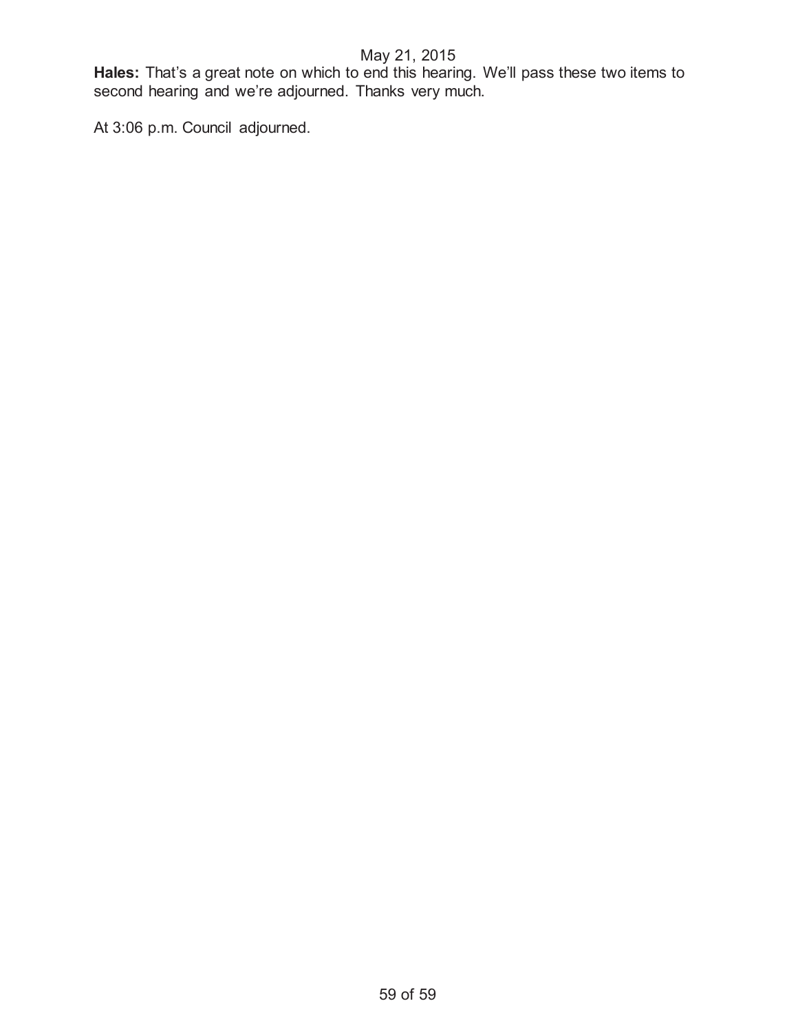**Hales:** That's a great note on which to end this hearing. We'll pass these two items to second hearing and we're adjourned. Thanks very much.

At 3:06 p.m. Council adjourned.